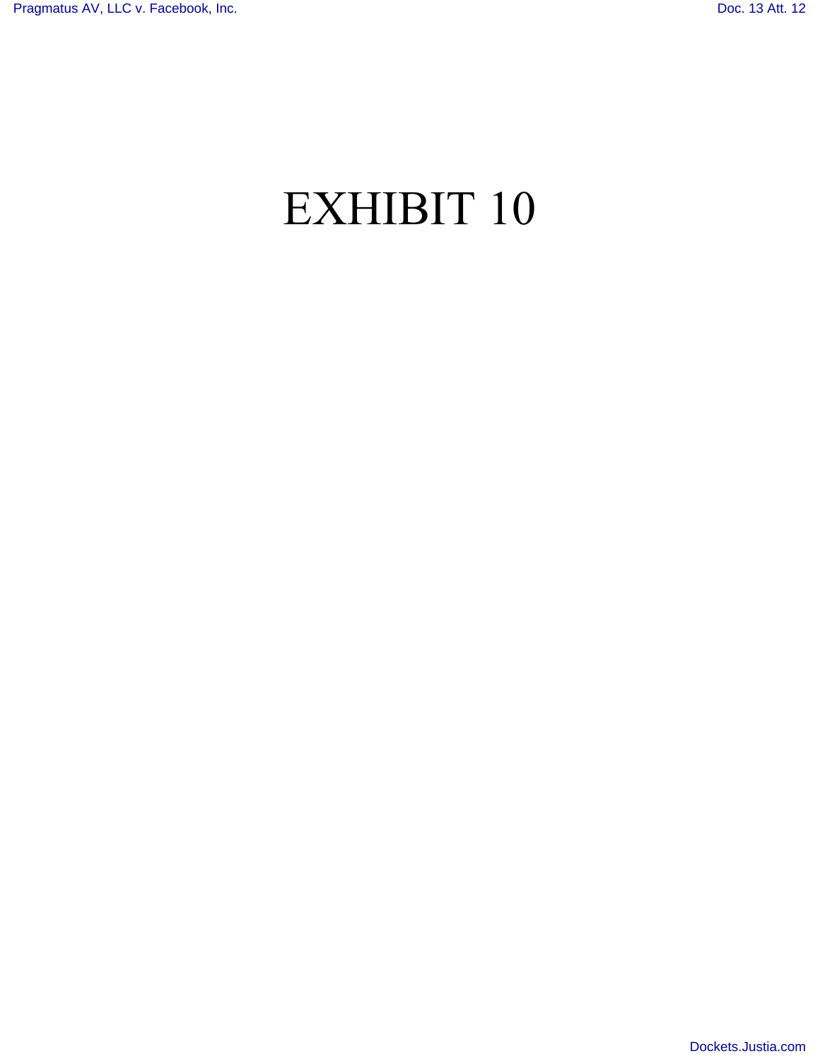# EXHIBIT 10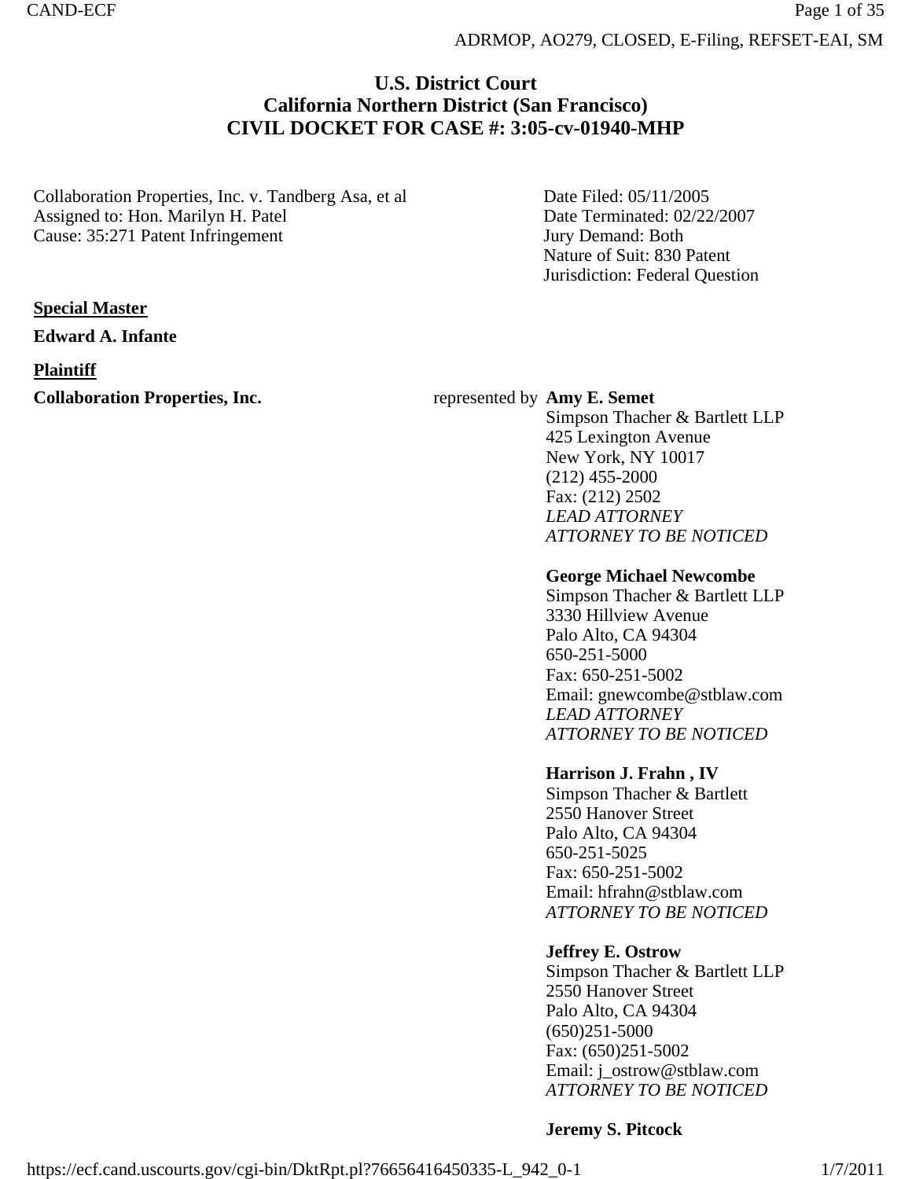ADRMOP, AO279, CLOSED, E-Filing, REFSET-EAI, SM

# U.S. District Court
# California Northern District (San Francisco)
# CIVIL DOCKET FOR CASE #: 3:05-cv-01940-MHP

Collaboration Properties, Inc. v. Tandberg Asa, et al
Assigned to: Hon. Marilyn H. Patel
Cause: 35:271 Patent Infringement

Date Filed: 05/11/2005
Date Terminated: 02/22/2007
Jury Demand: Both
Nature of Suit: 830 Patent
Jurisdiction: Federal Question

**Special Master**

**Edward A. Infante**

**Plaintiff**

**Collaboration Properties, Inc.** represented by

**Amy E. Semet**
Simpson Thacher & Bartlett LLP
425 Lexington Avenue
New York, NY 10017
(212) 455-2000
Fax: (212) 2502
*LEAD ATTORNEY*
*ATTORNEY TO BE NOTICED*

**George Michael Newcombe**
Simpson Thacher & Bartlett LLP
3330 Hillview Avenue
Palo Alto, CA 94304
650-251-5000
Fax: 650-251-5002
Email: gnewcombe@stblaw.com
*LEAD ATTORNEY*
*ATTORNEY TO BE NOTICED*

**Harrison J. Frahn , IV**
Simpson Thacher & Bartlett
2550 Hanover Street
Palo Alto, CA 94304
650-251-5025
Fax: 650-251-5002
Email: hfrahn@stblaw.com
*ATTORNEY TO BE NOTICED*

**Jeffrey E. Ostrow**
Simpson Thacher & Bartlett LLP
2550 Hanover Street
Palo Alto, CA 94304
(650)251-5000
Fax: (650)251-5002
Email: j_ostrow@stblaw.com
*ATTORNEY TO BE NOTICED*

**Jeremy S. Pitcock**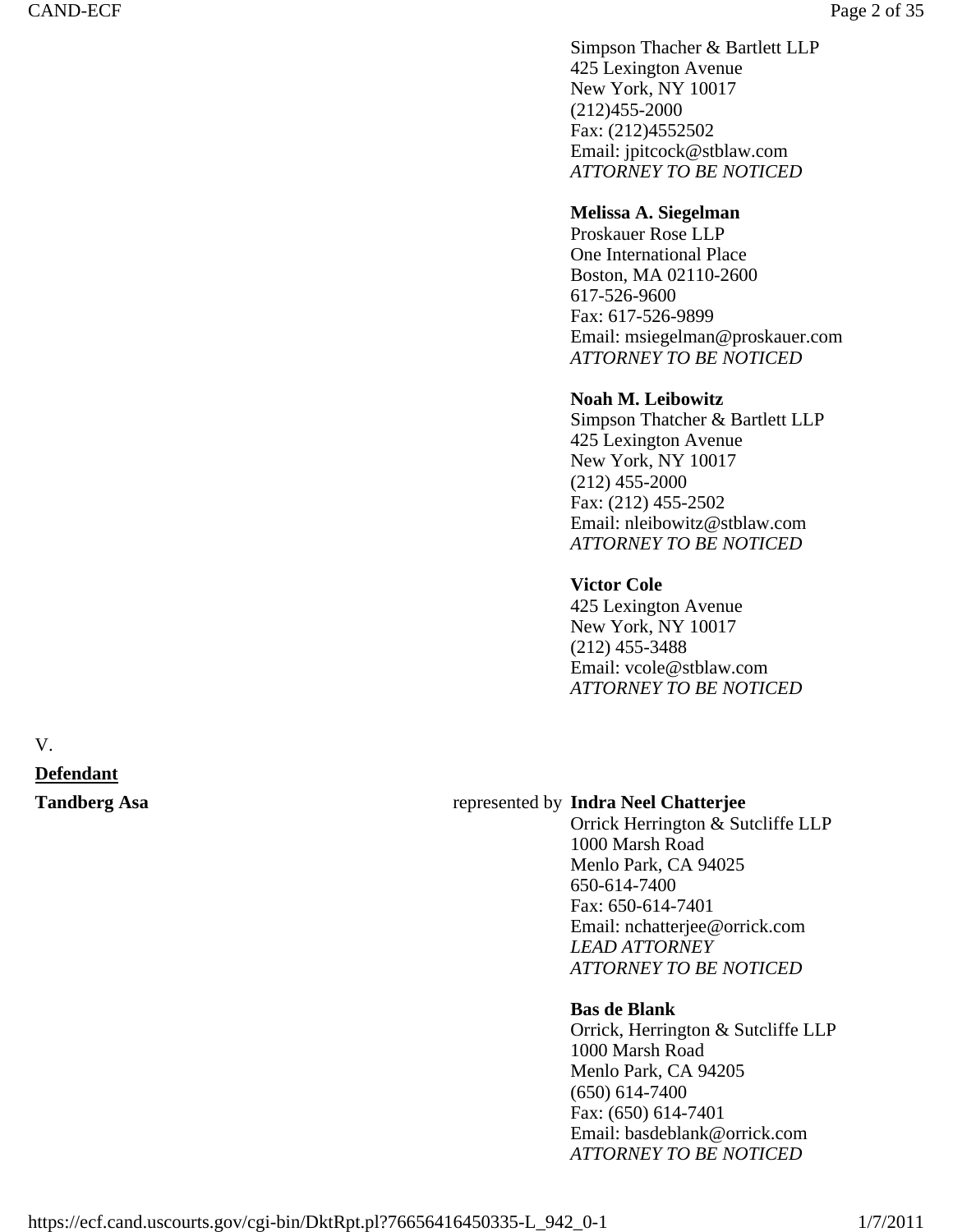Simpson Thacher & Bartlett LLP
425 Lexington Avenue
New York, NY 10017
(212)455-2000
Fax: (212)4552502
Email: jpitcock@stblaw.com
*ATTORNEY TO BE NOTICED*

**Melissa A. Siegelman**
Proskauer Rose LLP
One International Place
Boston, MA 02110-2600
617-526-9600
Fax: 617-526-9899
Email: msiegelman@proskauer.com
*ATTORNEY TO BE NOTICED*

**Noah M. Leibowitz**
Simpson Thatcher & Bartlett LLP
425 Lexington Avenue
New York, NY 10017
(212) 455-2000
Fax: (212) 455-2502
Email: nleibowitz@stblaw.com
*ATTORNEY TO BE NOTICED*

**Victor Cole**
425 Lexington Avenue
New York, NY 10017
(212) 455-3488
Email: vcole@stblaw.com
*ATTORNEY TO BE NOTICED*

V.

**Defendant**

**Tandberg Asa** represented by **Indra Neel Chatterjee**
Orrick Herrington & Sutcliffe LLP
1000 Marsh Road
Menlo Park, CA 94025
650-614-7400
Fax: 650-614-7401
Email: nchatterjee@orrick.com
*LEAD ATTORNEY*
*ATTORNEY TO BE NOTICED*

**Bas de Blank**
Orrick, Herrington & Sutcliffe LLP
1000 Marsh Road
Menlo Park, CA 94205
(650) 614-7400
Fax: (650) 614-7401
Email: basdeblank@orrick.com
*ATTORNEY TO BE NOTICED*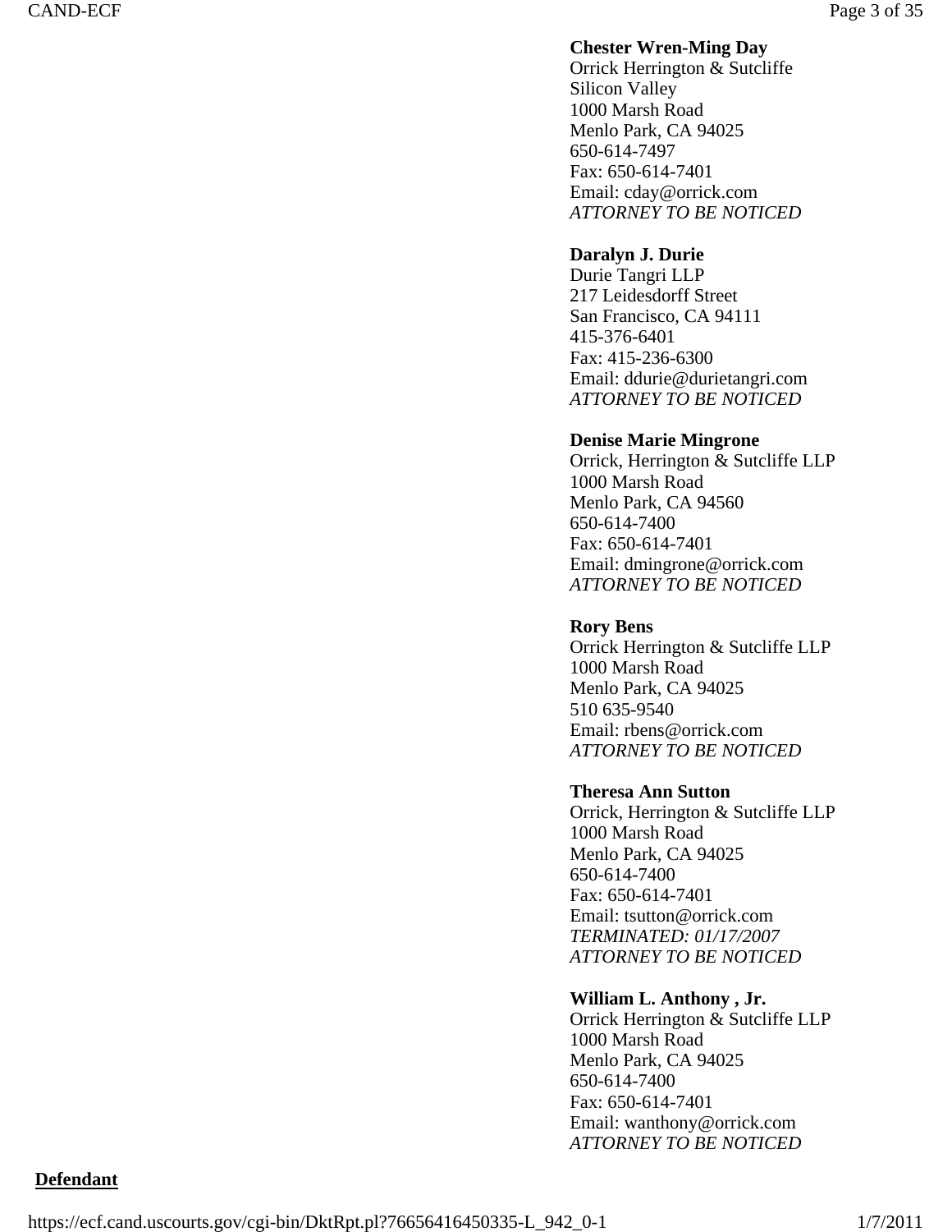**Chester Wren-Ming Day**
Orrick Herrington & Sutcliffe
Silicon Valley
1000 Marsh Road
Menlo Park, CA 94025
650-614-7497
Fax: 650-614-7401
Email: cday@orrick.com
*ATTORNEY TO BE NOTICED*

**Daralyn J. Durie**
Durie Tangri LLP
217 Leidesdorff Street
San Francisco, CA 94111
415-376-6401
Fax: 415-236-6300
Email: ddurie@durietangri.com
*ATTORNEY TO BE NOTICED*

**Denise Marie Mingrone**
Orrick, Herrington & Sutcliffe LLP
1000 Marsh Road
Menlo Park, CA 94560
650-614-7400
Fax: 650-614-7401
Email: dmingrone@orrick.com
*ATTORNEY TO BE NOTICED*

**Rory Bens**
Orrick Herrington & Sutcliffe LLP
1000 Marsh Road
Menlo Park, CA 94025
510 635-9540
Email: rbens@orrick.com
*ATTORNEY TO BE NOTICED*

**Theresa Ann Sutton**
Orrick, Herrington & Sutcliffe LLP
1000 Marsh Road
Menlo Park, CA 94025
650-614-7400
Fax: 650-614-7401
Email: tsutton@orrick.com
*TERMINATED: 01/17/2007*
*ATTORNEY TO BE NOTICED*

**William L. Anthony , Jr.**
Orrick Herrington & Sutcliffe LLP
1000 Marsh Road
Menlo Park, CA 94025
650-614-7400
Fax: 650-614-7401
Email: wanthony@orrick.com
*ATTORNEY TO BE NOTICED*

**Defendant**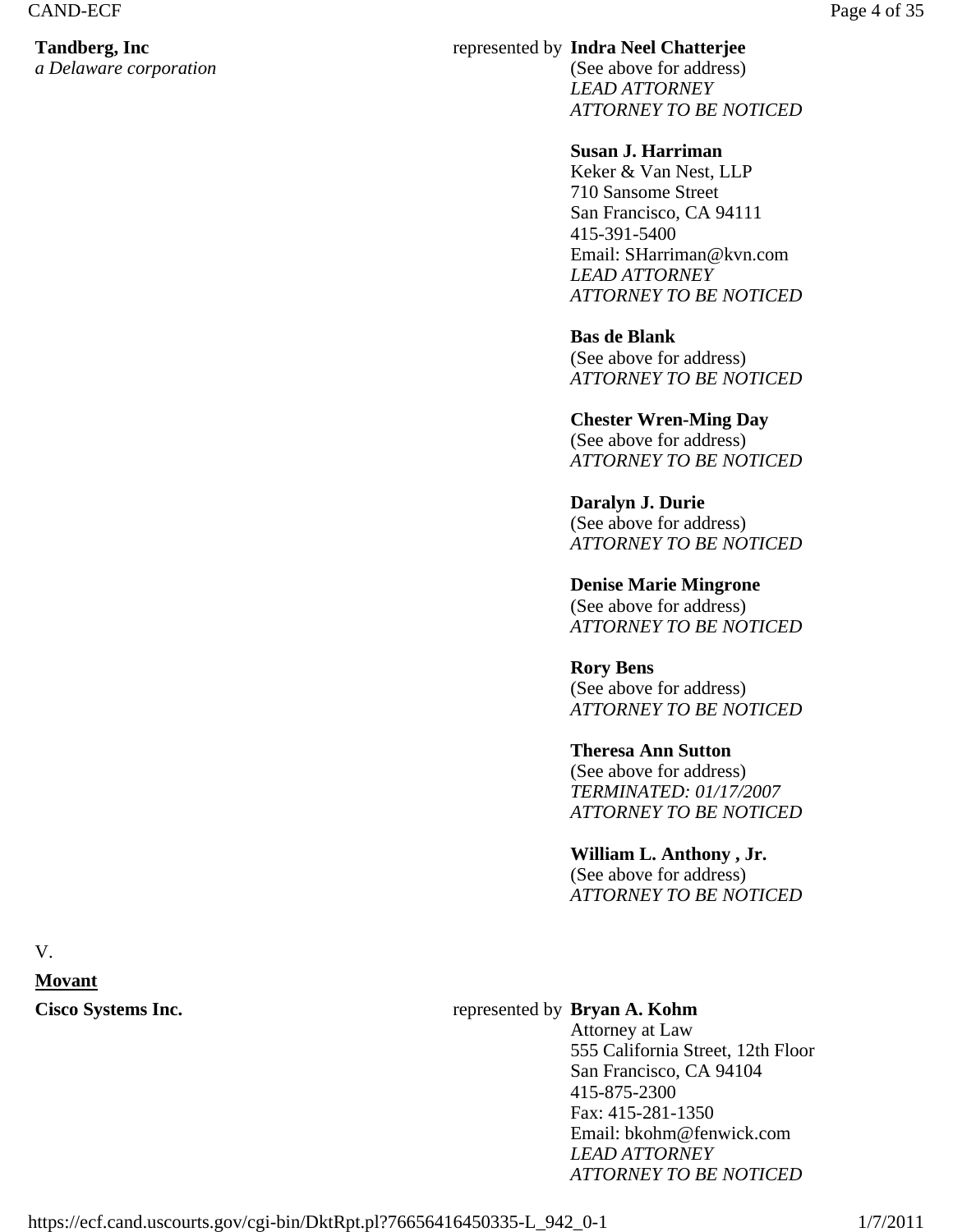**Tandberg, Inc**
*a Delaware corporation*

represented by **Indra Neel Chatterjee**
(See above for address)
*LEAD ATTORNEY*
*ATTORNEY TO BE NOTICED*

**Susan J. Harriman**
Keker & Van Nest, LLP
710 Sansome Street
San Francisco, CA 94111
415-391-5400
Email: SHarriman@kvn.com
*LEAD ATTORNEY*
*ATTORNEY TO BE NOTICED*

**Bas de Blank**
(See above for address)
*ATTORNEY TO BE NOTICED*

**Chester Wren-Ming Day**
(See above for address)
*ATTORNEY TO BE NOTICED*

**Daralyn J. Durie**
(See above for address)
*ATTORNEY TO BE NOTICED*

**Denise Marie Mingrone**
(See above for address)
*ATTORNEY TO BE NOTICED*

**Rory Bens**
(See above for address)
*ATTORNEY TO BE NOTICED*

**Theresa Ann Sutton**
(See above for address)
*TERMINATED: 01/17/2007*
*ATTORNEY TO BE NOTICED*

**William L. Anthony , Jr.**
(See above for address)
*ATTORNEY TO BE NOTICED*

V.

**Movant**

**Cisco Systems Inc.**

represented by **Bryan A. Kohm**
Attorney at Law
555 California Street, 12th Floor
San Francisco, CA 94104
415-875-2300
Fax: 415-281-1350
Email: bkohm@fenwick.com
*LEAD ATTORNEY*
*ATTORNEY TO BE NOTICED*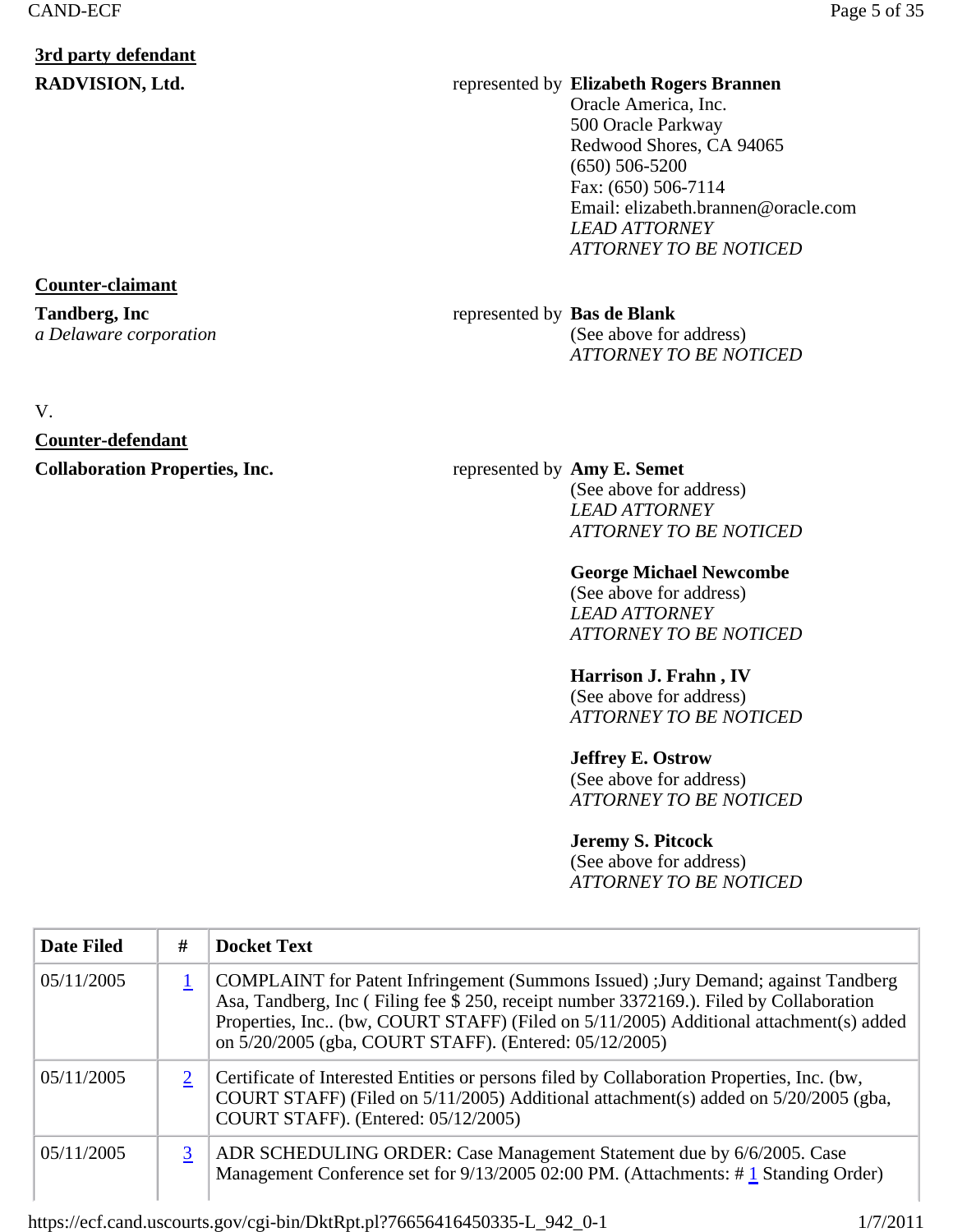**3rd party defendant**

**RADVISION, Ltd.** represented by **Elizabeth Rogers Brannen**
Oracle America, Inc.
500 Oracle Parkway
Redwood Shores, CA 94065
(650) 506-5200
Fax: (650) 506-7114
Email: elizabeth.brannen@oracle.com
*LEAD ATTORNEY*
*ATTORNEY TO BE NOTICED*

**Counter-claimant**

**Tandberg, Inc**
*a Delaware corporation* represented by **Bas de Blank**
(See above for address)
*ATTORNEY TO BE NOTICED*

V.

**Counter-defendant**

**Collaboration Properties, Inc.** represented by **Amy E. Semet**
(See above for address)
*LEAD ATTORNEY*
*ATTORNEY TO BE NOTICED*

**George Michael Newcombe**
(See above for address)
*LEAD ATTORNEY*
*ATTORNEY TO BE NOTICED*

**Harrison J. Frahn , IV**
(See above for address)
*ATTORNEY TO BE NOTICED*

**Jeffrey E. Ostrow**
(See above for address)
*ATTORNEY TO BE NOTICED*

**Jeremy S. Pitcock**
(See above for address)
*ATTORNEY TO BE NOTICED*

| Date Filed | # | Docket Text |
|---|---|---|
| 05/11/2005 | 1 | COMPLAINT for Patent Infringement (Summons Issued) ;Jury Demand; against Tandberg Asa, Tandberg, Inc ( Filing fee $ 250, receipt number 3372169.). Filed by Collaboration Properties, Inc.. (bw, COURT STAFF) (Filed on 5/11/2005) Additional attachment(s) added on 5/20/2005 (gba, COURT STAFF). (Entered: 05/12/2005) |
| 05/11/2005 | 2 | Certificate of Interested Entities or persons filed by Collaboration Properties, Inc. (bw, COURT STAFF) (Filed on 5/11/2005) Additional attachment(s) added on 5/20/2005 (gba, COURT STAFF). (Entered: 05/12/2005) |
| 05/11/2005 | 3 | ADR SCHEDULING ORDER: Case Management Statement due by 6/6/2005. Case Management Conference set for 9/13/2005 02:00 PM. (Attachments: # 1 Standing Order) |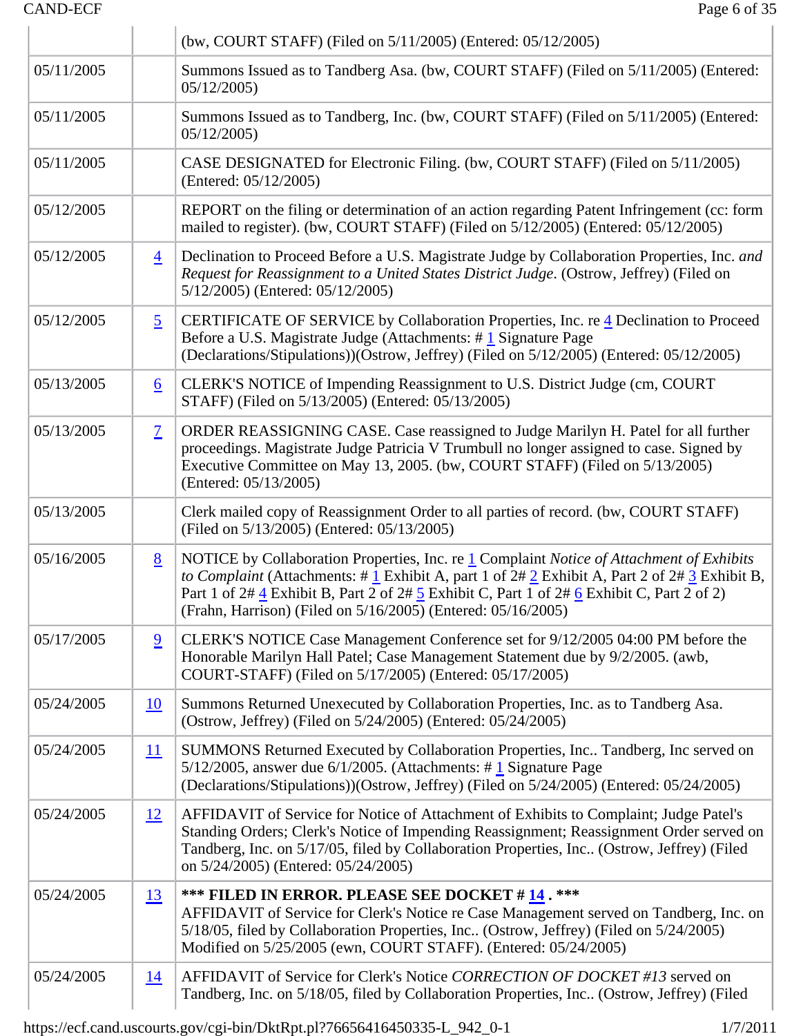| | | |
|---|---|---|
| | | (bw, COURT STAFF) (Filed on 5/11/2005) (Entered: 05/12/2005) |
| 05/11/2005 | | Summons Issued as to Tandberg Asa. (bw, COURT STAFF) (Filed on 5/11/2005) (Entered: 05/12/2005) |
| 05/11/2005 | | Summons Issued as to Tandberg, Inc. (bw, COURT STAFF) (Filed on 5/11/2005) (Entered: 05/12/2005) |
| 05/11/2005 | | CASE DESIGNATED for Electronic Filing. (bw, COURT STAFF) (Filed on 5/11/2005) (Entered: 05/12/2005) |
| 05/12/2005 | | REPORT on the filing or determination of an action regarding Patent Infringement (cc: form mailed to register). (bw, COURT STAFF) (Filed on 5/12/2005) (Entered: 05/12/2005) |
| 05/12/2005 | 4 | Declination to Proceed Before a U.S. Magistrate Judge by Collaboration Properties, Inc. *and Request for Reassignment to a United States District Judge*. (Ostrow, Jeffrey) (Filed on 5/12/2005) (Entered: 05/12/2005) |
| 05/12/2005 | 5 | CERTIFICATE OF SERVICE by Collaboration Properties, Inc. re 4 Declination to Proceed Before a U.S. Magistrate Judge (Attachments: # 1 Signature Page (Declarations/Stipulations))(Ostrow, Jeffrey) (Filed on 5/12/2005) (Entered: 05/12/2005) |
| 05/13/2005 | 6 | CLERK'S NOTICE of Impending Reassignment to U.S. District Judge (cm, COURT STAFF) (Filed on 5/13/2005) (Entered: 05/13/2005) |
| 05/13/2005 | 7 | ORDER REASSIGNING CASE. Case reassigned to Judge Marilyn H. Patel for all further proceedings. Magistrate Judge Patricia V Trumbull no longer assigned to case. Signed by Executive Committee on May 13, 2005. (bw, COURT STAFF) (Filed on 5/13/2005) (Entered: 05/13/2005) |
| 05/13/2005 | | Clerk mailed copy of Reassignment Order to all parties of record. (bw, COURT STAFF) (Filed on 5/13/2005) (Entered: 05/13/2005) |
| 05/16/2005 | 8 | NOTICE by Collaboration Properties, Inc. re 1 Complaint *Notice of Attachment of Exhibits to Complaint* (Attachments: # 1 Exhibit A, part 1 of 2# 2 Exhibit A, Part 2 of 2# 3 Exhibit B, Part 1 of 2# 4 Exhibit B, Part 2 of 2# 5 Exhibit C, Part 1 of 2# 6 Exhibit C, Part 2 of 2) (Frahn, Harrison) (Filed on 5/16/2005) (Entered: 05/16/2005) |
| 05/17/2005 | 9 | CLERK'S NOTICE Case Management Conference set for 9/12/2005 04:00 PM before the Honorable Marilyn Hall Patel; Case Management Statement due by 9/2/2005. (awb, COURT-STAFF) (Filed on 5/17/2005) (Entered: 05/17/2005) |
| 05/24/2005 | 10 | Summons Returned Unexecuted by Collaboration Properties, Inc. as to Tandberg Asa. (Ostrow, Jeffrey) (Filed on 5/24/2005) (Entered: 05/24/2005) |
| 05/24/2005 | 11 | SUMMONS Returned Executed by Collaboration Properties, Inc.. Tandberg, Inc served on 5/12/2005, answer due 6/1/2005. (Attachments: # 1 Signature Page (Declarations/Stipulations))(Ostrow, Jeffrey) (Filed on 5/24/2005) (Entered: 05/24/2005) |
| 05/24/2005 | 12 | AFFIDAVIT of Service for Notice of Attachment of Exhibits to Complaint; Judge Patel's Standing Orders; Clerk's Notice of Impending Reassignment; Reassignment Order served on Tandberg, Inc. on 5/17/05, filed by Collaboration Properties, Inc.. (Ostrow, Jeffrey) (Filed on 5/24/2005) (Entered: 05/24/2005) |
| 05/24/2005 | 13 | **\*\*\* FILED IN ERROR. PLEASE SEE DOCKET # 14 . \*\*\*** AFFIDAVIT of Service for Clerk's Notice re Case Management served on Tandberg, Inc. on 5/18/05, filed by Collaboration Properties, Inc.. (Ostrow, Jeffrey) (Filed on 5/24/2005) Modified on 5/25/2005 (ewn, COURT STAFF). (Entered: 05/24/2005) |
| 05/24/2005 | 14 | AFFIDAVIT of Service for Clerk's Notice *CORRECTION OF DOCKET #13* served on Tandberg, Inc. on 5/18/05, filed by Collaboration Properties, Inc.. (Ostrow, Jeffrey) (Filed |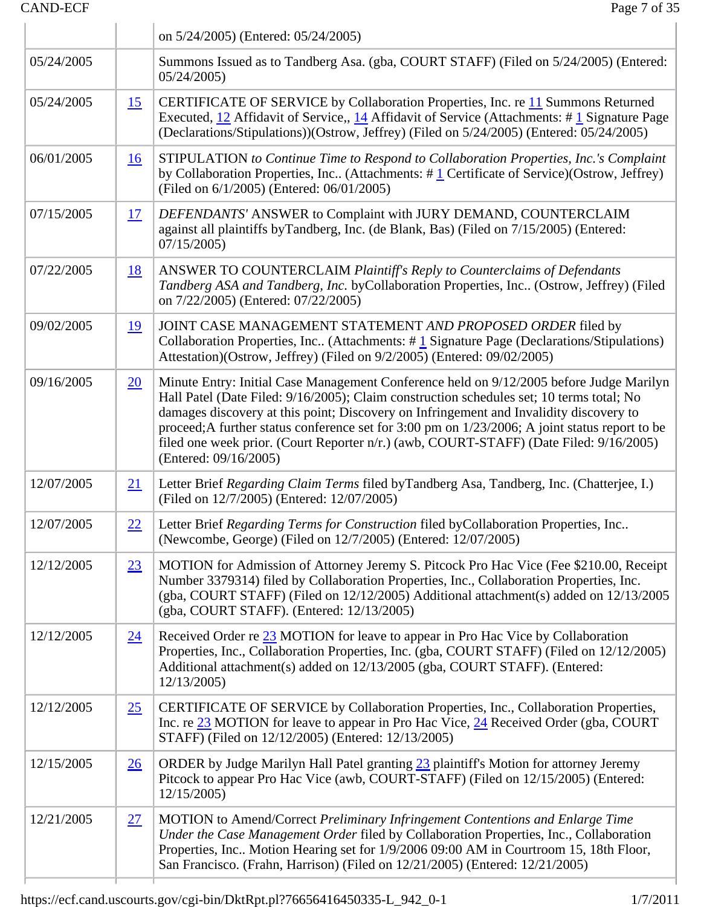| | | |
|---|---|---|
| | | on 5/24/2005) (Entered: 05/24/2005) |
| 05/24/2005 | | Summons Issued as to Tandberg Asa. (gba, COURT STAFF) (Filed on 5/24/2005) (Entered: 05/24/2005) |
| 05/24/2005 | 15 | CERTIFICATE OF SERVICE by Collaboration Properties, Inc. re 11 Summons Returned Executed, 12 Affidavit of Service,, 14 Affidavit of Service (Attachments: # 1 Signature Page (Declarations/Stipulations))(Ostrow, Jeffrey) (Filed on 5/24/2005) (Entered: 05/24/2005) |
| 06/01/2005 | 16 | STIPULATION *to Continue Time to Respond to Collaboration Properties, Inc.'s Complaint* by Collaboration Properties, Inc.. (Attachments: # 1 Certificate of Service)(Ostrow, Jeffrey) (Filed on 6/1/2005) (Entered: 06/01/2005) |
| 07/15/2005 | 17 | *DEFENDANTS'* ANSWER to Complaint with JURY DEMAND, COUNTERCLAIM against all plaintiffs byTandberg, Inc. (de Blank, Bas) (Filed on 7/15/2005) (Entered: 07/15/2005) |
| 07/22/2005 | 18 | ANSWER TO COUNTERCLAIM *Plaintiff's Reply to Counterclaims of Defendants Tandberg ASA and Tandberg, Inc.* byCollaboration Properties, Inc.. (Ostrow, Jeffrey) (Filed on 7/22/2005) (Entered: 07/22/2005) |
| 09/02/2005 | 19 | JOINT CASE MANAGEMENT STATEMENT *AND PROPOSED ORDER* filed by Collaboration Properties, Inc.. (Attachments: # 1 Signature Page (Declarations/Stipulations) Attestation)(Ostrow, Jeffrey) (Filed on 9/2/2005) (Entered: 09/02/2005) |
| 09/16/2005 | 20 | Minute Entry: Initial Case Management Conference held on 9/12/2005 before Judge Marilyn Hall Patel (Date Filed: 9/16/2005); Claim construction schedules set; 10 terms total; No damages discovery at this point; Discovery on Infringement and Invalidity discovery to proceed;A further status conference set for 3:00 pm on 1/23/2006; A joint status report to be filed one week prior. (Court Reporter n/r.) (awb, COURT-STAFF) (Date Filed: 9/16/2005) (Entered: 09/16/2005) |
| 12/07/2005 | 21 | Letter Brief *Regarding Claim Terms* filed byTandberg Asa, Tandberg, Inc. (Chatterjee, I.) (Filed on 12/7/2005) (Entered: 12/07/2005) |
| 12/07/2005 | 22 | Letter Brief *Regarding Terms for Construction* filed byCollaboration Properties, Inc.. (Newcombe, George) (Filed on 12/7/2005) (Entered: 12/07/2005) |
| 12/12/2005 | 23 | MOTION for Admission of Attorney Jeremy S. Pitcock Pro Hac Vice (Fee $210.00, Receipt Number 3379314) filed by Collaboration Properties, Inc., Collaboration Properties, Inc. (gba, COURT STAFF) (Filed on 12/12/2005) Additional attachment(s) added on 12/13/2005 (gba, COURT STAFF). (Entered: 12/13/2005) |
| 12/12/2005 | 24 | Received Order re 23 MOTION for leave to appear in Pro Hac Vice by Collaboration Properties, Inc., Collaboration Properties, Inc. (gba, COURT STAFF) (Filed on 12/12/2005) Additional attachment(s) added on 12/13/2005 (gba, COURT STAFF). (Entered: 12/13/2005) |
| 12/12/2005 | 25 | CERTIFICATE OF SERVICE by Collaboration Properties, Inc., Collaboration Properties, Inc. re 23 MOTION for leave to appear in Pro Hac Vice, 24 Received Order (gba, COURT STAFF) (Filed on 12/12/2005) (Entered: 12/13/2005) |
| 12/15/2005 | 26 | ORDER by Judge Marilyn Hall Patel granting 23 plaintiff's Motion for attorney Jeremy Pitcock to appear Pro Hac Vice (awb, COURT-STAFF) (Filed on 12/15/2005) (Entered: 12/15/2005) |
| 12/21/2005 | 27 | MOTION to Amend/Correct *Preliminary Infringement Contentions and Enlarge Time Under the Case Management Order* filed by Collaboration Properties, Inc., Collaboration Properties, Inc.. Motion Hearing set for 1/9/2006 09:00 AM in Courtroom 15, 18th Floor, San Francisco. (Frahn, Harrison) (Filed on 12/21/2005) (Entered: 12/21/2005) |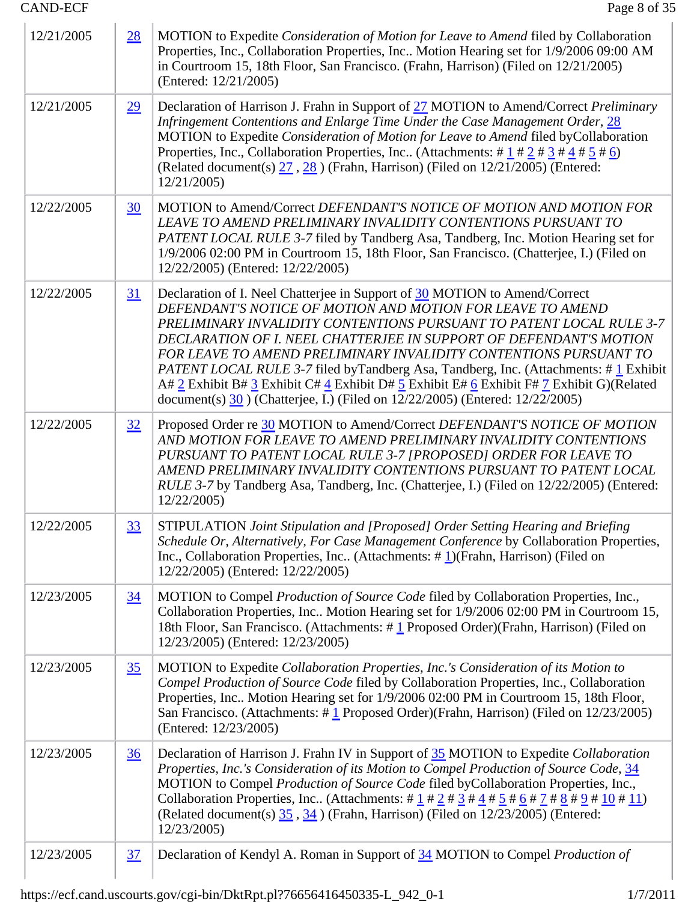| | | |
|---|---|---|
| 12/21/2005 | 28 | MOTION to Expedite *Consideration of Motion for Leave to Amend* filed by Collaboration Properties, Inc., Collaboration Properties, Inc.. Motion Hearing set for 1/9/2006 09:00 AM in Courtroom 15, 18th Floor, San Francisco. (Frahn, Harrison) (Filed on 12/21/2005) (Entered: 12/21/2005) |
| 12/21/2005 | 29 | Declaration of Harrison J. Frahn in Support of 27 MOTION to Amend/Correct *Preliminary Infringement Contentions and Enlarge Time Under the Case Management Order*, 28 MOTION to Expedite *Consideration of Motion for Leave to Amend* filed byCollaboration Properties, Inc., Collaboration Properties, Inc.. (Attachments: # 1 # 2 # 3 # 4 # 5 # 6) (Related document(s) 27 , 28 ) (Frahn, Harrison) (Filed on 12/21/2005) (Entered: 12/21/2005) |
| 12/22/2005 | 30 | MOTION to Amend/Correct *DEFENDANT'S NOTICE OF MOTION AND MOTION FOR LEAVE TO AMEND PRELIMINARY INVALIDITY CONTENTIONS PURSUANT TO PATENT LOCAL RULE 3-7* filed by Tandberg Asa, Tandberg, Inc. Motion Hearing set for 1/9/2006 02:00 PM in Courtroom 15, 18th Floor, San Francisco. (Chatterjee, I.) (Filed on 12/22/2005) (Entered: 12/22/2005) |
| 12/22/2005 | 31 | Declaration of I. Neel Chatterjee in Support of 30 MOTION to Amend/Correct *DEFENDANT'S NOTICE OF MOTION AND MOTION FOR LEAVE TO AMEND PRELIMINARY INVALIDITY CONTENTIONS PURSUANT TO PATENT LOCAL RULE 3-7 DECLARATION OF I. NEEL CHATTERJEE IN SUPPORT OF DEFENDANT'S MOTION FOR LEAVE TO AMEND PRELIMINARY INVALIDITY CONTENTIONS PURSUANT TO PATENT LOCAL RULE 3-7* filed byTandberg Asa, Tandberg, Inc. (Attachments: # 1 Exhibit A# 2 Exhibit B# 3 Exhibit C# 4 Exhibit D# 5 Exhibit E# 6 Exhibit F# 7 Exhibit G)(Related document(s) 30 ) (Chatterjee, I.) (Filed on 12/22/2005) (Entered: 12/22/2005) |
| 12/22/2005 | 32 | Proposed Order re 30 MOTION to Amend/Correct *DEFENDANT'S NOTICE OF MOTION AND MOTION FOR LEAVE TO AMEND PRELIMINARY INVALIDITY CONTENTIONS PURSUANT TO PATENT LOCAL RULE 3-7 [PROPOSED] ORDER FOR LEAVE TO AMEND PRELIMINARY INVALIDITY CONTENTIONS PURSUANT TO PATENT LOCAL RULE 3-7* by Tandberg Asa, Tandberg, Inc. (Chatterjee, I.) (Filed on 12/22/2005) (Entered: 12/22/2005) |
| 12/22/2005 | 33 | STIPULATION *Joint Stipulation and [Proposed] Order Setting Hearing and Briefing Schedule Or, Alternatively, For Case Management Conference* by Collaboration Properties, Inc., Collaboration Properties, Inc.. (Attachments: # 1)(Frahn, Harrison) (Filed on 12/22/2005) (Entered: 12/22/2005) |
| 12/23/2005 | 34 | MOTION to Compel *Production of Source Code* filed by Collaboration Properties, Inc., Collaboration Properties, Inc.. Motion Hearing set for 1/9/2006 02:00 PM in Courtroom 15, 18th Floor, San Francisco. (Attachments: # 1 Proposed Order)(Frahn, Harrison) (Filed on 12/23/2005) (Entered: 12/23/2005) |
| 12/23/2005 | 35 | MOTION to Expedite *Collaboration Properties, Inc.'s Consideration of its Motion to Compel Production of Source Code* filed by Collaboration Properties, Inc., Collaboration Properties, Inc.. Motion Hearing set for 1/9/2006 02:00 PM in Courtroom 15, 18th Floor, San Francisco. (Attachments: # 1 Proposed Order)(Frahn, Harrison) (Filed on 12/23/2005) (Entered: 12/23/2005) |
| 12/23/2005 | 36 | Declaration of Harrison J. Frahn IV in Support of 35 MOTION to Expedite *Collaboration Properties, Inc.'s Consideration of its Motion to Compel Production of Source Code*, 34 MOTION to Compel *Production of Source Code* filed byCollaboration Properties, Inc., Collaboration Properties, Inc.. (Attachments: # 1 # 2 # 3 # 4 # 5 # 6 # 7 # 8 # 9 # 10 # 11) (Related document(s) 35 , 34 ) (Frahn, Harrison) (Filed on 12/23/2005) (Entered: 12/23/2005) |
| 12/23/2005 | 37 | Declaration of Kendyl A. Roman in Support of 34 MOTION to Compel *Production of* |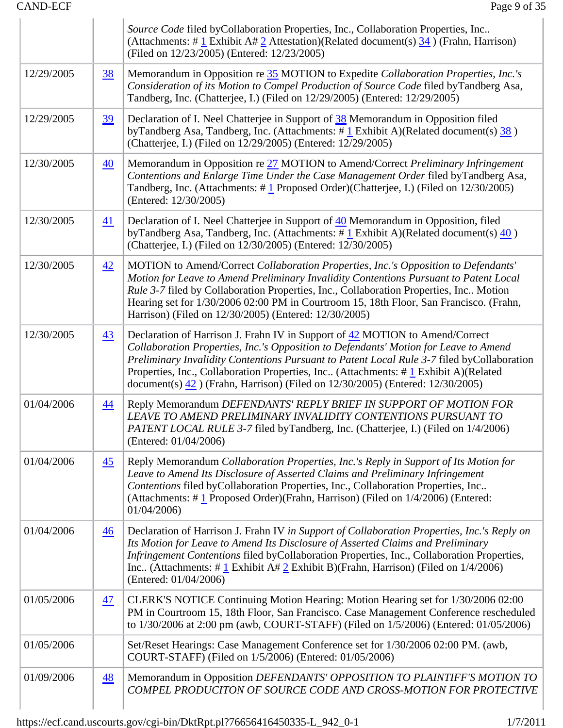| | | |
|---|---|---|
| | | *Source Code* filed byCollaboration Properties, Inc., Collaboration Properties, Inc.. (Attachments: # 1 Exhibit A# 2 Attestation)(Related document(s) 34 ) (Frahn, Harrison) (Filed on 12/23/2005) (Entered: 12/23/2005) |
| 12/29/2005 | 38 | Memorandum in Opposition re 35 MOTION to Expedite *Collaboration Properties, Inc.'s Consideration of its Motion to Compel Production of Source Code* filed byTandberg Asa, Tandberg, Inc. (Chatterjee, I.) (Filed on 12/29/2005) (Entered: 12/29/2005) |
| 12/29/2005 | 39 | Declaration of I. Neel Chatterjee in Support of 38 Memorandum in Opposition filed byTandberg Asa, Tandberg, Inc. (Attachments: # 1 Exhibit A)(Related document(s) 38 ) (Chatterjee, I.) (Filed on 12/29/2005) (Entered: 12/29/2005) |
| 12/30/2005 | 40 | Memorandum in Opposition re 27 MOTION to Amend/Correct *Preliminary Infringement Contentions and Enlarge Time Under the Case Management Order* filed byTandberg Asa, Tandberg, Inc. (Attachments: # 1 Proposed Order)(Chatterjee, I.) (Filed on 12/30/2005) (Entered: 12/30/2005) |
| 12/30/2005 | 41 | Declaration of I. Neel Chatterjee in Support of 40 Memorandum in Opposition, filed byTandberg Asa, Tandberg, Inc. (Attachments: # 1 Exhibit A)(Related document(s) 40 ) (Chatterjee, I.) (Filed on 12/30/2005) (Entered: 12/30/2005) |
| 12/30/2005 | 42 | MOTION to Amend/Correct *Collaboration Properties, Inc.'s Opposition to Defendants' Motion for Leave to Amend Preliminary Invalidity Contentions Pursuant to Patent Local Rule 3-7* filed by Collaboration Properties, Inc., Collaboration Properties, Inc.. Motion Hearing set for 1/30/2006 02:00 PM in Courtroom 15, 18th Floor, San Francisco. (Frahn, Harrison) (Filed on 12/30/2005) (Entered: 12/30/2005) |
| 12/30/2005 | 43 | Declaration of Harrison J. Frahn IV in Support of 42 MOTION to Amend/Correct *Collaboration Properties, Inc.'s Opposition to Defendants' Motion for Leave to Amend Preliminary Invalidity Contentions Pursuant to Patent Local Rule 3-7* filed byCollaboration Properties, Inc., Collaboration Properties, Inc.. (Attachments: # 1 Exhibit A)(Related document(s) 42 ) (Frahn, Harrison) (Filed on 12/30/2005) (Entered: 12/30/2005) |
| 01/04/2006 | 44 | Reply Memorandum *DEFENDANTS' REPLY BRIEF IN SUPPORT OF MOTION FOR LEAVE TO AMEND PRELIMINARY INVALIDITY CONTENTIONS PURSUANT TO PATENT LOCAL RULE 3-7* filed byTandberg, Inc. (Chatterjee, I.) (Filed on 1/4/2006) (Entered: 01/04/2006) |
| 01/04/2006 | 45 | Reply Memorandum *Collaboration Properties, Inc.'s Reply in Support of Its Motion for Leave to Amend Its Disclosure of Asserted Claims and Preliminary Infringement Contentions* filed byCollaboration Properties, Inc., Collaboration Properties, Inc.. (Attachments: # 1 Proposed Order)(Frahn, Harrison) (Filed on 1/4/2006) (Entered: 01/04/2006) |
| 01/04/2006 | 46 | Declaration of Harrison J. Frahn IV *in Support of Collaboration Properties, Inc.'s Reply on Its Motion for Leave to Amend Its Disclosure of Asserted Claims and Preliminary Infringement Contentions* filed byCollaboration Properties, Inc., Collaboration Properties, Inc.. (Attachments: # 1 Exhibit A# 2 Exhibit B)(Frahn, Harrison) (Filed on 1/4/2006) (Entered: 01/04/2006) |
| 01/05/2006 | 47 | CLERK'S NOTICE Continuing Motion Hearing: Motion Hearing set for 1/30/2006 02:00 PM in Courtroom 15, 18th Floor, San Francisco. Case Management Conference rescheduled to 1/30/2006 at 2:00 pm (awb, COURT-STAFF) (Filed on 1/5/2006) (Entered: 01/05/2006) |
| 01/05/2006 | | Set/Reset Hearings: Case Management Conference set for 1/30/2006 02:00 PM. (awb, COURT-STAFF) (Filed on 1/5/2006) (Entered: 01/05/2006) |
| 01/09/2006 | 48 | Memorandum in Opposition *DEFENDANTS' OPPOSITION TO PLAINTIFF'S MOTION TO COMPEL PRODUCITON OF SOURCE CODE AND CROSS-MOTION FOR PROTECTIVE* |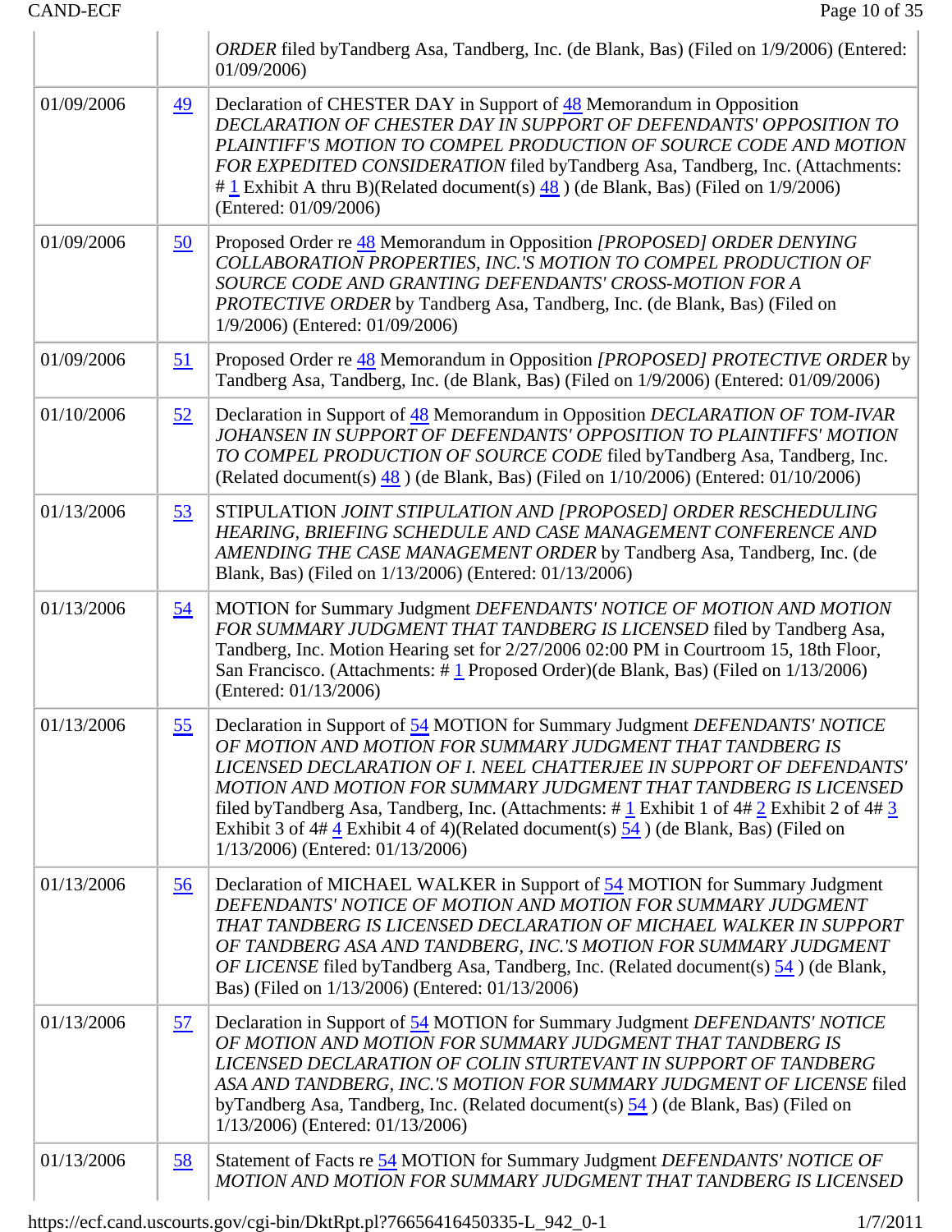| | | |
|---|---|---|
| | | *ORDER* filed byTandberg Asa, Tandberg, Inc. (de Blank, Bas) (Filed on 1/9/2006) (Entered: 01/09/2006) |
| 01/09/2006 | 49 | Declaration of CHESTER DAY in Support of 48 Memorandum in Opposition *DECLARATION OF CHESTER DAY IN SUPPORT OF DEFENDANTS' OPPOSITION TO PLAINTIFF'S MOTION TO COMPEL PRODUCTION OF SOURCE CODE AND MOTION FOR EXPEDITED CONSIDERATION* filed byTandberg Asa, Tandberg, Inc. (Attachments: # 1 Exhibit A thru B)(Related document(s) 48 ) (de Blank, Bas) (Filed on 1/9/2006) (Entered: 01/09/2006) |
| 01/09/2006 | 50 | Proposed Order re 48 Memorandum in Opposition *[PROPOSED] ORDER DENYING COLLABORATION PROPERTIES, INC.'S MOTION TO COMPEL PRODUCTION OF SOURCE CODE AND GRANTING DEFENDANTS' CROSS-MOTION FOR A PROTECTIVE ORDER* by Tandberg Asa, Tandberg, Inc. (de Blank, Bas) (Filed on 1/9/2006) (Entered: 01/09/2006) |
| 01/09/2006 | 51 | Proposed Order re 48 Memorandum in Opposition *[PROPOSED] PROTECTIVE ORDER* by Tandberg Asa, Tandberg, Inc. (de Blank, Bas) (Filed on 1/9/2006) (Entered: 01/09/2006) |
| 01/10/2006 | 52 | Declaration in Support of 48 Memorandum in Opposition *DECLARATION OF TOM-IVAR JOHANSEN IN SUPPORT OF DEFENDANTS' OPPOSITION TO PLAINTIFFS' MOTION TO COMPEL PRODUCTION OF SOURCE CODE* filed byTandberg Asa, Tandberg, Inc. (Related document(s) 48 ) (de Blank, Bas) (Filed on 1/10/2006) (Entered: 01/10/2006) |
| 01/13/2006 | 53 | STIPULATION *JOINT STIPULATION AND [PROPOSED] ORDER RESCHEDULING HEARING, BRIEFING SCHEDULE AND CASE MANAGEMENT CONFERENCE AND AMENDING THE CASE MANAGEMENT ORDER* by Tandberg Asa, Tandberg, Inc. (de Blank, Bas) (Filed on 1/13/2006) (Entered: 01/13/2006) |
| 01/13/2006 | 54 | MOTION for Summary Judgment *DEFENDANTS' NOTICE OF MOTION AND MOTION FOR SUMMARY JUDGMENT THAT TANDBERG IS LICENSED* filed by Tandberg Asa, Tandberg, Inc. Motion Hearing set for 2/27/2006 02:00 PM in Courtroom 15, 18th Floor, San Francisco. (Attachments: # 1 Proposed Order)(de Blank, Bas) (Filed on 1/13/2006) (Entered: 01/13/2006) |
| 01/13/2006 | 55 | Declaration in Support of 54 MOTION for Summary Judgment *DEFENDANTS' NOTICE OF MOTION AND MOTION FOR SUMMARY JUDGMENT THAT TANDBERG IS LICENSED DECLARATION OF I. NEEL CHATTERJEE IN SUPPORT OF DEFENDANTS' MOTION AND MOTION FOR SUMMARY JUDGMENT THAT TANDBERG IS LICENSED* filed byTandberg Asa, Tandberg, Inc. (Attachments: # 1 Exhibit 1 of 4# 2 Exhibit 2 of 4# 3 Exhibit 3 of 4# 4 Exhibit 4 of 4)(Related document(s) 54 ) (de Blank, Bas) (Filed on 1/13/2006) (Entered: 01/13/2006) |
| 01/13/2006 | 56 | Declaration of MICHAEL WALKER in Support of 54 MOTION for Summary Judgment *DEFENDANTS' NOTICE OF MOTION AND MOTION FOR SUMMARY JUDGMENT THAT TANDBERG IS LICENSED DECLARATION OF MICHAEL WALKER IN SUPPORT OF TANDBERG ASA AND TANDBERG, INC.'S MOTION FOR SUMMARY JUDGMENT OF LICENSE* filed byTandberg Asa, Tandberg, Inc. (Related document(s) 54 ) (de Blank, Bas) (Filed on 1/13/2006) (Entered: 01/13/2006) |
| 01/13/2006 | 57 | Declaration in Support of 54 MOTION for Summary Judgment *DEFENDANTS' NOTICE OF MOTION AND MOTION FOR SUMMARY JUDGMENT THAT TANDBERG IS LICENSED DECLARATION OF COLIN STURTEVANT IN SUPPORT OF TANDBERG ASA AND TANDBERG, INC.'S MOTION FOR SUMMARY JUDGMENT OF LICENSE* filed byTandberg Asa, Tandberg, Inc. (Related document(s) 54 ) (de Blank, Bas) (Filed on 1/13/2006) (Entered: 01/13/2006) |
| 01/13/2006 | 58 | Statement of Facts re 54 MOTION for Summary Judgment *DEFENDANTS' NOTICE OF MOTION AND MOTION FOR SUMMARY JUDGMENT THAT TANDBERG IS LICENSED* |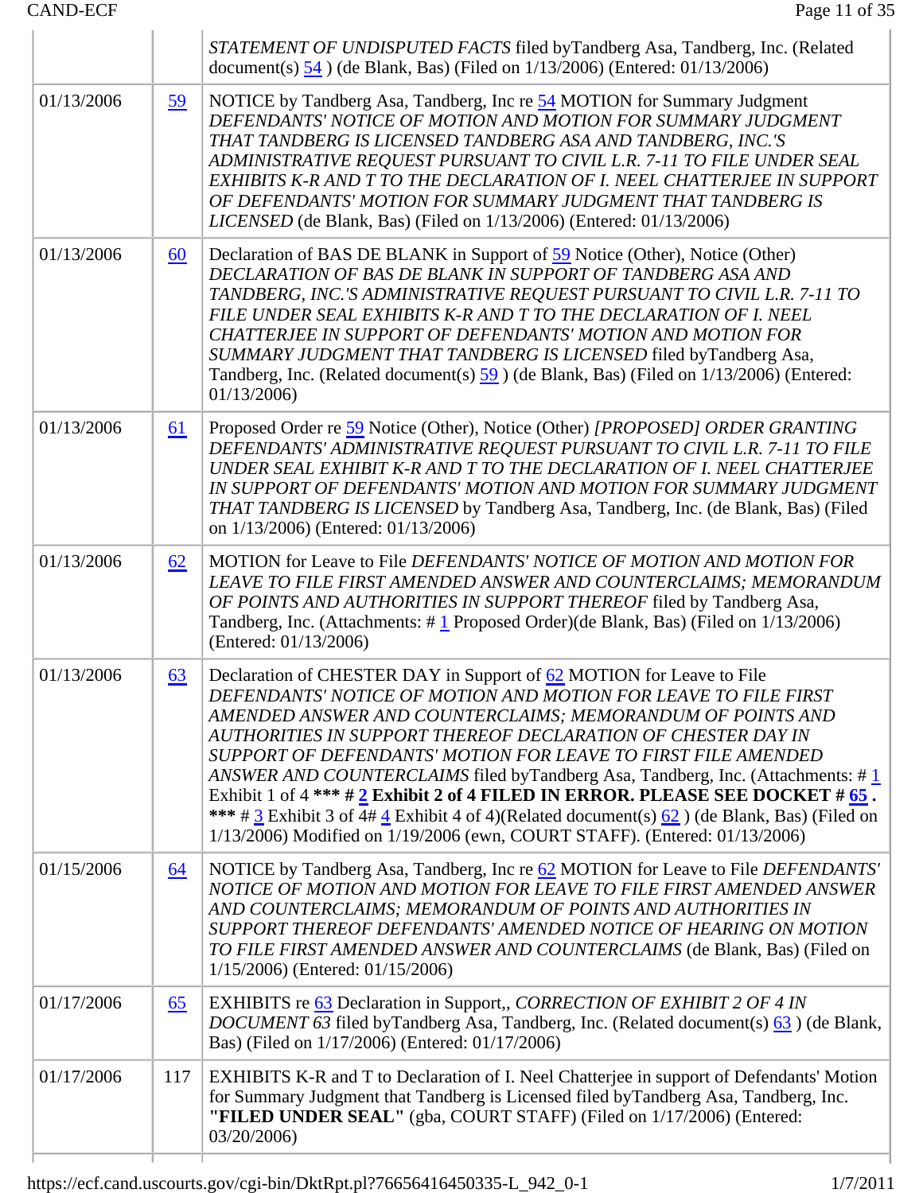| | | |
|---|---|---|
| | | *STATEMENT OF UNDISPUTED FACTS* filed byTandberg Asa, Tandberg, Inc. (Related document(s) 54 ) (de Blank, Bas) (Filed on 1/13/2006) (Entered: 01/13/2006) |
| 01/13/2006 | 59 | NOTICE by Tandberg Asa, Tandberg, Inc re 54 MOTION for Summary Judgment *DEFENDANTS' NOTICE OF MOTION AND MOTION FOR SUMMARY JUDGMENT THAT TANDBERG IS LICENSED TANDBERG ASA AND TANDBERG, INC.'S ADMINISTRATIVE REQUEST PURSUANT TO CIVIL L.R. 7-11 TO FILE UNDER SEAL EXHIBITS K-R AND T TO THE DECLARATION OF I. NEEL CHATTERJEE IN SUPPORT OF DEFENDANTS' MOTION FOR SUMMARY JUDGMENT THAT TANDBERG IS LICENSED* (de Blank, Bas) (Filed on 1/13/2006) (Entered: 01/13/2006) |
| 01/13/2006 | 60 | Declaration of BAS DE BLANK in Support of 59 Notice (Other), Notice (Other) *DECLARATION OF BAS DE BLANK IN SUPPORT OF TANDBERG ASA AND TANDBERG, INC.'S ADMINISTRATIVE REQUEST PURSUANT TO CIVIL L.R. 7-11 TO FILE UNDER SEAL EXHIBITS K-R AND T TO THE DECLARATION OF I. NEEL CHATTERJEE IN SUPPORT OF DEFENDANTS' MOTION AND MOTION FOR SUMMARY JUDGMENT THAT TANDBERG IS LICENSED* filed byTandberg Asa, Tandberg, Inc. (Related document(s) 59 ) (de Blank, Bas) (Filed on 1/13/2006) (Entered: 01/13/2006) |
| 01/13/2006 | 61 | Proposed Order re 59 Notice (Other), Notice (Other) *[PROPOSED] ORDER GRANTING DEFENDANTS' ADMINISTRATIVE REQUEST PURSUANT TO CIVIL L.R. 7-11 TO FILE UNDER SEAL EXHIBIT K-R AND T TO THE DECLARATION OF I. NEEL CHATTERJEE IN SUPPORT OF DEFENDANTS' MOTION AND MOTION FOR SUMMARY JUDGMENT THAT TANDBERG IS LICENSED* by Tandberg Asa, Tandberg, Inc. (de Blank, Bas) (Filed on 1/13/2006) (Entered: 01/13/2006) |
| 01/13/2006 | 62 | MOTION for Leave to File *DEFENDANTS' NOTICE OF MOTION AND MOTION FOR LEAVE TO FILE FIRST AMENDED ANSWER AND COUNTERCLAIMS; MEMORANDUM OF POINTS AND AUTHORITIES IN SUPPORT THEREOF* filed by Tandberg Asa, Tandberg, Inc. (Attachments: # 1 Proposed Order)(de Blank, Bas) (Filed on 1/13/2006) (Entered: 01/13/2006) |
| 01/13/2006 | 63 | Declaration of CHESTER DAY in Support of 62 MOTION for Leave to File *DEFENDANTS' NOTICE OF MOTION AND MOTION FOR LEAVE TO FILE FIRST AMENDED ANSWER AND COUNTERCLAIMS; MEMORANDUM OF POINTS AND AUTHORITIES IN SUPPORT THEREOF DECLARATION OF CHESTER DAY IN SUPPORT OF DEFENDANTS' MOTION FOR LEAVE TO FIRST FILE AMENDED ANSWER AND COUNTERCLAIMS* filed byTandberg Asa, Tandberg, Inc. (Attachments: # 1 Exhibit 1 of 4 **\*\*\* # 2 Exhibit 2 of 4 FILED IN ERROR. PLEASE SEE DOCKET # 65 . \*\*\*** # 3 Exhibit 3 of 4# 4 Exhibit 4 of 4)(Related document(s) 62 ) (de Blank, Bas) (Filed on 1/13/2006) Modified on 1/19/2006 (ewn, COURT STAFF). (Entered: 01/13/2006) |
| 01/15/2006 | 64 | NOTICE by Tandberg Asa, Tandberg, Inc re 62 MOTION for Leave to File *DEFENDANTS' NOTICE OF MOTION AND MOTION FOR LEAVE TO FILE FIRST AMENDED ANSWER AND COUNTERCLAIMS; MEMORANDUM OF POINTS AND AUTHORITIES IN SUPPORT THEREOF DEFENDANTS' AMENDED NOTICE OF HEARING ON MOTION TO FILE FIRST AMENDED ANSWER AND COUNTERCLAIMS* (de Blank, Bas) (Filed on 1/15/2006) (Entered: 01/15/2006) |
| 01/17/2006 | 65 | EXHIBITS re 63 Declaration in Support,, *CORRECTION OF EXHIBIT 2 OF 4 IN DOCUMENT 63* filed byTandberg Asa, Tandberg, Inc. (Related document(s) 63 ) (de Blank, Bas) (Filed on 1/17/2006) (Entered: 01/17/2006) |
| 01/17/2006 | 117 | EXHIBITS K-R and T to Declaration of I. Neel Chatterjee in support of Defendants' Motion for Summary Judgment that Tandberg is Licensed filed byTandberg Asa, Tandberg, Inc. **"FILED UNDER SEAL"** (gba, COURT STAFF) (Filed on 1/17/2006) (Entered: 03/20/2006) |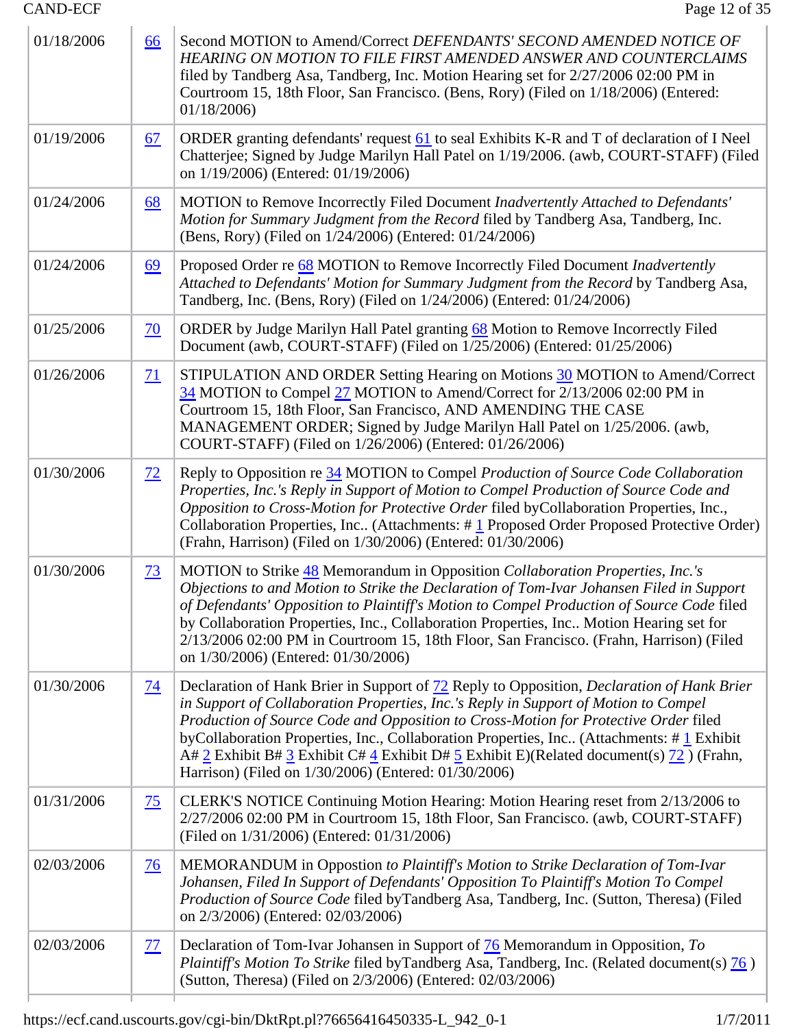| | | |
|---|---|---|
| 01/18/2006 | 66 | Second MOTION to Amend/Correct *DEFENDANTS' SECOND AMENDED NOTICE OF HEARING ON MOTION TO FILE FIRST AMENDED ANSWER AND COUNTERCLAIMS* filed by Tandberg Asa, Tandberg, Inc. Motion Hearing set for 2/27/2006 02:00 PM in Courtroom 15, 18th Floor, San Francisco. (Bens, Rory) (Filed on 1/18/2006) (Entered: 01/18/2006) |
| 01/19/2006 | 67 | ORDER granting defendants' request 61 to seal Exhibits K-R and T of declaration of I Neel Chatterjee; Signed by Judge Marilyn Hall Patel on 1/19/2006. (awb, COURT-STAFF) (Filed on 1/19/2006) (Entered: 01/19/2006) |
| 01/24/2006 | 68 | MOTION to Remove Incorrectly Filed Document *Inadvertently Attached to Defendants' Motion for Summary Judgment from the Record* filed by Tandberg Asa, Tandberg, Inc. (Bens, Rory) (Filed on 1/24/2006) (Entered: 01/24/2006) |
| 01/24/2006 | 69 | Proposed Order re 68 MOTION to Remove Incorrectly Filed Document *Inadvertently Attached to Defendants' Motion for Summary Judgment from the Record* by Tandberg Asa, Tandberg, Inc. (Bens, Rory) (Filed on 1/24/2006) (Entered: 01/24/2006) |
| 01/25/2006 | 70 | ORDER by Judge Marilyn Hall Patel granting 68 Motion to Remove Incorrectly Filed Document (awb, COURT-STAFF) (Filed on 1/25/2006) (Entered: 01/25/2006) |
| 01/26/2006 | 71 | STIPULATION AND ORDER Setting Hearing on Motions 30 MOTION to Amend/Correct 34 MOTION to Compel 27 MOTION to Amend/Correct for 2/13/2006 02:00 PM in Courtroom 15, 18th Floor, San Francisco, AND AMENDING THE CASE MANAGEMENT ORDER; Signed by Judge Marilyn Hall Patel on 1/25/2006. (awb, COURT-STAFF) (Filed on 1/26/2006) (Entered: 01/26/2006) |
| 01/30/2006 | 72 | Reply to Opposition re 34 MOTION to Compel *Production of Source Code Collaboration Properties, Inc.'s Reply in Support of Motion to Compel Production of Source Code and Opposition to Cross-Motion for Protective Order* filed byCollaboration Properties, Inc., Collaboration Properties, Inc.. (Attachments: # 1 Proposed Order Proposed Protective Order) (Frahn, Harrison) (Filed on 1/30/2006) (Entered: 01/30/2006) |
| 01/30/2006 | 73 | MOTION to Strike 48 Memorandum in Opposition *Collaboration Properties, Inc.'s Objections to and Motion to Strike the Declaration of Tom-Ivar Johansen Filed in Support of Defendants' Opposition to Plaintiff's Motion to Compel Production of Source Code* filed by Collaboration Properties, Inc., Collaboration Properties, Inc.. Motion Hearing set for 2/13/2006 02:00 PM in Courtroom 15, 18th Floor, San Francisco. (Frahn, Harrison) (Filed on 1/30/2006) (Entered: 01/30/2006) |
| 01/30/2006 | 74 | Declaration of Hank Brier in Support of 72 Reply to Opposition, *Declaration of Hank Brier in Support of Collaboration Properties, Inc.'s Reply in Support of Motion to Compel Production of Source Code and Opposition to Cross-Motion for Protective Order* filed byCollaboration Properties, Inc., Collaboration Properties, Inc.. (Attachments: # 1 Exhibit A# 2 Exhibit B# 3 Exhibit C# 4 Exhibit D# 5 Exhibit E)(Related document(s) 72 ) (Frahn, Harrison) (Filed on 1/30/2006) (Entered: 01/30/2006) |
| 01/31/2006 | 75 | CLERK'S NOTICE Continuing Motion Hearing: Motion Hearing reset from 2/13/2006 to 2/27/2006 02:00 PM in Courtroom 15, 18th Floor, San Francisco. (awb, COURT-STAFF) (Filed on 1/31/2006) (Entered: 01/31/2006) |
| 02/03/2006 | 76 | MEMORANDUM in Oppostion *to Plaintiff's Motion to Strike Declaration of Tom-Ivar Johansen, Filed In Support of Defendants' Opposition To Plaintiff's Motion To Compel Production of Source Code* filed byTandberg Asa, Tandberg, Inc. (Sutton, Theresa) (Filed on 2/3/2006) (Entered: 02/03/2006) |
| 02/03/2006 | 77 | Declaration of Tom-Ivar Johansen in Support of 76 Memorandum in Opposition, *To Plaintiff's Motion To Strike* filed byTandberg Asa, Tandberg, Inc. (Related document(s) 76 ) (Sutton, Theresa) (Filed on 2/3/2006) (Entered: 02/03/2006) |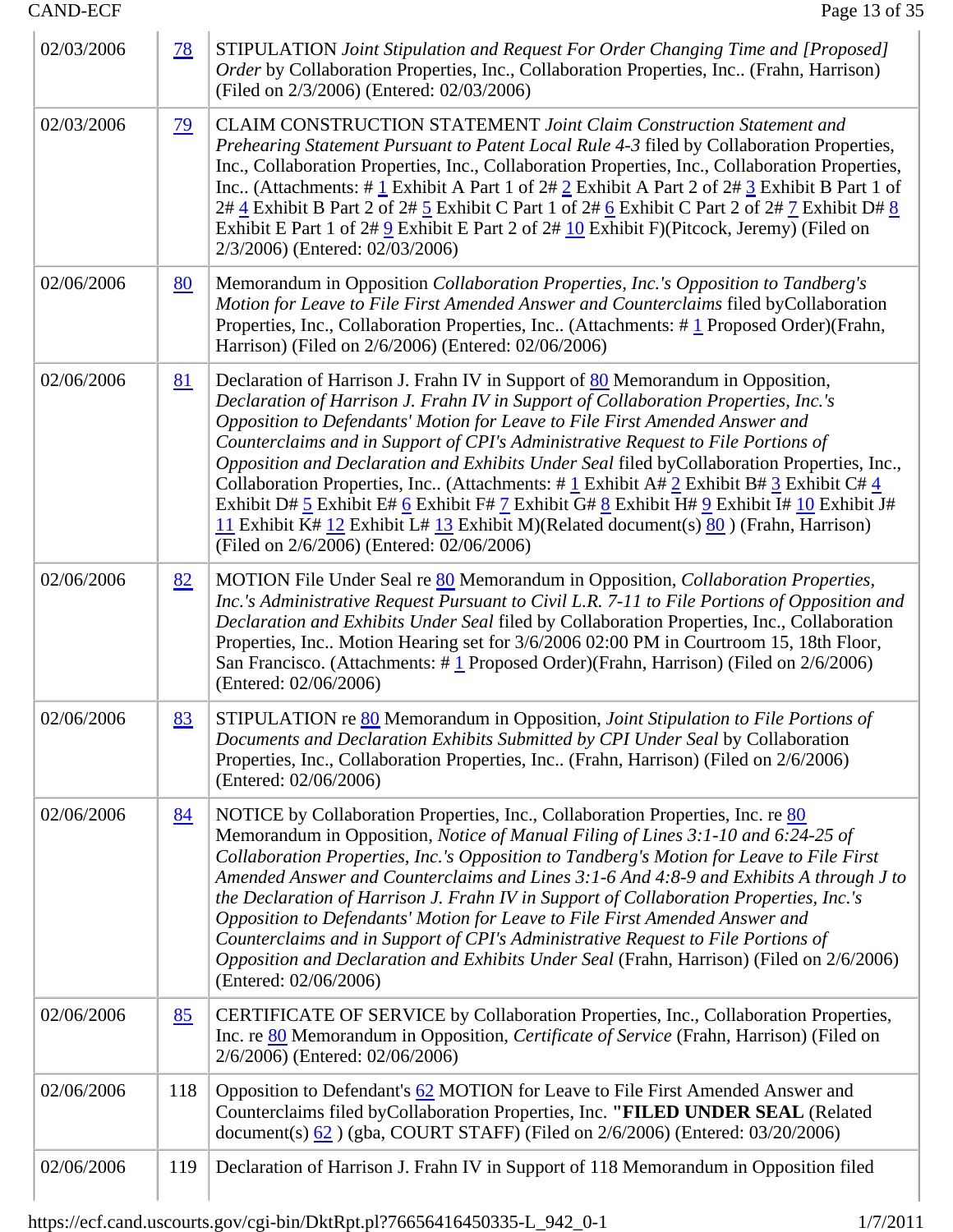| | | |
|---|---|---|
| 02/03/2006 | 78 | STIPULATION *Joint Stipulation and Request For Order Changing Time and [Proposed] Order* by Collaboration Properties, Inc., Collaboration Properties, Inc.. (Frahn, Harrison) (Filed on 2/3/2006) (Entered: 02/03/2006) |
| 02/03/2006 | 79 | CLAIM CONSTRUCTION STATEMENT *Joint Claim Construction Statement and Prehearing Statement Pursuant to Patent Local Rule 4-3* filed by Collaboration Properties, Inc., Collaboration Properties, Inc., Collaboration Properties, Inc., Collaboration Properties, Inc.. (Attachments: # 1 Exhibit A Part 1 of 2# 2 Exhibit A Part 2 of 2# 3 Exhibit B Part 1 of 2# 4 Exhibit B Part 2 of 2# 5 Exhibit C Part 1 of 2# 6 Exhibit C Part 2 of 2# 7 Exhibit D# 8 Exhibit E Part 1 of 2# 9 Exhibit E Part 2 of 2# 10 Exhibit F)(Pitcock, Jeremy) (Filed on 2/3/2006) (Entered: 02/03/2006) |
| 02/06/2006 | 80 | Memorandum in Opposition *Collaboration Properties, Inc.'s Opposition to Tandberg's Motion for Leave to File First Amended Answer and Counterclaims* filed byCollaboration Properties, Inc., Collaboration Properties, Inc.. (Attachments: # 1 Proposed Order)(Frahn, Harrison) (Filed on 2/6/2006) (Entered: 02/06/2006) |
| 02/06/2006 | 81 | Declaration of Harrison J. Frahn IV in Support of 80 Memorandum in Opposition, *Declaration of Harrison J. Frahn IV in Support of Collaboration Properties, Inc.'s Opposition to Defendants' Motion for Leave to File First Amended Answer and Counterclaims and in Support of CPI's Administrative Request to File Portions of Opposition and Declaration and Exhibits Under Seal* filed byCollaboration Properties, Inc., Collaboration Properties, Inc.. (Attachments: # 1 Exhibit A# 2 Exhibit B# 3 Exhibit C# 4 Exhibit D# 5 Exhibit E# 6 Exhibit F# 7 Exhibit G# 8 Exhibit H# 9 Exhibit I# 10 Exhibit J# 11 Exhibit K# 12 Exhibit L# 13 Exhibit M)(Related document(s) 80 ) (Frahn, Harrison) (Filed on 2/6/2006) (Entered: 02/06/2006) |
| 02/06/2006 | 82 | MOTION File Under Seal re 80 Memorandum in Opposition, *Collaboration Properties, Inc.'s Administrative Request Pursuant to Civil L.R. 7-11 to File Portions of Opposition and Declaration and Exhibits Under Seal* filed by Collaboration Properties, Inc., Collaboration Properties, Inc.. Motion Hearing set for 3/6/2006 02:00 PM in Courtroom 15, 18th Floor, San Francisco. (Attachments: # 1 Proposed Order)(Frahn, Harrison) (Filed on 2/6/2006) (Entered: 02/06/2006) |
| 02/06/2006 | 83 | STIPULATION re 80 Memorandum in Opposition, *Joint Stipulation to File Portions of Documents and Declaration Exhibits Submitted by CPI Under Seal* by Collaboration Properties, Inc., Collaboration Properties, Inc.. (Frahn, Harrison) (Filed on 2/6/2006) (Entered: 02/06/2006) |
| 02/06/2006 | 84 | NOTICE by Collaboration Properties, Inc., Collaboration Properties, Inc. re 80 Memorandum in Opposition, *Notice of Manual Filing of Lines 3:1-10 and 6:24-25 of Collaboration Properties, Inc.'s Opposition to Tandberg's Motion for Leave to File First Amended Answer and Counterclaims and Lines 3:1-6 And 4:8-9 and Exhibits A through J to the Declaration of Harrison J. Frahn IV in Support of Collaboration Properties, Inc.'s Opposition to Defendants' Motion for Leave to File First Amended Answer and Counterclaims and in Support of CPI's Administrative Request to File Portions of Opposition and Declaration and Exhibits Under Seal* (Frahn, Harrison) (Filed on 2/6/2006) (Entered: 02/06/2006) |
| 02/06/2006 | 85 | CERTIFICATE OF SERVICE by Collaboration Properties, Inc., Collaboration Properties, Inc. re 80 Memorandum in Opposition, *Certificate of Service* (Frahn, Harrison) (Filed on 2/6/2006) (Entered: 02/06/2006) |
| 02/06/2006 | 118 | Opposition to Defendant's 62 MOTION for Leave to File First Amended Answer and Counterclaims filed byCollaboration Properties, Inc. **"FILED UNDER SEAL** (Related document(s) 62 ) (gba, COURT STAFF) (Filed on 2/6/2006) (Entered: 03/20/2006) |
| 02/06/2006 | 119 | Declaration of Harrison J. Frahn IV in Support of 118 Memorandum in Opposition filed |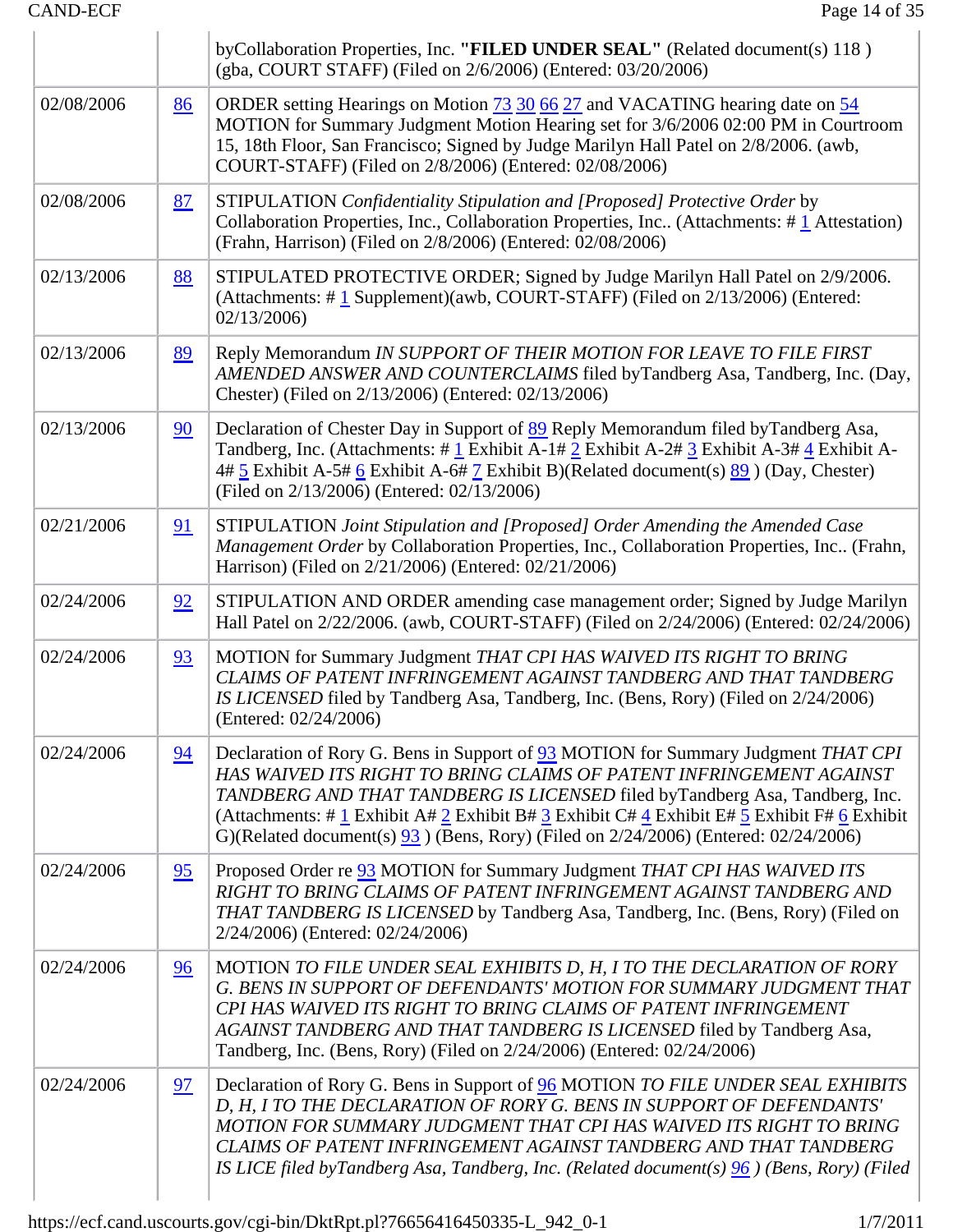| | | |
|---|---|---|
| | | byCollaboration Properties, Inc. **"FILED UNDER SEAL"** (Related document(s) 118 ) (gba, COURT STAFF) (Filed on 2/6/2006) (Entered: 03/20/2006) |
| 02/08/2006 | 86 | ORDER setting Hearings on Motion 73 30 66 27 and VACATING hearing date on 54 MOTION for Summary Judgment Motion Hearing set for 3/6/2006 02:00 PM in Courtroom 15, 18th Floor, San Francisco; Signed by Judge Marilyn Hall Patel on 2/8/2006. (awb, COURT-STAFF) (Filed on 2/8/2006) (Entered: 02/08/2006) |
| 02/08/2006 | 87 | STIPULATION *Confidentiality Stipulation and [Proposed] Protective Order* by Collaboration Properties, Inc., Collaboration Properties, Inc.. (Attachments: # 1 Attestation) (Frahn, Harrison) (Filed on 2/8/2006) (Entered: 02/08/2006) |
| 02/13/2006 | 88 | STIPULATED PROTECTIVE ORDER; Signed by Judge Marilyn Hall Patel on 2/9/2006. (Attachments: # 1 Supplement)(awb, COURT-STAFF) (Filed on 2/13/2006) (Entered: 02/13/2006) |
| 02/13/2006 | 89 | Reply Memorandum *IN SUPPORT OF THEIR MOTION FOR LEAVE TO FILE FIRST AMENDED ANSWER AND COUNTERCLAIMS* filed byTandberg Asa, Tandberg, Inc. (Day, Chester) (Filed on 2/13/2006) (Entered: 02/13/2006) |
| 02/13/2006 | 90 | Declaration of Chester Day in Support of 89 Reply Memorandum filed byTandberg Asa, Tandberg, Inc. (Attachments: # 1 Exhibit A-1# 2 Exhibit A-2# 3 Exhibit A-3# 4 Exhibit A-4# 5 Exhibit A-5# 6 Exhibit A-6# 7 Exhibit B)(Related document(s) 89 ) (Day, Chester) (Filed on 2/13/2006) (Entered: 02/13/2006) |
| 02/21/2006 | 91 | STIPULATION *Joint Stipulation and [Proposed] Order Amending the Amended Case Management Order* by Collaboration Properties, Inc., Collaboration Properties, Inc.. (Frahn, Harrison) (Filed on 2/21/2006) (Entered: 02/21/2006) |
| 02/24/2006 | 92 | STIPULATION AND ORDER amending case management order; Signed by Judge Marilyn Hall Patel on 2/22/2006. (awb, COURT-STAFF) (Filed on 2/24/2006) (Entered: 02/24/2006) |
| 02/24/2006 | 93 | MOTION for Summary Judgment *THAT CPI HAS WAIVED ITS RIGHT TO BRING CLAIMS OF PATENT INFRINGEMENT AGAINST TANDBERG AND THAT TANDBERG IS LICENSED* filed by Tandberg Asa, Tandberg, Inc. (Bens, Rory) (Filed on 2/24/2006) (Entered: 02/24/2006) |
| 02/24/2006 | 94 | Declaration of Rory G. Bens in Support of 93 MOTION for Summary Judgment *THAT CPI HAS WAIVED ITS RIGHT TO BRING CLAIMS OF PATENT INFRINGEMENT AGAINST TANDBERG AND THAT TANDBERG IS LICENSED* filed byTandberg Asa, Tandberg, Inc. (Attachments: # 1 Exhibit A# 2 Exhibit B# 3 Exhibit C# 4 Exhibit E# 5 Exhibit F# 6 Exhibit G)(Related document(s) 93 ) (Bens, Rory) (Filed on 2/24/2006) (Entered: 02/24/2006) |
| 02/24/2006 | 95 | Proposed Order re 93 MOTION for Summary Judgment *THAT CPI HAS WAIVED ITS RIGHT TO BRING CLAIMS OF PATENT INFRINGEMENT AGAINST TANDBERG AND THAT TANDBERG IS LICENSED* by Tandberg Asa, Tandberg, Inc. (Bens, Rory) (Filed on 2/24/2006) (Entered: 02/24/2006) |
| 02/24/2006 | 96 | MOTION *TO FILE UNDER SEAL EXHIBITS D, H, I TO THE DECLARATION OF RORY G. BENS IN SUPPORT OF DEFENDANTS' MOTION FOR SUMMARY JUDGMENT THAT CPI HAS WAIVED ITS RIGHT TO BRING CLAIMS OF PATENT INFRINGEMENT AGAINST TANDBERG AND THAT TANDBERG IS LICENSED* filed by Tandberg Asa, Tandberg, Inc. (Bens, Rory) (Filed on 2/24/2006) (Entered: 02/24/2006) |
| 02/24/2006 | 97 | Declaration of Rory G. Bens in Support of 96 MOTION *TO FILE UNDER SEAL EXHIBITS D, H, I TO THE DECLARATION OF RORY G. BENS IN SUPPORT OF DEFENDANTS' MOTION FOR SUMMARY JUDGMENT THAT CPI HAS WAIVED ITS RIGHT TO BRING CLAIMS OF PATENT INFRINGEMENT AGAINST TANDBERG AND THAT TANDBERG IS LICE filed byTandberg Asa, Tandberg, Inc. (Related document(s)* 96 *) (Bens, Rory) (Filed* |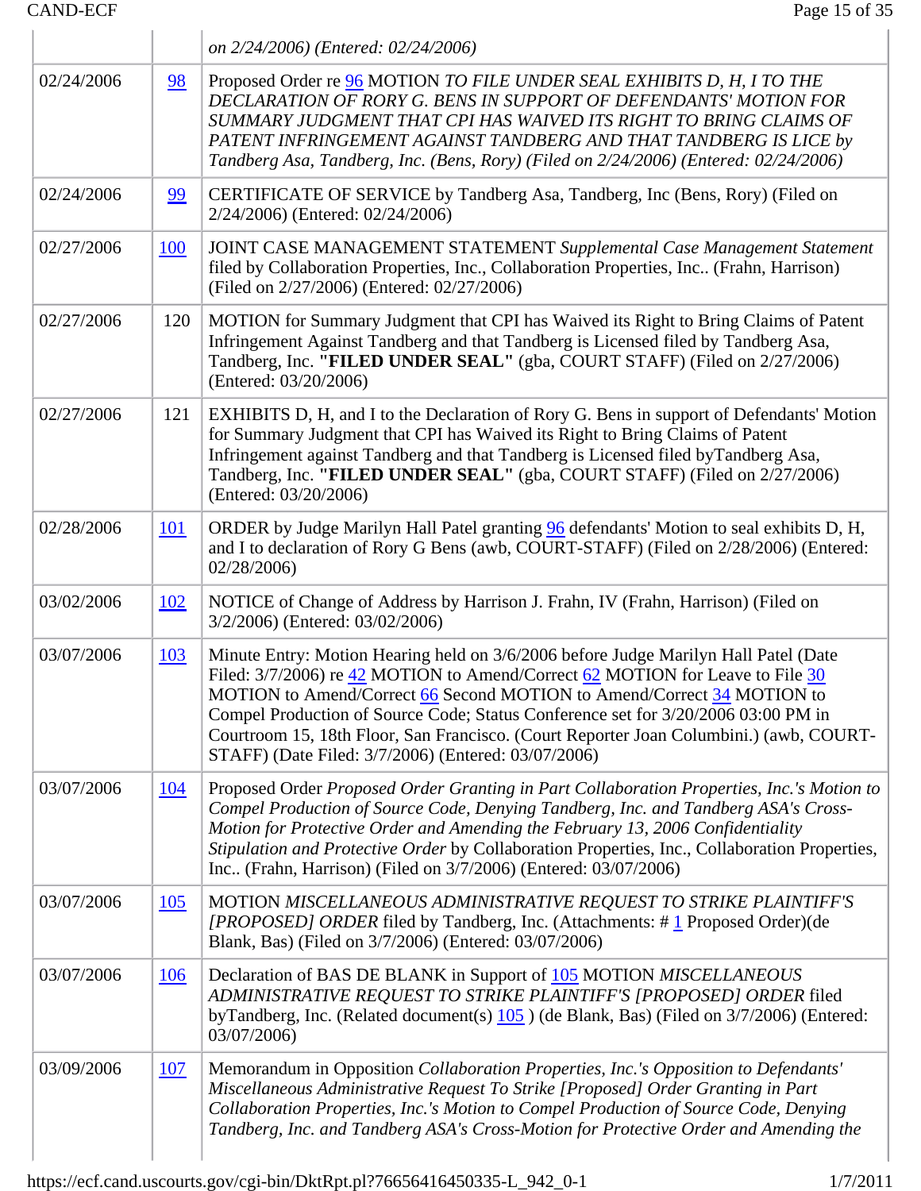| | | |
|---|---|---|
| | | *on 2/24/2006) (Entered: 02/24/2006)* |
| 02/24/2006 | 98 | Proposed Order re 96 MOTION *TO FILE UNDER SEAL EXHIBITS D, H, I TO THE DECLARATION OF RORY G. BENS IN SUPPORT OF DEFENDANTS' MOTION FOR SUMMARY JUDGMENT THAT CPI HAS WAIVED ITS RIGHT TO BRING CLAIMS OF PATENT INFRINGEMENT AGAINST TANDBERG AND THAT TANDBERG IS LICE by Tandberg Asa, Tandberg, Inc. (Bens, Rory) (Filed on 2/24/2006) (Entered: 02/24/2006)* |
| 02/24/2006 | 99 | CERTIFICATE OF SERVICE by Tandberg Asa, Tandberg, Inc (Bens, Rory) (Filed on 2/24/2006) (Entered: 02/24/2006) |
| 02/27/2006 | 100 | JOINT CASE MANAGEMENT STATEMENT *Supplemental Case Management Statement* filed by Collaboration Properties, Inc., Collaboration Properties, Inc.. (Frahn, Harrison) (Filed on 2/27/2006) (Entered: 02/27/2006) |
| 02/27/2006 | 120 | MOTION for Summary Judgment that CPI has Waived its Right to Bring Claims of Patent Infringement Against Tandberg and that Tandberg is Licensed filed by Tandberg Asa, Tandberg, Inc. **"FILED UNDER SEAL"** (gba, COURT STAFF) (Filed on 2/27/2006) (Entered: 03/20/2006) |
| 02/27/2006 | 121 | EXHIBITS D, H, and I to the Declaration of Rory G. Bens in support of Defendants' Motion for Summary Judgment that CPI has Waived its Right to Bring Claims of Patent Infringement against Tandberg and that Tandberg is Licensed filed byTandberg Asa, Tandberg, Inc. **"FILED UNDER SEAL"** (gba, COURT STAFF) (Filed on 2/27/2006) (Entered: 03/20/2006) |
| 02/28/2006 | 101 | ORDER by Judge Marilyn Hall Patel granting 96 defendants' Motion to seal exhibits D, H, and I to declaration of Rory G Bens (awb, COURT-STAFF) (Filed on 2/28/2006) (Entered: 02/28/2006) |
| 03/02/2006 | 102 | NOTICE of Change of Address by Harrison J. Frahn, IV (Frahn, Harrison) (Filed on 3/2/2006) (Entered: 03/02/2006) |
| 03/07/2006 | 103 | Minute Entry: Motion Hearing held on 3/6/2006 before Judge Marilyn Hall Patel (Date Filed: 3/7/2006) re 42 MOTION to Amend/Correct 62 MOTION for Leave to File 30 MOTION to Amend/Correct 66 Second MOTION to Amend/Correct 34 MOTION to Compel Production of Source Code; Status Conference set for 3/20/2006 03:00 PM in Courtroom 15, 18th Floor, San Francisco. (Court Reporter Joan Columbini.) (awb, COURT-STAFF) (Date Filed: 3/7/2006) (Entered: 03/07/2006) |
| 03/07/2006 | 104 | Proposed Order *Proposed Order Granting in Part Collaboration Properties, Inc.'s Motion to Compel Production of Source Code, Denying Tandberg, Inc. and Tandberg ASA's Cross-Motion for Protective Order and Amending the February 13, 2006 Confidentiality Stipulation and Protective Order* by Collaboration Properties, Inc., Collaboration Properties, Inc.. (Frahn, Harrison) (Filed on 3/7/2006) (Entered: 03/07/2006) |
| 03/07/2006 | 105 | MOTION *MISCELLANEOUS ADMINISTRATIVE REQUEST TO STRIKE PLAINTIFF'S [PROPOSED] ORDER* filed by Tandberg, Inc. (Attachments: # 1 Proposed Order)(de Blank, Bas) (Filed on 3/7/2006) (Entered: 03/07/2006) |
| 03/07/2006 | 106 | Declaration of BAS DE BLANK in Support of 105 MOTION *MISCELLANEOUS ADMINISTRATIVE REQUEST TO STRIKE PLAINTIFF'S [PROPOSED] ORDER* filed byTandberg, Inc. (Related document(s) 105 ) (de Blank, Bas) (Filed on 3/7/2006) (Entered: 03/07/2006) |
| 03/09/2006 | 107 | Memorandum in Opposition *Collaboration Properties, Inc.'s Opposition to Defendants' Miscellaneous Administrative Request To Strike [Proposed] Order Granting in Part Collaboration Properties, Inc.'s Motion to Compel Production of Source Code, Denying Tandberg, Inc. and Tandberg ASA's Cross-Motion for Protective Order and Amending the* |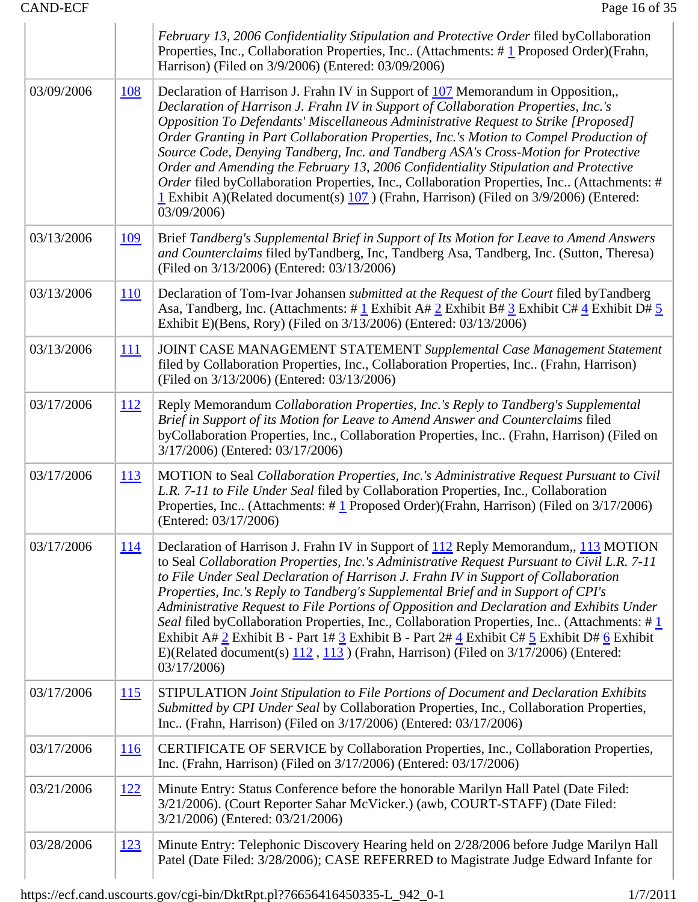| | | |
|---|---|---|
| | | *February 13, 2006 Confidentiality Stipulation and Protective Order* filed byCollaboration Properties, Inc., Collaboration Properties, Inc.. (Attachments: # 1 Proposed Order)(Frahn, Harrison) (Filed on 3/9/2006) (Entered: 03/09/2006) |
| 03/09/2006 | 108 | Declaration of Harrison J. Frahn IV in Support of 107 Memorandum in Opposition,, *Declaration of Harrison J. Frahn IV in Support of Collaboration Properties, Inc.'s Opposition To Defendants' Miscellaneous Administrative Request to Strike [Proposed] Order Granting in Part Collaboration Properties, Inc.'s Motion to Compel Production of Source Code, Denying Tandberg, Inc. and Tandberg ASA's Cross-Motion for Protective Order and Amending the February 13, 2006 Confidentiality Stipulation and Protective Order* filed byCollaboration Properties, Inc., Collaboration Properties, Inc.. (Attachments: # 1 Exhibit A)(Related document(s) 107 ) (Frahn, Harrison) (Filed on 3/9/2006) (Entered: 03/09/2006) |
| 03/13/2006 | 109 | Brief *Tandberg's Supplemental Brief in Support of Its Motion for Leave to Amend Answers and Counterclaims* filed byTandberg, Inc, Tandberg Asa, Tandberg, Inc. (Sutton, Theresa) (Filed on 3/13/2006) (Entered: 03/13/2006) |
| 03/13/2006 | 110 | Declaration of Tom-Ivar Johansen *submitted at the Request of the Court* filed byTandberg Asa, Tandberg, Inc. (Attachments: # 1 Exhibit A# 2 Exhibit B# 3 Exhibit C# 4 Exhibit D# 5 Exhibit E)(Bens, Rory) (Filed on 3/13/2006) (Entered: 03/13/2006) |
| 03/13/2006 | 111 | JOINT CASE MANAGEMENT STATEMENT *Supplemental Case Management Statement* filed by Collaboration Properties, Inc., Collaboration Properties, Inc.. (Frahn, Harrison) (Filed on 3/13/2006) (Entered: 03/13/2006) |
| 03/17/2006 | 112 | Reply Memorandum *Collaboration Properties, Inc.'s Reply to Tandberg's Supplemental Brief in Support of its Motion for Leave to Amend Answer and Counterclaims* filed byCollaboration Properties, Inc., Collaboration Properties, Inc.. (Frahn, Harrison) (Filed on 3/17/2006) (Entered: 03/17/2006) |
| 03/17/2006 | 113 | MOTION to Seal *Collaboration Properties, Inc.'s Administrative Request Pursuant to Civil L.R. 7-11 to File Under Seal* filed by Collaboration Properties, Inc., Collaboration Properties, Inc.. (Attachments: # 1 Proposed Order)(Frahn, Harrison) (Filed on 3/17/2006) (Entered: 03/17/2006) |
| 03/17/2006 | 114 | Declaration of Harrison J. Frahn IV in Support of 112 Reply Memorandum,, 113 MOTION to Seal *Collaboration Properties, Inc.'s Administrative Request Pursuant to Civil L.R. 7-11 to File Under Seal Declaration of Harrison J. Frahn IV in Support of Collaboration Properties, Inc.'s Reply to Tandberg's Supplemental Brief and in Support of CPI's Administrative Request to File Portions of Opposition and Declaration and Exhibits Under Seal* filed byCollaboration Properties, Inc., Collaboration Properties, Inc.. (Attachments: # 1 Exhibit A# 2 Exhibit B - Part 1# 3 Exhibit B - Part 2# 4 Exhibit C# 5 Exhibit D# 6 Exhibit E)(Related document(s) 112 , 113 ) (Frahn, Harrison) (Filed on 3/17/2006) (Entered: 03/17/2006) |
| 03/17/2006 | 115 | STIPULATION *Joint Stipulation to File Portions of Document and Declaration Exhibits Submitted by CPI Under Seal* by Collaboration Properties, Inc., Collaboration Properties, Inc.. (Frahn, Harrison) (Filed on 3/17/2006) (Entered: 03/17/2006) |
| 03/17/2006 | 116 | CERTIFICATE OF SERVICE by Collaboration Properties, Inc., Collaboration Properties, Inc. (Frahn, Harrison) (Filed on 3/17/2006) (Entered: 03/17/2006) |
| 03/21/2006 | 122 | Minute Entry: Status Conference before the honorable Marilyn Hall Patel (Date Filed: 3/21/2006). (Court Reporter Sahar McVicker.) (awb, COURT-STAFF) (Date Filed: 3/21/2006) (Entered: 03/21/2006) |
| 03/28/2006 | 123 | Minute Entry: Telephonic Discovery Hearing held on 2/28/2006 before Judge Marilyn Hall Patel (Date Filed: 3/28/2006); CASE REFERRED to Magistrate Judge Edward Infante for |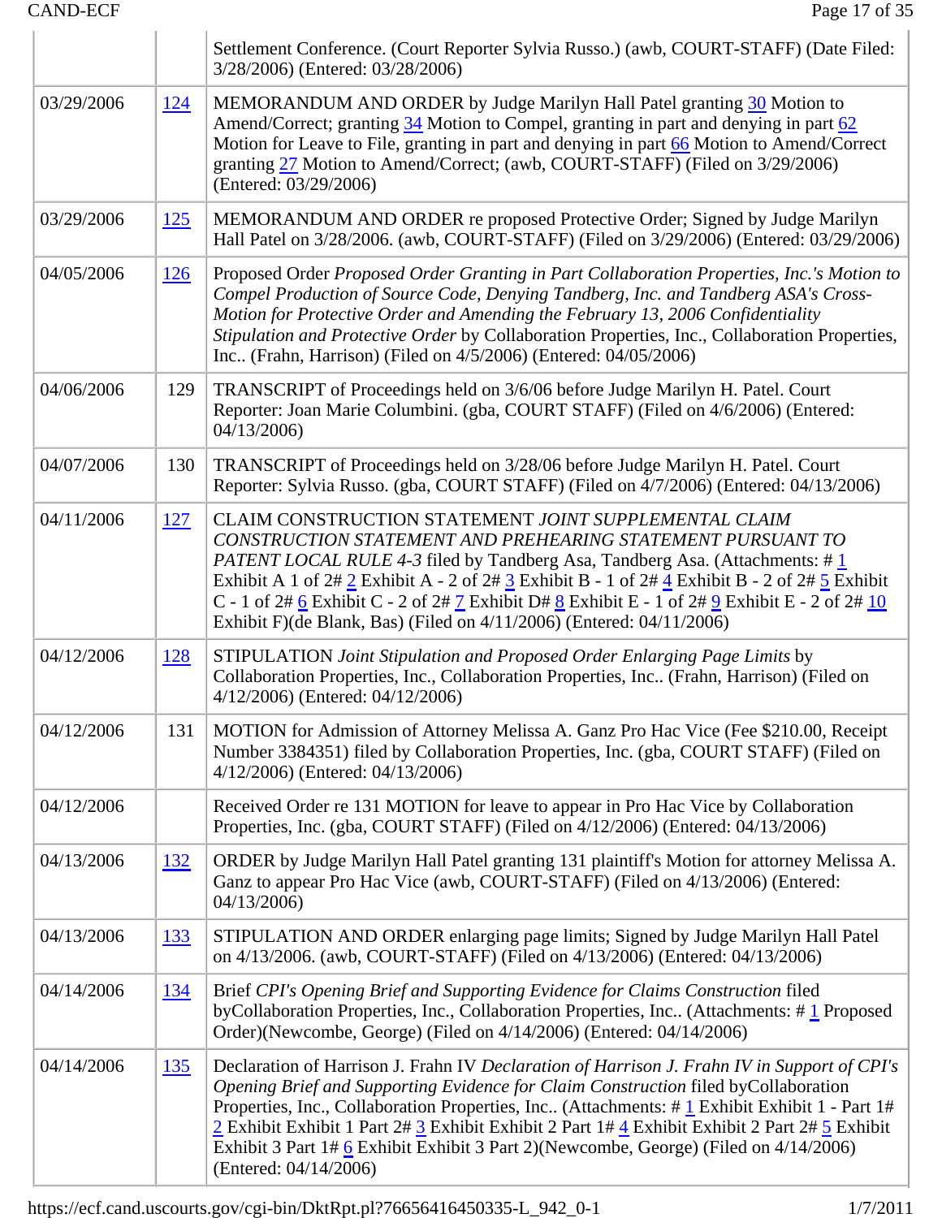| | | |
|---|---|---|
| | | Settlement Conference. (Court Reporter Sylvia Russo.) (awb, COURT-STAFF) (Date Filed: 3/28/2006) (Entered: 03/28/2006) |
| 03/29/2006 | 124 | MEMORANDUM AND ORDER by Judge Marilyn Hall Patel granting 30 Motion to Amend/Correct; granting 34 Motion to Compel, granting in part and denying in part 62 Motion for Leave to File, granting in part and denying in part 66 Motion to Amend/Correct granting 27 Motion to Amend/Correct; (awb, COURT-STAFF) (Filed on 3/29/2006) (Entered: 03/29/2006) |
| 03/29/2006 | 125 | MEMORANDUM AND ORDER re proposed Protective Order; Signed by Judge Marilyn Hall Patel on 3/28/2006. (awb, COURT-STAFF) (Filed on 3/29/2006) (Entered: 03/29/2006) |
| 04/05/2006 | 126 | Proposed Order *Proposed Order Granting in Part Collaboration Properties, Inc.'s Motion to Compel Production of Source Code, Denying Tandberg, Inc. and Tandberg ASA's Cross-Motion for Protective Order and Amending the February 13, 2006 Confidentiality Stipulation and Protective Order* by Collaboration Properties, Inc., Collaboration Properties, Inc.. (Frahn, Harrison) (Filed on 4/5/2006) (Entered: 04/05/2006) |
| 04/06/2006 | 129 | TRANSCRIPT of Proceedings held on 3/6/06 before Judge Marilyn H. Patel. Court Reporter: Joan Marie Columbini. (gba, COURT STAFF) (Filed on 4/6/2006) (Entered: 04/13/2006) |
| 04/07/2006 | 130 | TRANSCRIPT of Proceedings held on 3/28/06 before Judge Marilyn H. Patel. Court Reporter: Sylvia Russo. (gba, COURT STAFF) (Filed on 4/7/2006) (Entered: 04/13/2006) |
| 04/11/2006 | 127 | CLAIM CONSTRUCTION STATEMENT *JOINT SUPPLEMENTAL CLAIM CONSTRUCTION STATEMENT AND PREHEARING STATEMENT PURSUANT TO PATENT LOCAL RULE 4-3* filed by Tandberg Asa, Tandberg Asa. (Attachments: # 1 Exhibit A 1 of 2# 2 Exhibit A - 2 of 2# 3 Exhibit B - 1 of 2# 4 Exhibit B - 2 of 2# 5 Exhibit C - 1 of 2# 6 Exhibit C - 2 of 2# 7 Exhibit D# 8 Exhibit E - 1 of 2# 9 Exhibit E - 2 of 2# 10 Exhibit F)(de Blank, Bas) (Filed on 4/11/2006) (Entered: 04/11/2006) |
| 04/12/2006 | 128 | STIPULATION *Joint Stipulation and Proposed Order Enlarging Page Limits* by Collaboration Properties, Inc., Collaboration Properties, Inc.. (Frahn, Harrison) (Filed on 4/12/2006) (Entered: 04/12/2006) |
| 04/12/2006 | 131 | MOTION for Admission of Attorney Melissa A. Ganz Pro Hac Vice (Fee $210.00, Receipt Number 3384351) filed by Collaboration Properties, Inc. (gba, COURT STAFF) (Filed on 4/12/2006) (Entered: 04/13/2006) |
| 04/12/2006 | | Received Order re 131 MOTION for leave to appear in Pro Hac Vice by Collaboration Properties, Inc. (gba, COURT STAFF) (Filed on 4/12/2006) (Entered: 04/13/2006) |
| 04/13/2006 | 132 | ORDER by Judge Marilyn Hall Patel granting 131 plaintiff's Motion for attorney Melissa A. Ganz to appear Pro Hac Vice (awb, COURT-STAFF) (Filed on 4/13/2006) (Entered: 04/13/2006) |
| 04/13/2006 | 133 | STIPULATION AND ORDER enlarging page limits; Signed by Judge Marilyn Hall Patel on 4/13/2006. (awb, COURT-STAFF) (Filed on 4/13/2006) (Entered: 04/13/2006) |
| 04/14/2006 | 134 | Brief *CPI's Opening Brief and Supporting Evidence for Claims Construction* filed byCollaboration Properties, Inc., Collaboration Properties, Inc.. (Attachments: # 1 Proposed Order)(Newcombe, George) (Filed on 4/14/2006) (Entered: 04/14/2006) |
| 04/14/2006 | 135 | Declaration of Harrison J. Frahn IV *Declaration of Harrison J. Frahn IV in Support of CPI's Opening Brief and Supporting Evidence for Claim Construction* filed byCollaboration Properties, Inc., Collaboration Properties, Inc.. (Attachments: # 1 Exhibit Exhibit 1 - Part 1# 2 Exhibit Exhibit 1 Part 2# 3 Exhibit Exhibit 2 Part 1# 4 Exhibit Exhibit 2 Part 2# 5 Exhibit Exhibit 3 Part 1# 6 Exhibit Exhibit 3 Part 2)(Newcombe, George) (Filed on 4/14/2006) (Entered: 04/14/2006) |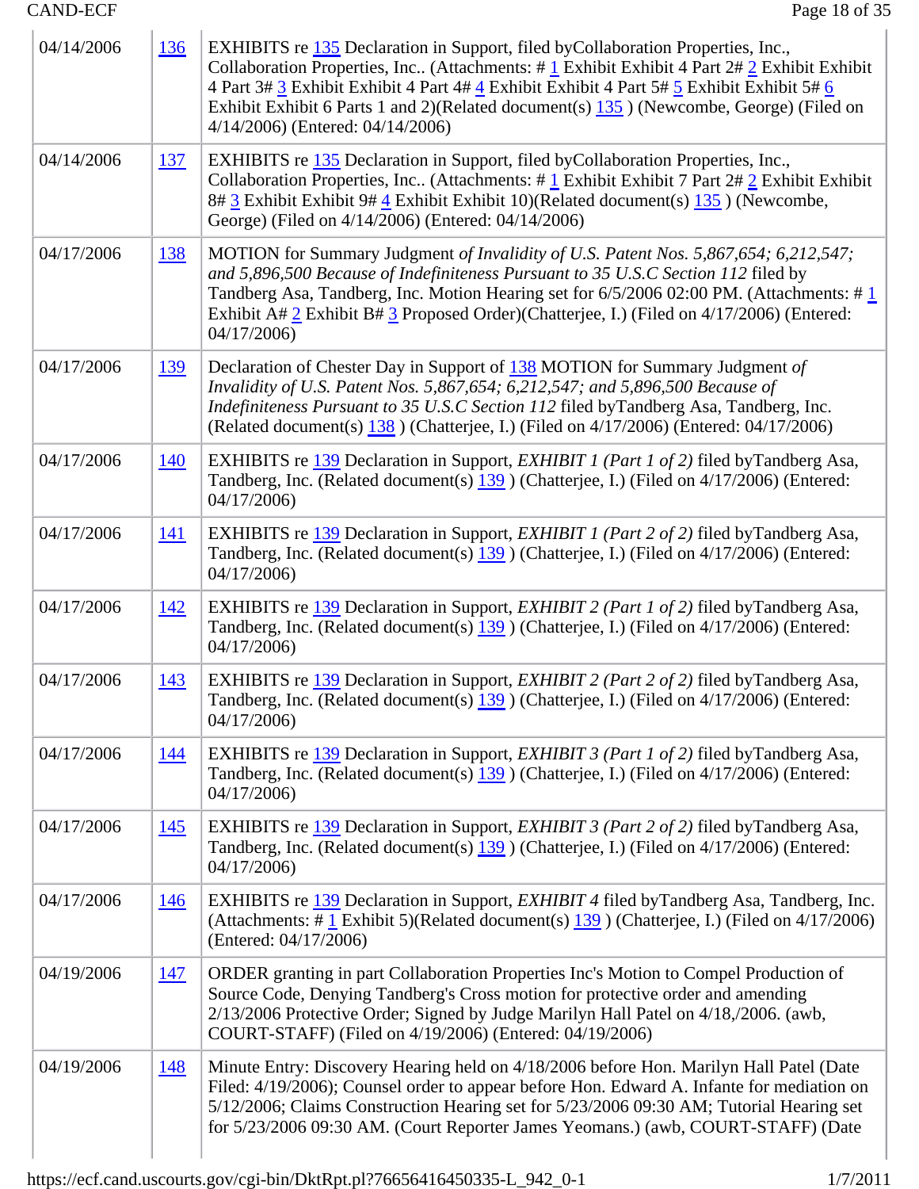| | | |
|---|---|---|
| 04/14/2006 | 136 | EXHIBITS re 135 Declaration in Support, filed byCollaboration Properties, Inc., Collaboration Properties, Inc.. (Attachments: # 1 Exhibit Exhibit 4 Part 2# 2 Exhibit Exhibit 4 Part 3# 3 Exhibit Exhibit 4 Part 4# 4 Exhibit Exhibit 4 Part 5# 5 Exhibit Exhibit 5# 6 Exhibit Exhibit 6 Parts 1 and 2)(Related document(s) 135 ) (Newcombe, George) (Filed on 4/14/2006) (Entered: 04/14/2006) |
| 04/14/2006 | 137 | EXHIBITS re 135 Declaration in Support, filed byCollaboration Properties, Inc., Collaboration Properties, Inc.. (Attachments: # 1 Exhibit Exhibit 7 Part 2# 2 Exhibit Exhibit 8# 3 Exhibit Exhibit 9# 4 Exhibit Exhibit 10)(Related document(s) 135 ) (Newcombe, George) (Filed on 4/14/2006) (Entered: 04/14/2006) |
| 04/17/2006 | 138 | MOTION for Summary Judgment *of Invalidity of U.S. Patent Nos. 5,867,654; 6,212,547; and 5,896,500 Because of Indefiniteness Pursuant to 35 U.S.C Section 112* filed by Tandberg Asa, Tandberg, Inc. Motion Hearing set for 6/5/2006 02:00 PM. (Attachments: # 1 Exhibit A# 2 Exhibit B# 3 Proposed Order)(Chatterjee, I.) (Filed on 4/17/2006) (Entered: 04/17/2006) |
| 04/17/2006 | 139 | Declaration of Chester Day in Support of 138 MOTION for Summary Judgment *of Invalidity of U.S. Patent Nos. 5,867,654; 6,212,547; and 5,896,500 Because of Indefiniteness Pursuant to 35 U.S.C Section 112* filed byTandberg Asa, Tandberg, Inc. (Related document(s) 138 ) (Chatterjee, I.) (Filed on 4/17/2006) (Entered: 04/17/2006) |
| 04/17/2006 | 140 | EXHIBITS re 139 Declaration in Support, *EXHIBIT 1 (Part 1 of 2)* filed byTandberg Asa, Tandberg, Inc. (Related document(s) 139 ) (Chatterjee, I.) (Filed on 4/17/2006) (Entered: 04/17/2006) |
| 04/17/2006 | 141 | EXHIBITS re 139 Declaration in Support, *EXHIBIT 1 (Part 2 of 2)* filed byTandberg Asa, Tandberg, Inc. (Related document(s) 139 ) (Chatterjee, I.) (Filed on 4/17/2006) (Entered: 04/17/2006) |
| 04/17/2006 | 142 | EXHIBITS re 139 Declaration in Support, *EXHIBIT 2 (Part 1 of 2)* filed byTandberg Asa, Tandberg, Inc. (Related document(s) 139 ) (Chatterjee, I.) (Filed on 4/17/2006) (Entered: 04/17/2006) |
| 04/17/2006 | 143 | EXHIBITS re 139 Declaration in Support, *EXHIBIT 2 (Part 2 of 2)* filed byTandberg Asa, Tandberg, Inc. (Related document(s) 139 ) (Chatterjee, I.) (Filed on 4/17/2006) (Entered: 04/17/2006) |
| 04/17/2006 | 144 | EXHIBITS re 139 Declaration in Support, *EXHIBIT 3 (Part 1 of 2)* filed byTandberg Asa, Tandberg, Inc. (Related document(s) 139 ) (Chatterjee, I.) (Filed on 4/17/2006) (Entered: 04/17/2006) |
| 04/17/2006 | 145 | EXHIBITS re 139 Declaration in Support, *EXHIBIT 3 (Part 2 of 2)* filed byTandberg Asa, Tandberg, Inc. (Related document(s) 139 ) (Chatterjee, I.) (Filed on 4/17/2006) (Entered: 04/17/2006) |
| 04/17/2006 | 146 | EXHIBITS re 139 Declaration in Support, *EXHIBIT 4* filed byTandberg Asa, Tandberg, Inc. (Attachments: # 1 Exhibit 5)(Related document(s) 139 ) (Chatterjee, I.) (Filed on 4/17/2006) (Entered: 04/17/2006) |
| 04/19/2006 | 147 | ORDER granting in part Collaboration Properties Inc's Motion to Compel Production of Source Code, Denying Tandberg's Cross motion for protective order and amending 2/13/2006 Protective Order; Signed by Judge Marilyn Hall Patel on 4/18,/2006. (awb, COURT-STAFF) (Filed on 4/19/2006) (Entered: 04/19/2006) |
| 04/19/2006 | 148 | Minute Entry: Discovery Hearing held on 4/18/2006 before Hon. Marilyn Hall Patel (Date Filed: 4/19/2006); Counsel order to appear before Hon. Edward A. Infante for mediation on 5/12/2006; Claims Construction Hearing set for 5/23/2006 09:30 AM; Tutorial Hearing set for 5/23/2006 09:30 AM. (Court Reporter James Yeomans.) (awb, COURT-STAFF) (Date |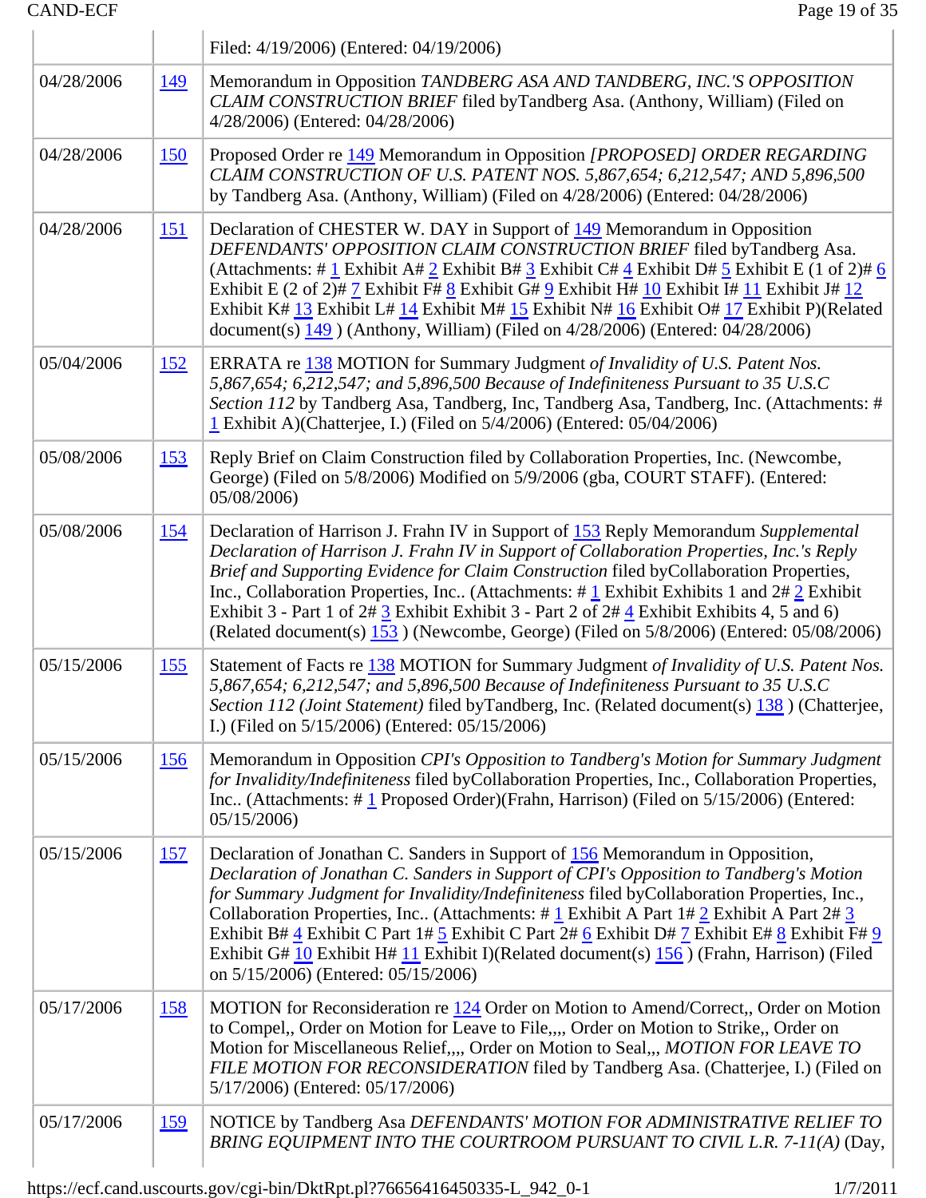| | | Filed: 4/19/2006) (Entered: 04/19/2006) |
|---|---|---|
| 04/28/2006 | 149 | Memorandum in Opposition *TANDBERG ASA AND TANDBERG, INC.'S OPPOSITION CLAIM CONSTRUCTION BRIEF* filed byTandberg Asa. (Anthony, William) (Filed on 4/28/2006) (Entered: 04/28/2006) |
| 04/28/2006 | 150 | Proposed Order re 149 Memorandum in Opposition *[PROPOSED] ORDER REGARDING CLAIM CONSTRUCTION OF U.S. PATENT NOS. 5,867,654; 6,212,547; AND 5,896,500* by Tandberg Asa. (Anthony, William) (Filed on 4/28/2006) (Entered: 04/28/2006) |
| 04/28/2006 | 151 | Declaration of CHESTER W. DAY in Support of 149 Memorandum in Opposition *DEFENDANTS' OPPOSITION CLAIM CONSTRUCTION BRIEF* filed byTandberg Asa. (Attachments: # 1 Exhibit A# 2 Exhibit B# 3 Exhibit C# 4 Exhibit D# 5 Exhibit E (1 of 2)# 6 Exhibit E (2 of 2)# 7 Exhibit F# 8 Exhibit G# 9 Exhibit H# 10 Exhibit I# 11 Exhibit J# 12 Exhibit K# 13 Exhibit L# 14 Exhibit M# 15 Exhibit N# 16 Exhibit O# 17 Exhibit P)(Related document(s) 149 ) (Anthony, William) (Filed on 4/28/2006) (Entered: 04/28/2006) |
| 05/04/2006 | 152 | ERRATA re 138 MOTION for Summary Judgment *of Invalidity of U.S. Patent Nos. 5,867,654; 6,212,547; and 5,896,500 Because of Indefiniteness Pursuant to 35 U.S.C Section 112* by Tandberg Asa, Tandberg, Inc, Tandberg Asa, Tandberg, Inc. (Attachments: # 1 Exhibit A)(Chatterjee, I.) (Filed on 5/4/2006) (Entered: 05/04/2006) |
| 05/08/2006 | 153 | Reply Brief on Claim Construction filed by Collaboration Properties, Inc. (Newcombe, George) (Filed on 5/8/2006) Modified on 5/9/2006 (gba, COURT STAFF). (Entered: 05/08/2006) |
| 05/08/2006 | 154 | Declaration of Harrison J. Frahn IV in Support of 153 Reply Memorandum *Supplemental Declaration of Harrison J. Frahn IV in Support of Collaboration Properties, Inc.'s Reply Brief and Supporting Evidence for Claim Construction* filed byCollaboration Properties, Inc., Collaboration Properties, Inc.. (Attachments: # 1 Exhibit Exhibits 1 and 2# 2 Exhibit Exhibit 3 - Part 1 of 2# 3 Exhibit Exhibit 3 - Part 2 of 2# 4 Exhibit Exhibits 4, 5 and 6) (Related document(s) 153 ) (Newcombe, George) (Filed on 5/8/2006) (Entered: 05/08/2006) |
| 05/15/2006 | 155 | Statement of Facts re 138 MOTION for Summary Judgment *of Invalidity of U.S. Patent Nos. 5,867,654; 6,212,547; and 5,896,500 Because of Indefiniteness Pursuant to 35 U.S.C Section 112 (Joint Statement)* filed byTandberg, Inc. (Related document(s) 138 ) (Chatterjee, I.) (Filed on 5/15/2006) (Entered: 05/15/2006) |
| 05/15/2006 | 156 | Memorandum in Opposition *CPI's Opposition to Tandberg's Motion for Summary Judgment for Invalidity/Indefiniteness* filed byCollaboration Properties, Inc., Collaboration Properties, Inc.. (Attachments: # 1 Proposed Order)(Frahn, Harrison) (Filed on 5/15/2006) (Entered: 05/15/2006) |
| 05/15/2006 | 157 | Declaration of Jonathan C. Sanders in Support of 156 Memorandum in Opposition, *Declaration of Jonathan C. Sanders in Support of CPI's Opposition to Tandberg's Motion for Summary Judgment for Invalidity/Indefiniteness* filed byCollaboration Properties, Inc., Collaboration Properties, Inc.. (Attachments: # 1 Exhibit A Part 1# 2 Exhibit A Part 2# 3 Exhibit B# 4 Exhibit C Part 1# 5 Exhibit C Part 2# 6 Exhibit D# 7 Exhibit E# 8 Exhibit F# 9 Exhibit G# 10 Exhibit H# 11 Exhibit I)(Related document(s) 156 ) (Frahn, Harrison) (Filed on 5/15/2006) (Entered: 05/15/2006) |
| 05/17/2006 | 158 | MOTION for Reconsideration re 124 Order on Motion to Amend/Correct,, Order on Motion to Compel,, Order on Motion for Leave to File,,,, Order on Motion to Strike,, Order on Motion for Miscellaneous Relief,,,, Order on Motion to Seal,,, *MOTION FOR LEAVE TO FILE MOTION FOR RECONSIDERATION* filed by Tandberg Asa. (Chatterjee, I.) (Filed on 5/17/2006) (Entered: 05/17/2006) |
| 05/17/2006 | 159 | NOTICE by Tandberg Asa *DEFENDANTS' MOTION FOR ADMINISTRATIVE RELIEF TO BRING EQUIPMENT INTO THE COURTROOM PURSUANT TO CIVIL L.R. 7-11(A)* (Day, |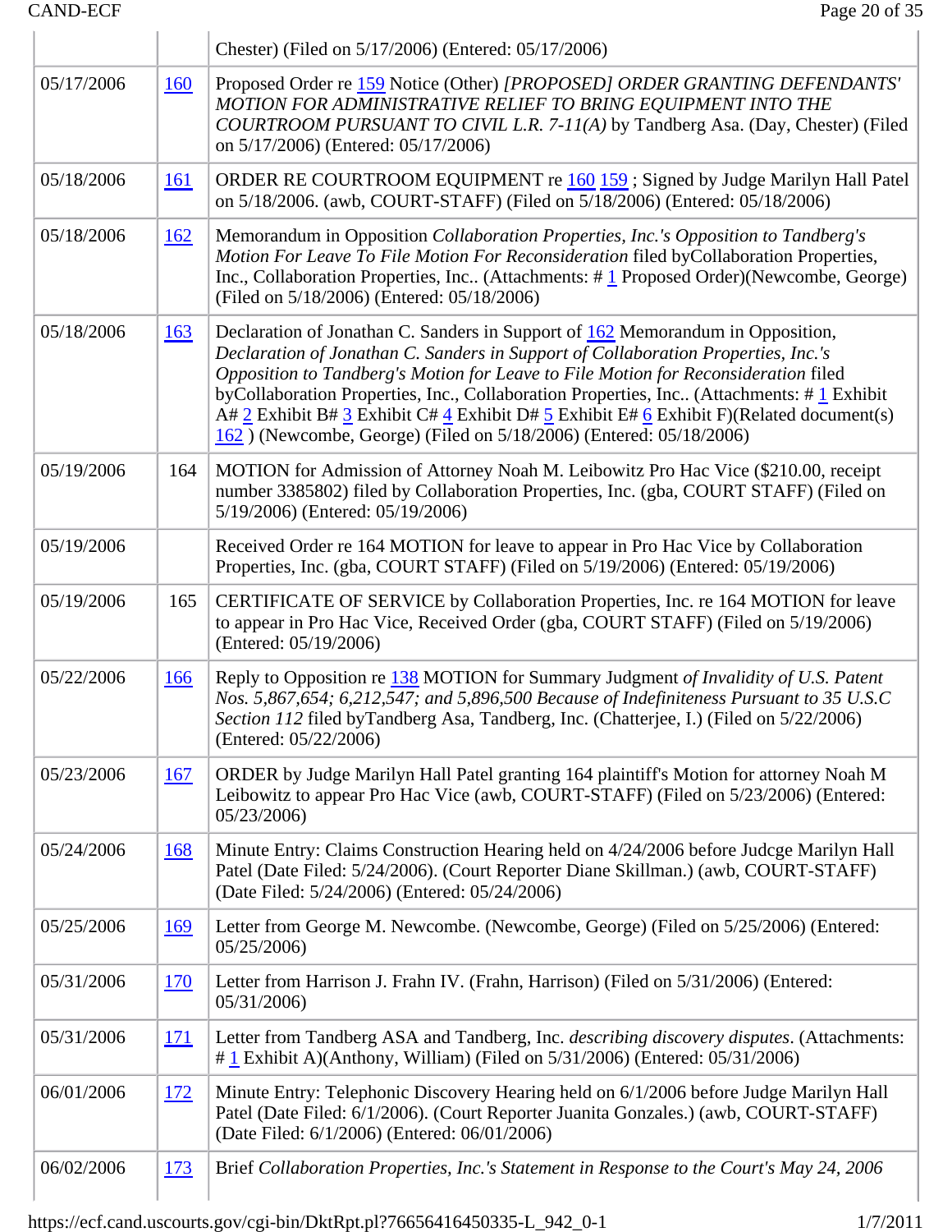| | | Chester) (Filed on 5/17/2006) (Entered: 05/17/2006) |
|---|---|---|
| 05/17/2006 | 160 | Proposed Order re 159 Notice (Other) *[PROPOSED] ORDER GRANTING DEFENDANTS' MOTION FOR ADMINISTRATIVE RELIEF TO BRING EQUIPMENT INTO THE COURTROOM PURSUANT TO CIVIL L.R. 7-11(A)* by Tandberg Asa. (Day, Chester) (Filed on 5/17/2006) (Entered: 05/17/2006) |
| 05/18/2006 | 161 | ORDER RE COURTROOM EQUIPMENT re 160 159 ; Signed by Judge Marilyn Hall Patel on 5/18/2006. (awb, COURT-STAFF) (Filed on 5/18/2006) (Entered: 05/18/2006) |
| 05/18/2006 | 162 | Memorandum in Opposition *Collaboration Properties, Inc.'s Opposition to Tandberg's Motion For Leave To File Motion For Reconsideration* filed byCollaboration Properties, Inc., Collaboration Properties, Inc.. (Attachments: # 1 Proposed Order)(Newcombe, George) (Filed on 5/18/2006) (Entered: 05/18/2006) |
| 05/18/2006 | 163 | Declaration of Jonathan C. Sanders in Support of 162 Memorandum in Opposition, *Declaration of Jonathan C. Sanders in Support of Collaboration Properties, Inc.'s Opposition to Tandberg's Motion for Leave to File Motion for Reconsideration* filed byCollaboration Properties, Inc., Collaboration Properties, Inc.. (Attachments: # 1 Exhibit A# 2 Exhibit B# 3 Exhibit C# 4 Exhibit D# 5 Exhibit E# 6 Exhibit F)(Related document(s) 162 ) (Newcombe, George) (Filed on 5/18/2006) (Entered: 05/18/2006) |
| 05/19/2006 | 164 | MOTION for Admission of Attorney Noah M. Leibowitz Pro Hac Vice ($210.00, receipt number 3385802) filed by Collaboration Properties, Inc. (gba, COURT STAFF) (Filed on 5/19/2006) (Entered: 05/19/2006) |
| 05/19/2006 | | Received Order re 164 MOTION for leave to appear in Pro Hac Vice by Collaboration Properties, Inc. (gba, COURT STAFF) (Filed on 5/19/2006) (Entered: 05/19/2006) |
| 05/19/2006 | 165 | CERTIFICATE OF SERVICE by Collaboration Properties, Inc. re 164 MOTION for leave to appear in Pro Hac Vice, Received Order (gba, COURT STAFF) (Filed on 5/19/2006) (Entered: 05/19/2006) |
| 05/22/2006 | 166 | Reply to Opposition re 138 MOTION for Summary Judgment *of Invalidity of U.S. Patent Nos. 5,867,654; 6,212,547; and 5,896,500 Because of Indefiniteness Pursuant to 35 U.S.C Section 112* filed byTandberg Asa, Tandberg, Inc. (Chatterjee, I.) (Filed on 5/22/2006) (Entered: 05/22/2006) |
| 05/23/2006 | 167 | ORDER by Judge Marilyn Hall Patel granting 164 plaintiff's Motion for attorney Noah M Leibowitz to appear Pro Hac Vice (awb, COURT-STAFF) (Filed on 5/23/2006) (Entered: 05/23/2006) |
| 05/24/2006 | 168 | Minute Entry: Claims Construction Hearing held on 4/24/2006 before Judcge Marilyn Hall Patel (Date Filed: 5/24/2006). (Court Reporter Diane Skillman.) (awb, COURT-STAFF) (Date Filed: 5/24/2006) (Entered: 05/24/2006) |
| 05/25/2006 | 169 | Letter from George M. Newcombe. (Newcombe, George) (Filed on 5/25/2006) (Entered: 05/25/2006) |
| 05/31/2006 | 170 | Letter from Harrison J. Frahn IV. (Frahn, Harrison) (Filed on 5/31/2006) (Entered: 05/31/2006) |
| 05/31/2006 | 171 | Letter from Tandberg ASA and Tandberg, Inc. *describing discovery disputes*. (Attachments: # 1 Exhibit A)(Anthony, William) (Filed on 5/31/2006) (Entered: 05/31/2006) |
| 06/01/2006 | 172 | Minute Entry: Telephonic Discovery Hearing held on 6/1/2006 before Judge Marilyn Hall Patel (Date Filed: 6/1/2006). (Court Reporter Juanita Gonzales.) (awb, COURT-STAFF) (Date Filed: 6/1/2006) (Entered: 06/01/2006) |
| 06/02/2006 | 173 | Brief *Collaboration Properties, Inc.'s Statement in Response to the Court's May 24, 2006* |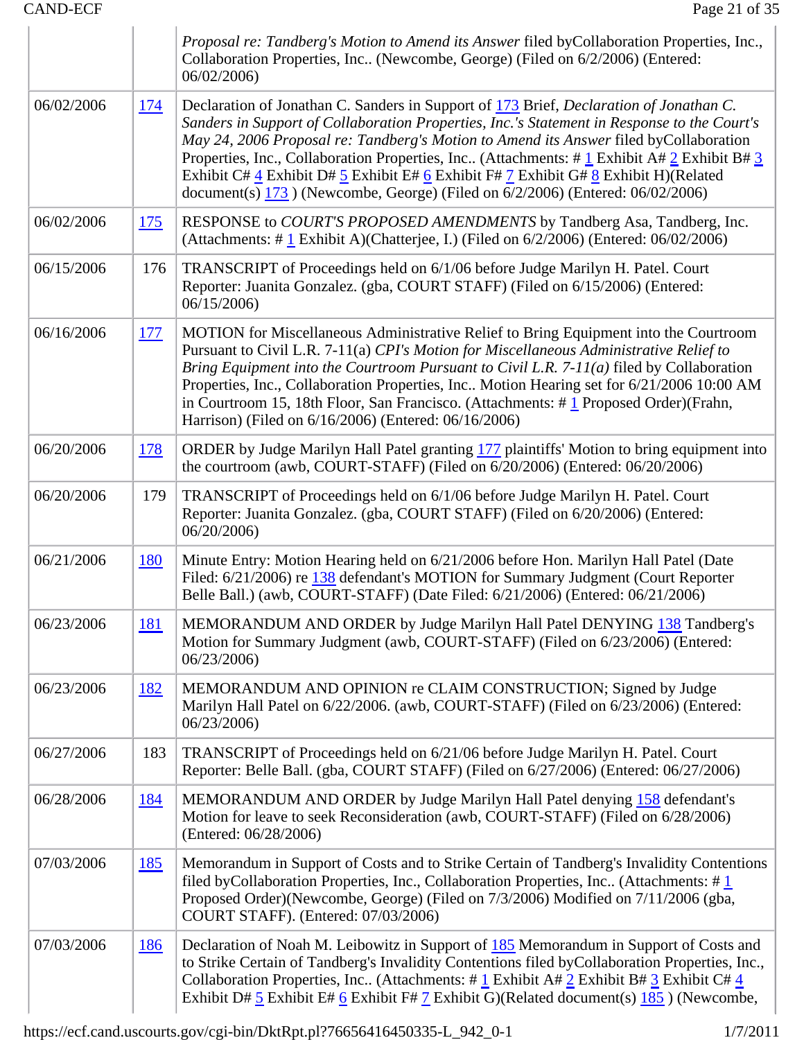| | | |
|---|---|---|
| | | *Proposal re: Tandberg's Motion to Amend its Answer* filed byCollaboration Properties, Inc., Collaboration Properties, Inc.. (Newcombe, George) (Filed on 6/2/2006) (Entered: 06/02/2006) |
| 06/02/2006 | 174 | Declaration of Jonathan C. Sanders in Support of 173 Brief, *Declaration of Jonathan C. Sanders in Support of Collaboration Properties, Inc.'s Statement in Response to the Court's May 24, 2006 Proposal re: Tandberg's Motion to Amend its Answer* filed byCollaboration Properties, Inc., Collaboration Properties, Inc.. (Attachments: # 1 Exhibit A# 2 Exhibit B# 3 Exhibit C# 4 Exhibit D# 5 Exhibit E# 6 Exhibit F# 7 Exhibit G# 8 Exhibit H)(Related document(s) 173 ) (Newcombe, George) (Filed on 6/2/2006) (Entered: 06/02/2006) |
| 06/02/2006 | 175 | RESPONSE to *COURT'S PROPOSED AMENDMENTS* by Tandberg Asa, Tandberg, Inc. (Attachments: # 1 Exhibit A)(Chatterjee, I.) (Filed on 6/2/2006) (Entered: 06/02/2006) |
| 06/15/2006 | 176 | TRANSCRIPT of Proceedings held on 6/1/06 before Judge Marilyn H. Patel. Court Reporter: Juanita Gonzalez. (gba, COURT STAFF) (Filed on 6/15/2006) (Entered: 06/15/2006) |
| 06/16/2006 | 177 | MOTION for Miscellaneous Administrative Relief to Bring Equipment into the Courtroom Pursuant to Civil L.R. 7-11(a) *CPI's Motion for Miscellaneous Administrative Relief to Bring Equipment into the Courtroom Pursuant to Civil L.R. 7-11(a)* filed by Collaboration Properties, Inc., Collaboration Properties, Inc.. Motion Hearing set for 6/21/2006 10:00 AM in Courtroom 15, 18th Floor, San Francisco. (Attachments: # 1 Proposed Order)(Frahn, Harrison) (Filed on 6/16/2006) (Entered: 06/16/2006) |
| 06/20/2006 | 178 | ORDER by Judge Marilyn Hall Patel granting 177 plaintiffs' Motion to bring equipment into the courtroom (awb, COURT-STAFF) (Filed on 6/20/2006) (Entered: 06/20/2006) |
| 06/20/2006 | 179 | TRANSCRIPT of Proceedings held on 6/1/06 before Judge Marilyn H. Patel. Court Reporter: Juanita Gonzalez. (gba, COURT STAFF) (Filed on 6/20/2006) (Entered: 06/20/2006) |
| 06/21/2006 | 180 | Minute Entry: Motion Hearing held on 6/21/2006 before Hon. Marilyn Hall Patel (Date Filed: 6/21/2006) re 138 defendant's MOTION for Summary Judgment (Court Reporter Belle Ball.) (awb, COURT-STAFF) (Date Filed: 6/21/2006) (Entered: 06/21/2006) |
| 06/23/2006 | 181 | MEMORANDUM AND ORDER by Judge Marilyn Hall Patel DENYING 138 Tandberg's Motion for Summary Judgment (awb, COURT-STAFF) (Filed on 6/23/2006) (Entered: 06/23/2006) |
| 06/23/2006 | 182 | MEMORANDUM AND OPINION re CLAIM CONSTRUCTION; Signed by Judge Marilyn Hall Patel on 6/22/2006. (awb, COURT-STAFF) (Filed on 6/23/2006) (Entered: 06/23/2006) |
| 06/27/2006 | 183 | TRANSCRIPT of Proceedings held on 6/21/06 before Judge Marilyn H. Patel. Court Reporter: Belle Ball. (gba, COURT STAFF) (Filed on 6/27/2006) (Entered: 06/27/2006) |
| 06/28/2006 | 184 | MEMORANDUM AND ORDER by Judge Marilyn Hall Patel denying 158 defendant's Motion for leave to seek Reconsideration (awb, COURT-STAFF) (Filed on 6/28/2006) (Entered: 06/28/2006) |
| 07/03/2006 | 185 | Memorandum in Support of Costs and to Strike Certain of Tandberg's Invalidity Contentions filed byCollaboration Properties, Inc., Collaboration Properties, Inc.. (Attachments: # 1 Proposed Order)(Newcombe, George) (Filed on 7/3/2006) Modified on 7/11/2006 (gba, COURT STAFF). (Entered: 07/03/2006) |
| 07/03/2006 | 186 | Declaration of Noah M. Leibowitz in Support of 185 Memorandum in Support of Costs and to Strike Certain of Tandberg's Invalidity Contentions filed byCollaboration Properties, Inc., Collaboration Properties, Inc.. (Attachments: # 1 Exhibit A# 2 Exhibit B# 3 Exhibit C# 4 Exhibit D# 5 Exhibit E# 6 Exhibit F# 7 Exhibit G)(Related document(s) 185 ) (Newcombe, |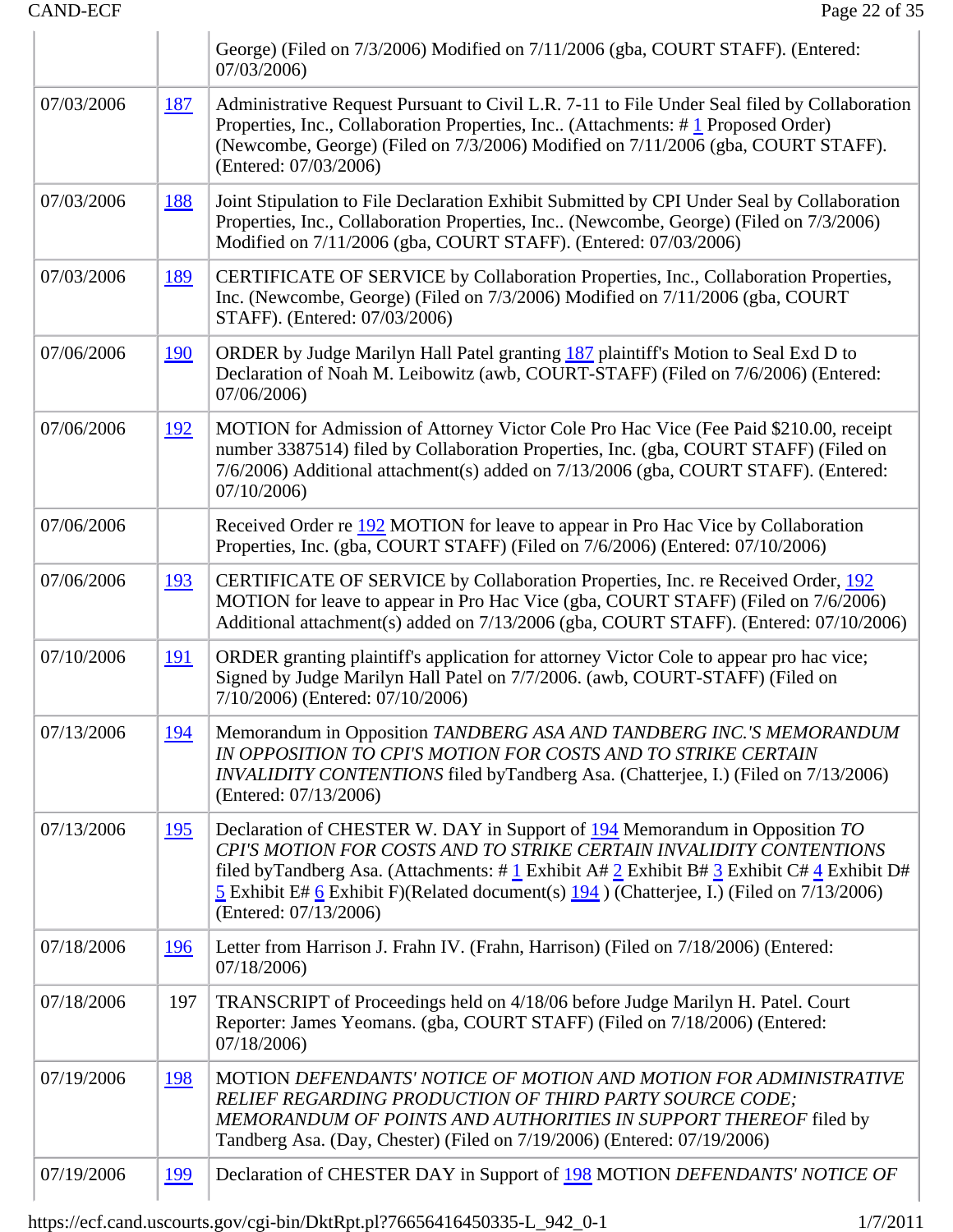| | | |
|---|---|---|
| | | George) (Filed on 7/3/2006) Modified on 7/11/2006 (gba, COURT STAFF). (Entered: 07/03/2006) |
| 07/03/2006 | 187 | Administrative Request Pursuant to Civil L.R. 7-11 to File Under Seal filed by Collaboration Properties, Inc., Collaboration Properties, Inc.. (Attachments: # 1 Proposed Order) (Newcombe, George) (Filed on 7/3/2006) Modified on 7/11/2006 (gba, COURT STAFF). (Entered: 07/03/2006) |
| 07/03/2006 | 188 | Joint Stipulation to File Declaration Exhibit Submitted by CPI Under Seal by Collaboration Properties, Inc., Collaboration Properties, Inc.. (Newcombe, George) (Filed on 7/3/2006) Modified on 7/11/2006 (gba, COURT STAFF). (Entered: 07/03/2006) |
| 07/03/2006 | 189 | CERTIFICATE OF SERVICE by Collaboration Properties, Inc., Collaboration Properties, Inc. (Newcombe, George) (Filed on 7/3/2006) Modified on 7/11/2006 (gba, COURT STAFF). (Entered: 07/03/2006) |
| 07/06/2006 | 190 | ORDER by Judge Marilyn Hall Patel granting 187 plaintiff's Motion to Seal Exd D to Declaration of Noah M. Leibowitz (awb, COURT-STAFF) (Filed on 7/6/2006) (Entered: 07/06/2006) |
| 07/06/2006 | 192 | MOTION for Admission of Attorney Victor Cole Pro Hac Vice (Fee Paid $210.00, receipt number 3387514) filed by Collaboration Properties, Inc. (gba, COURT STAFF) (Filed on 7/6/2006) Additional attachment(s) added on 7/13/2006 (gba, COURT STAFF). (Entered: 07/10/2006) |
| 07/06/2006 | | Received Order re 192 MOTION for leave to appear in Pro Hac Vice by Collaboration Properties, Inc. (gba, COURT STAFF) (Filed on 7/6/2006) (Entered: 07/10/2006) |
| 07/06/2006 | 193 | CERTIFICATE OF SERVICE by Collaboration Properties, Inc. re Received Order, 192 MOTION for leave to appear in Pro Hac Vice (gba, COURT STAFF) (Filed on 7/6/2006) Additional attachment(s) added on 7/13/2006 (gba, COURT STAFF). (Entered: 07/10/2006) |
| 07/10/2006 | 191 | ORDER granting plaintiff's application for attorney Victor Cole to appear pro hac vice; Signed by Judge Marilyn Hall Patel on 7/7/2006. (awb, COURT-STAFF) (Filed on 7/10/2006) (Entered: 07/10/2006) |
| 07/13/2006 | 194 | Memorandum in Opposition *TANDBERG ASA AND TANDBERG INC.'S MEMORANDUM IN OPPOSITION TO CPI'S MOTION FOR COSTS AND TO STRIKE CERTAIN INVALIDITY CONTENTIONS* filed byTandberg Asa. (Chatterjee, I.) (Filed on 7/13/2006) (Entered: 07/13/2006) |
| 07/13/2006 | 195 | Declaration of CHESTER W. DAY in Support of 194 Memorandum in Opposition *TO CPI'S MOTION FOR COSTS AND TO STRIKE CERTAIN INVALIDITY CONTENTIONS* filed byTandberg Asa. (Attachments: # 1 Exhibit A# 2 Exhibit B# 3 Exhibit C# 4 Exhibit D# 5 Exhibit E# 6 Exhibit F)(Related document(s) 194 ) (Chatterjee, I.) (Filed on 7/13/2006) (Entered: 07/13/2006) |
| 07/18/2006 | 196 | Letter from Harrison J. Frahn IV. (Frahn, Harrison) (Filed on 7/18/2006) (Entered: 07/18/2006) |
| 07/18/2006 | 197 | TRANSCRIPT of Proceedings held on 4/18/06 before Judge Marilyn H. Patel. Court Reporter: James Yeomans. (gba, COURT STAFF) (Filed on 7/18/2006) (Entered: 07/18/2006) |
| 07/19/2006 | 198 | MOTION *DEFENDANTS' NOTICE OF MOTION AND MOTION FOR ADMINISTRATIVE RELIEF REGARDING PRODUCTION OF THIRD PARTY SOURCE CODE; MEMORANDUM OF POINTS AND AUTHORITIES IN SUPPORT THEREOF* filed by Tandberg Asa. (Day, Chester) (Filed on 7/19/2006) (Entered: 07/19/2006) |
| 07/19/2006 | 199 | Declaration of CHESTER DAY in Support of 198 MOTION *DEFENDANTS' NOTICE OF* |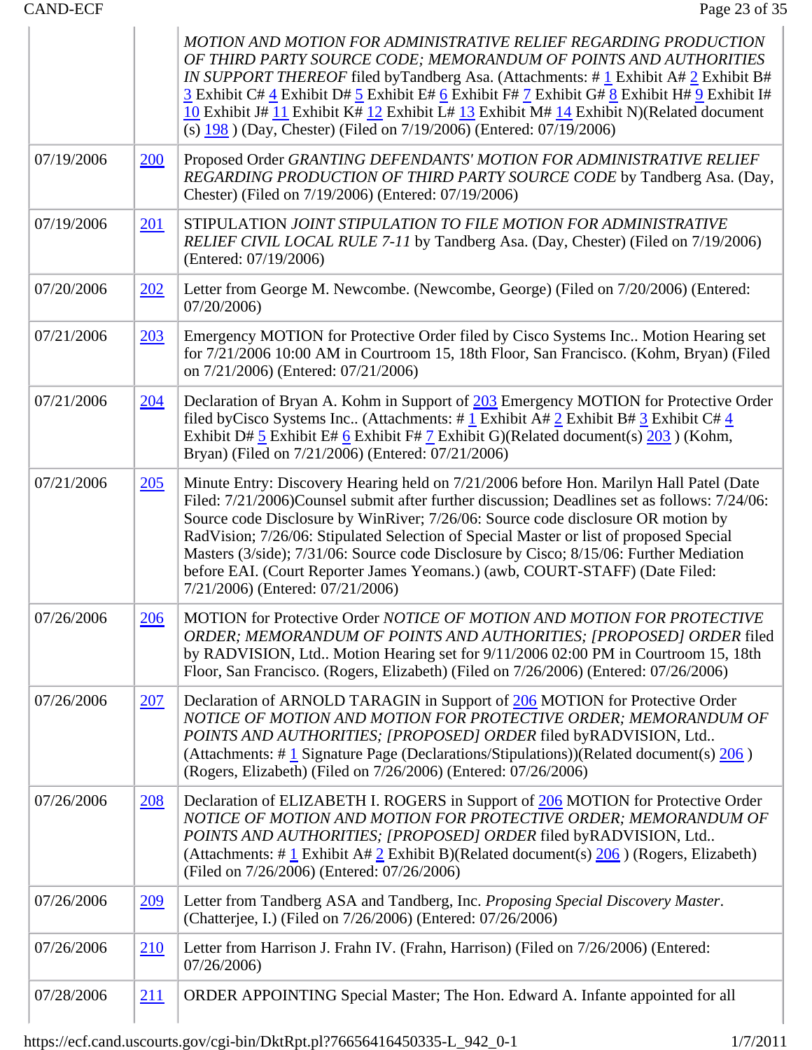| | | |
|---|---|---|
| | | *MOTION AND MOTION FOR ADMINISTRATIVE RELIEF REGARDING PRODUCTION OF THIRD PARTY SOURCE CODE; MEMORANDUM OF POINTS AND AUTHORITIES IN SUPPORT THEREOF* filed byTandberg Asa. (Attachments: # 1 Exhibit A# 2 Exhibit B# 3 Exhibit C# 4 Exhibit D# 5 Exhibit E# 6 Exhibit F# 7 Exhibit G# 8 Exhibit H# 9 Exhibit I# 10 Exhibit J# 11 Exhibit K# 12 Exhibit L# 13 Exhibit M# 14 Exhibit N)(Related document(s) 198 ) (Day, Chester) (Filed on 7/19/2006) (Entered: 07/19/2006) |
| 07/19/2006 | 200 | Proposed Order *GRANTING DEFENDANTS' MOTION FOR ADMINISTRATIVE RELIEF REGARDING PRODUCTION OF THIRD PARTY SOURCE CODE* by Tandberg Asa. (Day, Chester) (Filed on 7/19/2006) (Entered: 07/19/2006) |
| 07/19/2006 | 201 | STIPULATION *JOINT STIPULATION TO FILE MOTION FOR ADMINISTRATIVE RELIEF CIVIL LOCAL RULE 7-11* by Tandberg Asa. (Day, Chester) (Filed on 7/19/2006) (Entered: 07/19/2006) |
| 07/20/2006 | 202 | Letter from George M. Newcombe. (Newcombe, George) (Filed on 7/20/2006) (Entered: 07/20/2006) |
| 07/21/2006 | 203 | Emergency MOTION for Protective Order filed by Cisco Systems Inc.. Motion Hearing set for 7/21/2006 10:00 AM in Courtroom 15, 18th Floor, San Francisco. (Kohm, Bryan) (Filed on 7/21/2006) (Entered: 07/21/2006) |
| 07/21/2006 | 204 | Declaration of Bryan A. Kohm in Support of 203 Emergency MOTION for Protective Order filed byCisco Systems Inc.. (Attachments: # 1 Exhibit A# 2 Exhibit B# 3 Exhibit C# 4 Exhibit D# 5 Exhibit E# 6 Exhibit F# 7 Exhibit G)(Related document(s) 203 ) (Kohm, Bryan) (Filed on 7/21/2006) (Entered: 07/21/2006) |
| 07/21/2006 | 205 | Minute Entry: Discovery Hearing held on 7/21/2006 before Hon. Marilyn Hall Patel (Date Filed: 7/21/2006)Counsel submit after further discussion; Deadlines set as follows: 7/24/06: Source code Disclosure by WinRiver; 7/26/06: Source code disclosure OR motion by RadVision; 7/26/06: Stipulated Selection of Special Master or list of proposed Special Masters (3/side); 7/31/06: Source code Disclosure by Cisco; 8/15/06: Further Mediation before EAI. (Court Reporter James Yeomans.) (awb, COURT-STAFF) (Date Filed: 7/21/2006) (Entered: 07/21/2006) |
| 07/26/2006 | 206 | MOTION for Protective Order *NOTICE OF MOTION AND MOTION FOR PROTECTIVE ORDER; MEMORANDUM OF POINTS AND AUTHORITIES; [PROPOSED] ORDER* filed by RADVISION, Ltd.. Motion Hearing set for 9/11/2006 02:00 PM in Courtroom 15, 18th Floor, San Francisco. (Rogers, Elizabeth) (Filed on 7/26/2006) (Entered: 07/26/2006) |
| 07/26/2006 | 207 | Declaration of ARNOLD TARAGIN in Support of 206 MOTION for Protective Order *NOTICE OF MOTION AND MOTION FOR PROTECTIVE ORDER; MEMORANDUM OF POINTS AND AUTHORITIES; [PROPOSED] ORDER* filed byRADVISION, Ltd.. (Attachments: # 1 Signature Page (Declarations/Stipulations))(Related document(s) 206 ) (Rogers, Elizabeth) (Filed on 7/26/2006) (Entered: 07/26/2006) |
| 07/26/2006 | 208 | Declaration of ELIZABETH I. ROGERS in Support of 206 MOTION for Protective Order *NOTICE OF MOTION AND MOTION FOR PROTECTIVE ORDER; MEMORANDUM OF POINTS AND AUTHORITIES; [PROPOSED] ORDER* filed byRADVISION, Ltd.. (Attachments: # 1 Exhibit A# 2 Exhibit B)(Related document(s) 206 ) (Rogers, Elizabeth) (Filed on 7/26/2006) (Entered: 07/26/2006) |
| 07/26/2006 | 209 | Letter from Tandberg ASA and Tandberg, Inc. *Proposing Special Discovery Master*. (Chatterjee, I.) (Filed on 7/26/2006) (Entered: 07/26/2006) |
| 07/26/2006 | 210 | Letter from Harrison J. Frahn IV. (Frahn, Harrison) (Filed on 7/26/2006) (Entered: 07/26/2006) |
| 07/28/2006 | 211 | ORDER APPOINTING Special Master; The Hon. Edward A. Infante appointed for all |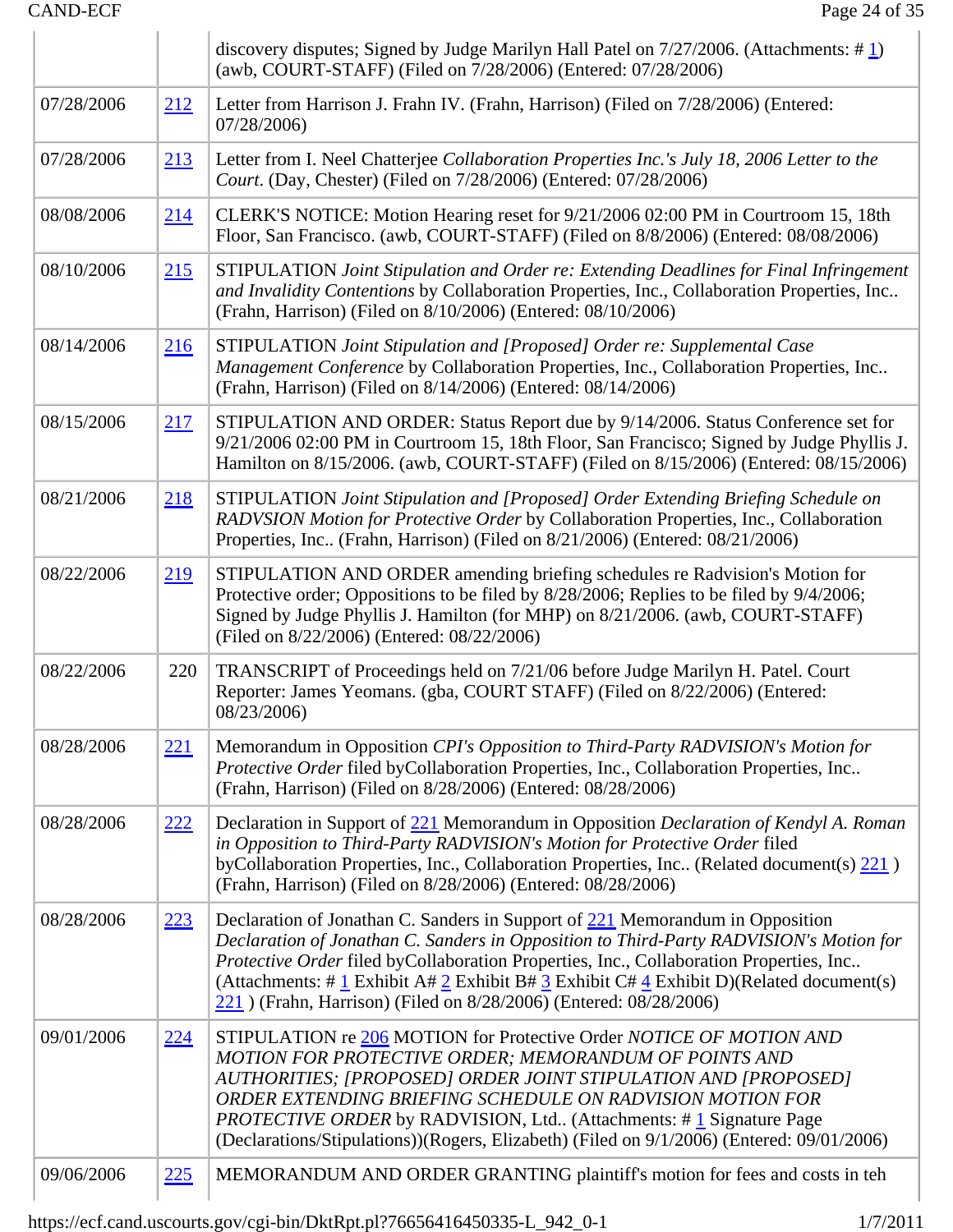| | | |
|---|---|---|
| | | discovery disputes; Signed by Judge Marilyn Hall Patel on 7/27/2006. (Attachments: # 1) (awb, COURT-STAFF) (Filed on 7/28/2006) (Entered: 07/28/2006) |
| 07/28/2006 | 212 | Letter from Harrison J. Frahn IV. (Frahn, Harrison) (Filed on 7/28/2006) (Entered: 07/28/2006) |
| 07/28/2006 | 213 | Letter from I. Neel Chatterjee *Collaboration Properties Inc.'s July 18, 2006 Letter to the Court*. (Day, Chester) (Filed on 7/28/2006) (Entered: 07/28/2006) |
| 08/08/2006 | 214 | CLERK'S NOTICE: Motion Hearing reset for 9/21/2006 02:00 PM in Courtroom 15, 18th Floor, San Francisco. (awb, COURT-STAFF) (Filed on 8/8/2006) (Entered: 08/08/2006) |
| 08/10/2006 | 215 | STIPULATION *Joint Stipulation and Order re: Extending Deadlines for Final Infringement and Invalidity Contentions* by Collaboration Properties, Inc., Collaboration Properties, Inc.. (Frahn, Harrison) (Filed on 8/10/2006) (Entered: 08/10/2006) |
| 08/14/2006 | 216 | STIPULATION *Joint Stipulation and [Proposed] Order re: Supplemental Case Management Conference* by Collaboration Properties, Inc., Collaboration Properties, Inc.. (Frahn, Harrison) (Filed on 8/14/2006) (Entered: 08/14/2006) |
| 08/15/2006 | 217 | STIPULATION AND ORDER: Status Report due by 9/14/2006. Status Conference set for 9/21/2006 02:00 PM in Courtroom 15, 18th Floor, San Francisco; Signed by Judge Phyllis J. Hamilton on 8/15/2006. (awb, COURT-STAFF) (Filed on 8/15/2006) (Entered: 08/15/2006) |
| 08/21/2006 | 218 | STIPULATION *Joint Stipulation and [Proposed] Order Extending Briefing Schedule on RADVSION Motion for Protective Order* by Collaboration Properties, Inc., Collaboration Properties, Inc.. (Frahn, Harrison) (Filed on 8/21/2006) (Entered: 08/21/2006) |
| 08/22/2006 | 219 | STIPULATION AND ORDER amending briefing schedules re Radvision's Motion for Protective order; Oppositions to be filed by 8/28/2006; Replies to be filed by 9/4/2006; Signed by Judge Phyllis J. Hamilton (for MHP) on 8/21/2006. (awb, COURT-STAFF) (Filed on 8/22/2006) (Entered: 08/22/2006) |
| 08/22/2006 | 220 | TRANSCRIPT of Proceedings held on 7/21/06 before Judge Marilyn H. Patel. Court Reporter: James Yeomans. (gba, COURT STAFF) (Filed on 8/22/2006) (Entered: 08/23/2006) |
| 08/28/2006 | 221 | Memorandum in Opposition *CPI's Opposition to Third-Party RADVISION's Motion for Protective Order* filed byCollaboration Properties, Inc., Collaboration Properties, Inc.. (Frahn, Harrison) (Filed on 8/28/2006) (Entered: 08/28/2006) |
| 08/28/2006 | 222 | Declaration in Support of 221 Memorandum in Opposition *Declaration of Kendyl A. Roman in Opposition to Third-Party RADVISION's Motion for Protective Order* filed byCollaboration Properties, Inc., Collaboration Properties, Inc.. (Related document(s) 221 ) (Frahn, Harrison) (Filed on 8/28/2006) (Entered: 08/28/2006) |
| 08/28/2006 | 223 | Declaration of Jonathan C. Sanders in Support of 221 Memorandum in Opposition *Declaration of Jonathan C. Sanders in Opposition to Third-Party RADVISION's Motion for Protective Order* filed byCollaboration Properties, Inc., Collaboration Properties, Inc.. (Attachments: # 1 Exhibit A# 2 Exhibit B# 3 Exhibit C# 4 Exhibit D)(Related document(s) 221 ) (Frahn, Harrison) (Filed on 8/28/2006) (Entered: 08/28/2006) |
| 09/01/2006 | 224 | STIPULATION re 206 MOTION for Protective Order *NOTICE OF MOTION AND MOTION FOR PROTECTIVE ORDER; MEMORANDUM OF POINTS AND AUTHORITIES; [PROPOSED] ORDER JOINT STIPULATION AND [PROPOSED] ORDER EXTENDING BRIEFING SCHEDULE ON RADVISION MOTION FOR PROTECTIVE ORDER* by RADVISION, Ltd.. (Attachments: # 1 Signature Page (Declarations/Stipulations))(Rogers, Elizabeth) (Filed on 9/1/2006) (Entered: 09/01/2006) |
| 09/06/2006 | 225 | MEMORANDUM AND ORDER GRANTING plaintiff's motion for fees and costs in teh |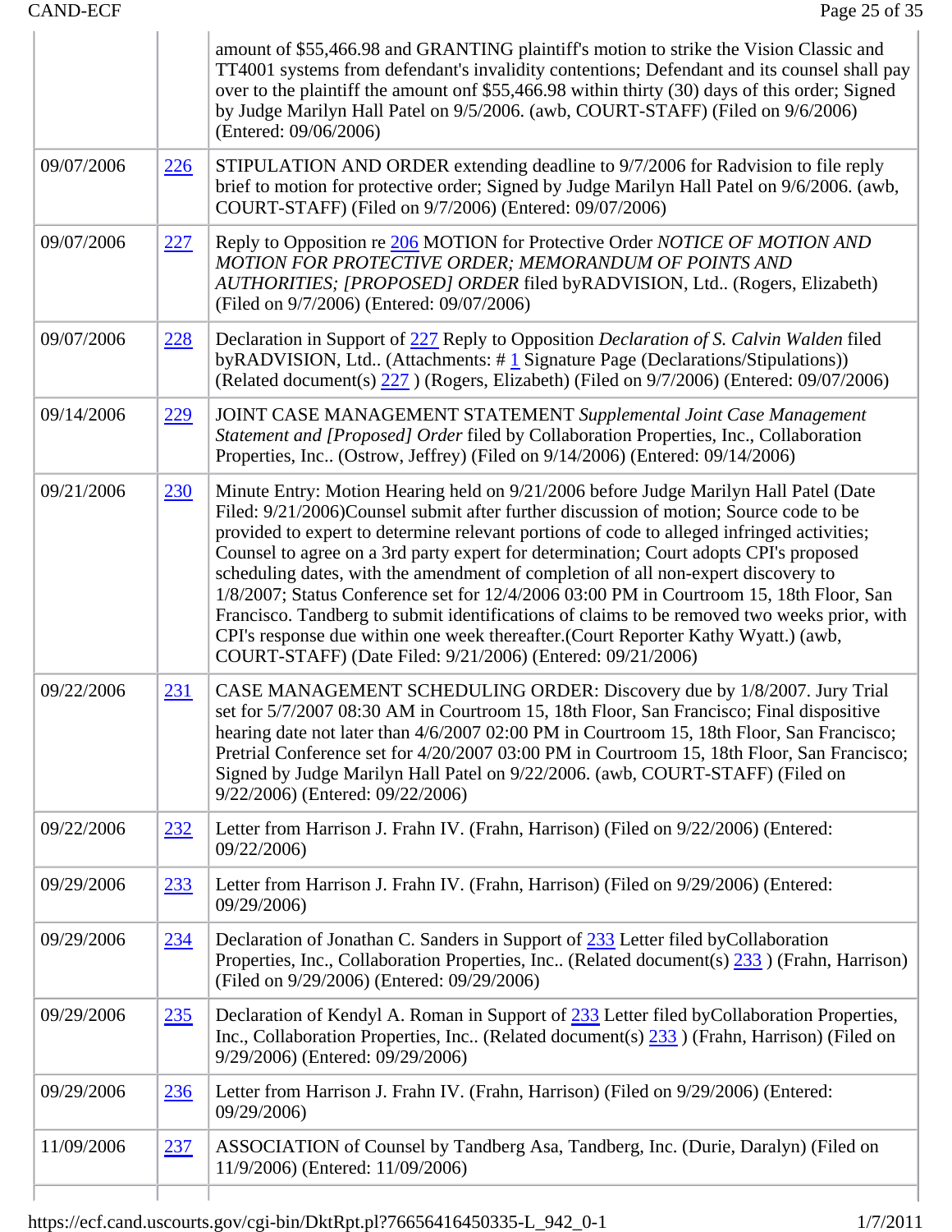| | | |
|---|---|---|
| | | amount of $55,466.98 and GRANTING plaintiff's motion to strike the Vision Classic and TT4001 systems from defendant's invalidity contentions; Defendant and its counsel shall pay over to the plaintiff the amount onf $55,466.98 within thirty (30) days of this order; Signed by Judge Marilyn Hall Patel on 9/5/2006. (awb, COURT-STAFF) (Filed on 9/6/2006) (Entered: 09/06/2006) |
| 09/07/2006 | 226 | STIPULATION AND ORDER extending deadline to 9/7/2006 for Radvision to file reply brief to motion for protective order; Signed by Judge Marilyn Hall Patel on 9/6/2006. (awb, COURT-STAFF) (Filed on 9/7/2006) (Entered: 09/07/2006) |
| 09/07/2006 | 227 | Reply to Opposition re 206 MOTION for Protective Order *NOTICE OF MOTION AND MOTION FOR PROTECTIVE ORDER; MEMORANDUM OF POINTS AND AUTHORITIES; [PROPOSED] ORDER* filed byRADVISION, Ltd.. (Rogers, Elizabeth) (Filed on 9/7/2006) (Entered: 09/07/2006) |
| 09/07/2006 | 228 | Declaration in Support of 227 Reply to Opposition *Declaration of S. Calvin Walden* filed byRADVISION, Ltd.. (Attachments: # 1 Signature Page (Declarations/Stipulations)) (Related document(s) 227 ) (Rogers, Elizabeth) (Filed on 9/7/2006) (Entered: 09/07/2006) |
| 09/14/2006 | 229 | JOINT CASE MANAGEMENT STATEMENT *Supplemental Joint Case Management Statement and [Proposed] Order* filed by Collaboration Properties, Inc., Collaboration Properties, Inc.. (Ostrow, Jeffrey) (Filed on 9/14/2006) (Entered: 09/14/2006) |
| 09/21/2006 | 230 | Minute Entry: Motion Hearing held on 9/21/2006 before Judge Marilyn Hall Patel (Date Filed: 9/21/2006)Counsel submit after further discussion of motion; Source code to be provided to expert to determine relevant portions of code to alleged infringed activities; Counsel to agree on a 3rd party expert for determination; Court adopts CPI's proposed scheduling dates, with the amendment of completion of all non-expert discovery to 1/8/2007; Status Conference set for 12/4/2006 03:00 PM in Courtroom 15, 18th Floor, San Francisco. Tandberg to submit identifications of claims to be removed two weeks prior, with CPI's response due within one week thereafter.(Court Reporter Kathy Wyatt.) (awb, COURT-STAFF) (Date Filed: 9/21/2006) (Entered: 09/21/2006) |
| 09/22/2006 | 231 | CASE MANAGEMENT SCHEDULING ORDER: Discovery due by 1/8/2007. Jury Trial set for 5/7/2007 08:30 AM in Courtroom 15, 18th Floor, San Francisco; Final dispositive hearing date not later than 4/6/2007 02:00 PM in Courtroom 15, 18th Floor, San Francisco; Pretrial Conference set for 4/20/2007 03:00 PM in Courtroom 15, 18th Floor, San Francisco; Signed by Judge Marilyn Hall Patel on 9/22/2006. (awb, COURT-STAFF) (Filed on 9/22/2006) (Entered: 09/22/2006) |
| 09/22/2006 | 232 | Letter from Harrison J. Frahn IV. (Frahn, Harrison) (Filed on 9/22/2006) (Entered: 09/22/2006) |
| 09/29/2006 | 233 | Letter from Harrison J. Frahn IV. (Frahn, Harrison) (Filed on 9/29/2006) (Entered: 09/29/2006) |
| 09/29/2006 | 234 | Declaration of Jonathan C. Sanders in Support of 233 Letter filed byCollaboration Properties, Inc., Collaboration Properties, Inc.. (Related document(s) 233 ) (Frahn, Harrison) (Filed on 9/29/2006) (Entered: 09/29/2006) |
| 09/29/2006 | 235 | Declaration of Kendyl A. Roman in Support of 233 Letter filed byCollaboration Properties, Inc., Collaboration Properties, Inc.. (Related document(s) 233 ) (Frahn, Harrison) (Filed on 9/29/2006) (Entered: 09/29/2006) |
| 09/29/2006 | 236 | Letter from Harrison J. Frahn IV. (Frahn, Harrison) (Filed on 9/29/2006) (Entered: 09/29/2006) |
| 11/09/2006 | 237 | ASSOCIATION of Counsel by Tandberg Asa, Tandberg, Inc. (Durie, Daralyn) (Filed on 11/9/2006) (Entered: 11/09/2006) |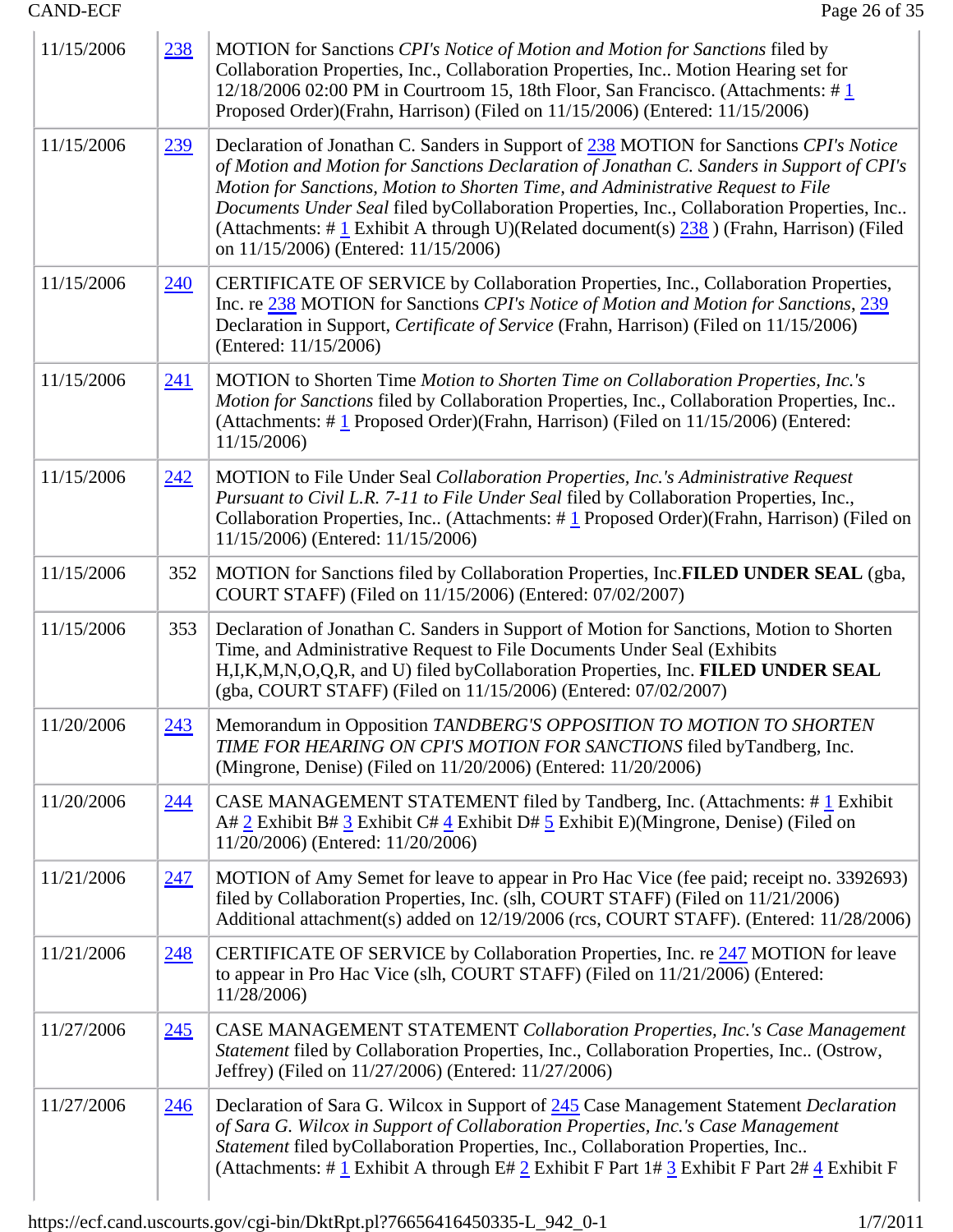| | | |
|---|---|---|
| 11/15/2006 | 238 | MOTION for Sanctions *CPI's Notice of Motion and Motion for Sanctions* filed by Collaboration Properties, Inc., Collaboration Properties, Inc.. Motion Hearing set for 12/18/2006 02:00 PM in Courtroom 15, 18th Floor, San Francisco. (Attachments: # 1 Proposed Order)(Frahn, Harrison) (Filed on 11/15/2006) (Entered: 11/15/2006) |
| 11/15/2006 | 239 | Declaration of Jonathan C. Sanders in Support of 238 MOTION for Sanctions *CPI's Notice of Motion and Motion for Sanctions Declaration of Jonathan C. Sanders in Support of CPI's Motion for Sanctions, Motion to Shorten Time, and Administrative Request to File Documents Under Seal* filed byCollaboration Properties, Inc., Collaboration Properties, Inc.. (Attachments: # 1 Exhibit A through U)(Related document(s) 238 ) (Frahn, Harrison) (Filed on 11/15/2006) (Entered: 11/15/2006) |
| 11/15/2006 | 240 | CERTIFICATE OF SERVICE by Collaboration Properties, Inc., Collaboration Properties, Inc. re 238 MOTION for Sanctions *CPI's Notice of Motion and Motion for Sanctions*, 239 Declaration in Support, *Certificate of Service* (Frahn, Harrison) (Filed on 11/15/2006) (Entered: 11/15/2006) |
| 11/15/2006 | 241 | MOTION to Shorten Time *Motion to Shorten Time on Collaboration Properties, Inc.'s Motion for Sanctions* filed by Collaboration Properties, Inc., Collaboration Properties, Inc.. (Attachments: # 1 Proposed Order)(Frahn, Harrison) (Filed on 11/15/2006) (Entered: 11/15/2006) |
| 11/15/2006 | 242 | MOTION to File Under Seal *Collaboration Properties, Inc.'s Administrative Request Pursuant to Civil L.R. 7-11 to File Under Seal* filed by Collaboration Properties, Inc., Collaboration Properties, Inc.. (Attachments: # 1 Proposed Order)(Frahn, Harrison) (Filed on 11/15/2006) (Entered: 11/15/2006) |
| 11/15/2006 | 352 | MOTION for Sanctions filed by Collaboration Properties, Inc.**FILED UNDER SEAL** (gba, COURT STAFF) (Filed on 11/15/2006) (Entered: 07/02/2007) |
| 11/15/2006 | 353 | Declaration of Jonathan C. Sanders in Support of Motion for Sanctions, Motion to Shorten Time, and Administrative Request to File Documents Under Seal (Exhibits H,I,K,M,N,O,Q,R, and U) filed byCollaboration Properties, Inc. **FILED UNDER SEAL** (gba, COURT STAFF) (Filed on 11/15/2006) (Entered: 07/02/2007) |
| 11/20/2006 | 243 | Memorandum in Opposition *TANDBERG'S OPPOSITION TO MOTION TO SHORTEN TIME FOR HEARING ON CPI'S MOTION FOR SANCTIONS* filed byTandberg, Inc. (Mingrone, Denise) (Filed on 11/20/2006) (Entered: 11/20/2006) |
| 11/20/2006 | 244 | CASE MANAGEMENT STATEMENT filed by Tandberg, Inc. (Attachments: # 1 Exhibit A# 2 Exhibit B# 3 Exhibit C# 4 Exhibit D# 5 Exhibit E)(Mingrone, Denise) (Filed on 11/20/2006) (Entered: 11/20/2006) |
| 11/21/2006 | 247 | MOTION of Amy Semet for leave to appear in Pro Hac Vice (fee paid; receipt no. 3392693) filed by Collaboration Properties, Inc. (slh, COURT STAFF) (Filed on 11/21/2006) Additional attachment(s) added on 12/19/2006 (rcs, COURT STAFF). (Entered: 11/28/2006) |
| 11/21/2006 | 248 | CERTIFICATE OF SERVICE by Collaboration Properties, Inc. re 247 MOTION for leave to appear in Pro Hac Vice (slh, COURT STAFF) (Filed on 11/21/2006) (Entered: 11/28/2006) |
| 11/27/2006 | 245 | CASE MANAGEMENT STATEMENT *Collaboration Properties, Inc.'s Case Management Statement* filed by Collaboration Properties, Inc., Collaboration Properties, Inc.. (Ostrow, Jeffrey) (Filed on 11/27/2006) (Entered: 11/27/2006) |
| 11/27/2006 | 246 | Declaration of Sara G. Wilcox in Support of 245 Case Management Statement *Declaration of Sara G. Wilcox in Support of Collaboration Properties, Inc.'s Case Management Statement* filed byCollaboration Properties, Inc., Collaboration Properties, Inc.. (Attachments: # 1 Exhibit A through E# 2 Exhibit F Part 1# 3 Exhibit F Part 2# 4 Exhibit F |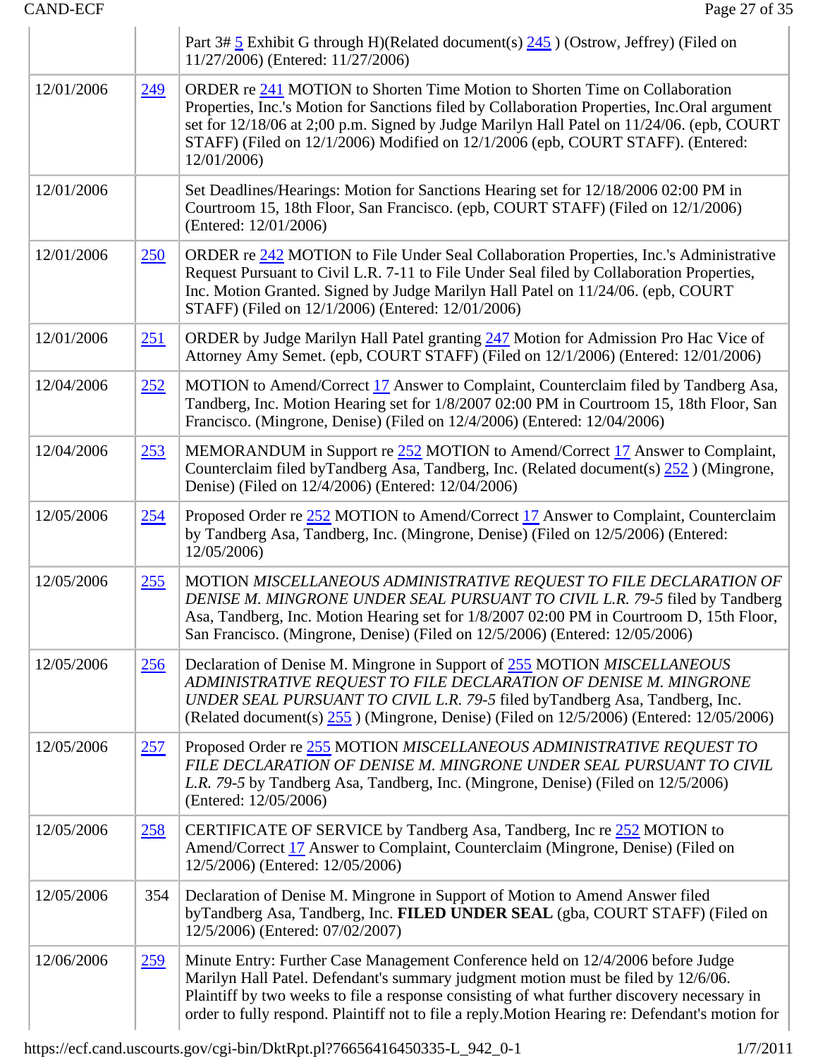| | | |
|---|---|---|
| | | Part 3# 5 Exhibit G through H)(Related document(s) 245 ) (Ostrow, Jeffrey) (Filed on 11/27/2006) (Entered: 11/27/2006) |
| 12/01/2006 | 249 | ORDER re 241 MOTION to Shorten Time Motion to Shorten Time on Collaboration Properties, Inc.'s Motion for Sanctions filed by Collaboration Properties, Inc.Oral argument set for 12/18/06 at 2;00 p.m. Signed by Judge Marilyn Hall Patel on 11/24/06. (epb, COURT STAFF) (Filed on 12/1/2006) Modified on 12/1/2006 (epb, COURT STAFF). (Entered: 12/01/2006) |
| 12/01/2006 | | Set Deadlines/Hearings: Motion for Sanctions Hearing set for 12/18/2006 02:00 PM in Courtroom 15, 18th Floor, San Francisco. (epb, COURT STAFF) (Filed on 12/1/2006) (Entered: 12/01/2006) |
| 12/01/2006 | 250 | ORDER re 242 MOTION to File Under Seal Collaboration Properties, Inc.'s Administrative Request Pursuant to Civil L.R. 7-11 to File Under Seal filed by Collaboration Properties, Inc. Motion Granted. Signed by Judge Marilyn Hall Patel on 11/24/06. (epb, COURT STAFF) (Filed on 12/1/2006) (Entered: 12/01/2006) |
| 12/01/2006 | 251 | ORDER by Judge Marilyn Hall Patel granting 247 Motion for Admission Pro Hac Vice of Attorney Amy Semet. (epb, COURT STAFF) (Filed on 12/1/2006) (Entered: 12/01/2006) |
| 12/04/2006 | 252 | MOTION to Amend/Correct 17 Answer to Complaint, Counterclaim filed by Tandberg Asa, Tandberg, Inc. Motion Hearing set for 1/8/2007 02:00 PM in Courtroom 15, 18th Floor, San Francisco. (Mingrone, Denise) (Filed on 12/4/2006) (Entered: 12/04/2006) |
| 12/04/2006 | 253 | MEMORANDUM in Support re 252 MOTION to Amend/Correct 17 Answer to Complaint, Counterclaim filed byTandberg Asa, Tandberg, Inc. (Related document(s) 252 ) (Mingrone, Denise) (Filed on 12/4/2006) (Entered: 12/04/2006) |
| 12/05/2006 | 254 | Proposed Order re 252 MOTION to Amend/Correct 17 Answer to Complaint, Counterclaim by Tandberg Asa, Tandberg, Inc. (Mingrone, Denise) (Filed on 12/5/2006) (Entered: 12/05/2006) |
| 12/05/2006 | 255 | MOTION *MISCELLANEOUS ADMINISTRATIVE REQUEST TO FILE DECLARATION OF DENISE M. MINGRONE UNDER SEAL PURSUANT TO CIVIL L.R. 79-5* filed by Tandberg Asa, Tandberg, Inc. Motion Hearing set for 1/8/2007 02:00 PM in Courtroom D, 15th Floor, San Francisco. (Mingrone, Denise) (Filed on 12/5/2006) (Entered: 12/05/2006) |
| 12/05/2006 | 256 | Declaration of Denise M. Mingrone in Support of 255 MOTION *MISCELLANEOUS ADMINISTRATIVE REQUEST TO FILE DECLARATION OF DENISE M. MINGRONE UNDER SEAL PURSUANT TO CIVIL L.R. 79-5* filed byTandberg Asa, Tandberg, Inc. (Related document(s) 255 ) (Mingrone, Denise) (Filed on 12/5/2006) (Entered: 12/05/2006) |
| 12/05/2006 | 257 | Proposed Order re 255 MOTION *MISCELLANEOUS ADMINISTRATIVE REQUEST TO FILE DECLARATION OF DENISE M. MINGRONE UNDER SEAL PURSUANT TO CIVIL L.R. 79-5* by Tandberg Asa, Tandberg, Inc. (Mingrone, Denise) (Filed on 12/5/2006) (Entered: 12/05/2006) |
| 12/05/2006 | 258 | CERTIFICATE OF SERVICE by Tandberg Asa, Tandberg, Inc re 252 MOTION to Amend/Correct 17 Answer to Complaint, Counterclaim (Mingrone, Denise) (Filed on 12/5/2006) (Entered: 12/05/2006) |
| 12/05/2006 | 354 | Declaration of Denise M. Mingrone in Support of Motion to Amend Answer filed byTandberg Asa, Tandberg, Inc. **FILED UNDER SEAL** (gba, COURT STAFF) (Filed on 12/5/2006) (Entered: 07/02/2007) |
| 12/06/2006 | 259 | Minute Entry: Further Case Management Conference held on 12/4/2006 before Judge Marilyn Hall Patel. Defendant's summary judgment motion must be filed by 12/6/06. Plaintiff by two weeks to file a response consisting of what further discovery necessary in order to fully respond. Plaintiff not to file a reply.Motion Hearing re: Defendant's motion for |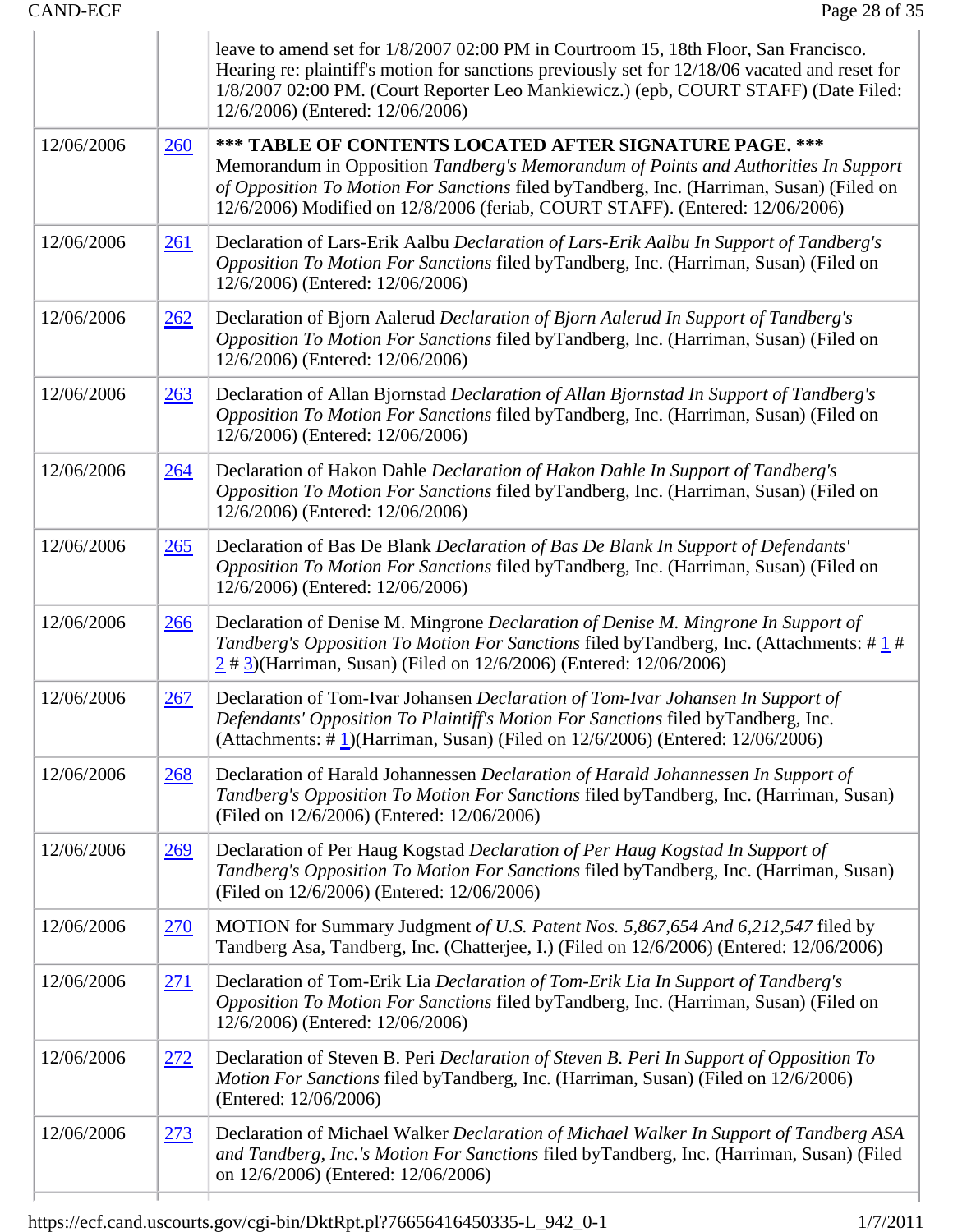| | | leave to amend set for 1/8/2007 02:00 PM in Courtroom 15, 18th Floor, San Francisco. Hearing re: plaintiff's motion for sanctions previously set for 12/18/06 vacated and reset for 1/8/2007 02:00 PM. (Court Reporter Leo Mankiewicz.) (epb, COURT STAFF) (Date Filed: 12/6/2006) (Entered: 12/06/2006) |
|---|---|---|
| 12/06/2006 | 260 | **\*\*\* TABLE OF CONTENTS LOCATED AFTER SIGNATURE PAGE. \*\*\*** Memorandum in Opposition *Tandberg's Memorandum of Points and Authorities In Support of Opposition To Motion For Sanctions* filed byTandberg, Inc. (Harriman, Susan) (Filed on 12/6/2006) Modified on 12/8/2006 (feriab, COURT STAFF). (Entered: 12/06/2006) |
| 12/06/2006 | 261 | Declaration of Lars-Erik Aalbu *Declaration of Lars-Erik Aalbu In Support of Tandberg's Opposition To Motion For Sanctions* filed byTandberg, Inc. (Harriman, Susan) (Filed on 12/6/2006) (Entered: 12/06/2006) |
| 12/06/2006 | 262 | Declaration of Bjorn Aalerud *Declaration of Bjorn Aalerud In Support of Tandberg's Opposition To Motion For Sanctions* filed byTandberg, Inc. (Harriman, Susan) (Filed on 12/6/2006) (Entered: 12/06/2006) |
| 12/06/2006 | 263 | Declaration of Allan Bjornstad *Declaration of Allan Bjornstad In Support of Tandberg's Opposition To Motion For Sanctions* filed byTandberg, Inc. (Harriman, Susan) (Filed on 12/6/2006) (Entered: 12/06/2006) |
| 12/06/2006 | 264 | Declaration of Hakon Dahle *Declaration of Hakon Dahle In Support of Tandberg's Opposition To Motion For Sanctions* filed byTandberg, Inc. (Harriman, Susan) (Filed on 12/6/2006) (Entered: 12/06/2006) |
| 12/06/2006 | 265 | Declaration of Bas De Blank *Declaration of Bas De Blank In Support of Defendants' Opposition To Motion For Sanctions* filed byTandberg, Inc. (Harriman, Susan) (Filed on 12/6/2006) (Entered: 12/06/2006) |
| 12/06/2006 | 266 | Declaration of Denise M. Mingrone *Declaration of Denise M. Mingrone In Support of Tandberg's Opposition To Motion For Sanctions* filed byTandberg, Inc. (Attachments: # 1 # 2 # 3)(Harriman, Susan) (Filed on 12/6/2006) (Entered: 12/06/2006) |
| 12/06/2006 | 267 | Declaration of Tom-Ivar Johansen *Declaration of Tom-Ivar Johansen In Support of Defendants' Opposition To Plaintiff's Motion For Sanctions* filed byTandberg, Inc. (Attachments: # 1)(Harriman, Susan) (Filed on 12/6/2006) (Entered: 12/06/2006) |
| 12/06/2006 | 268 | Declaration of Harald Johannessen *Declaration of Harald Johannessen In Support of Tandberg's Opposition To Motion For Sanctions* filed byTandberg, Inc. (Harriman, Susan) (Filed on 12/6/2006) (Entered: 12/06/2006) |
| 12/06/2006 | 269 | Declaration of Per Haug Kogstad *Declaration of Per Haug Kogstad In Support of Tandberg's Opposition To Motion For Sanctions* filed byTandberg, Inc. (Harriman, Susan) (Filed on 12/6/2006) (Entered: 12/06/2006) |
| 12/06/2006 | 270 | MOTION for Summary Judgment *of U.S. Patent Nos. 5,867,654 And 6,212,547* filed by Tandberg Asa, Tandberg, Inc. (Chatterjee, I.) (Filed on 12/6/2006) (Entered: 12/06/2006) |
| 12/06/2006 | 271 | Declaration of Tom-Erik Lia *Declaration of Tom-Erik Lia In Support of Tandberg's Opposition To Motion For Sanctions* filed byTandberg, Inc. (Harriman, Susan) (Filed on 12/6/2006) (Entered: 12/06/2006) |
| 12/06/2006 | 272 | Declaration of Steven B. Peri *Declaration of Steven B. Peri In Support of Opposition To Motion For Sanctions* filed byTandberg, Inc. (Harriman, Susan) (Filed on 12/6/2006) (Entered: 12/06/2006) |
| 12/06/2006 | 273 | Declaration of Michael Walker *Declaration of Michael Walker In Support of Tandberg ASA and Tandberg, Inc.'s Motion For Sanctions* filed byTandberg, Inc. (Harriman, Susan) (Filed on 12/6/2006) (Entered: 12/06/2006) |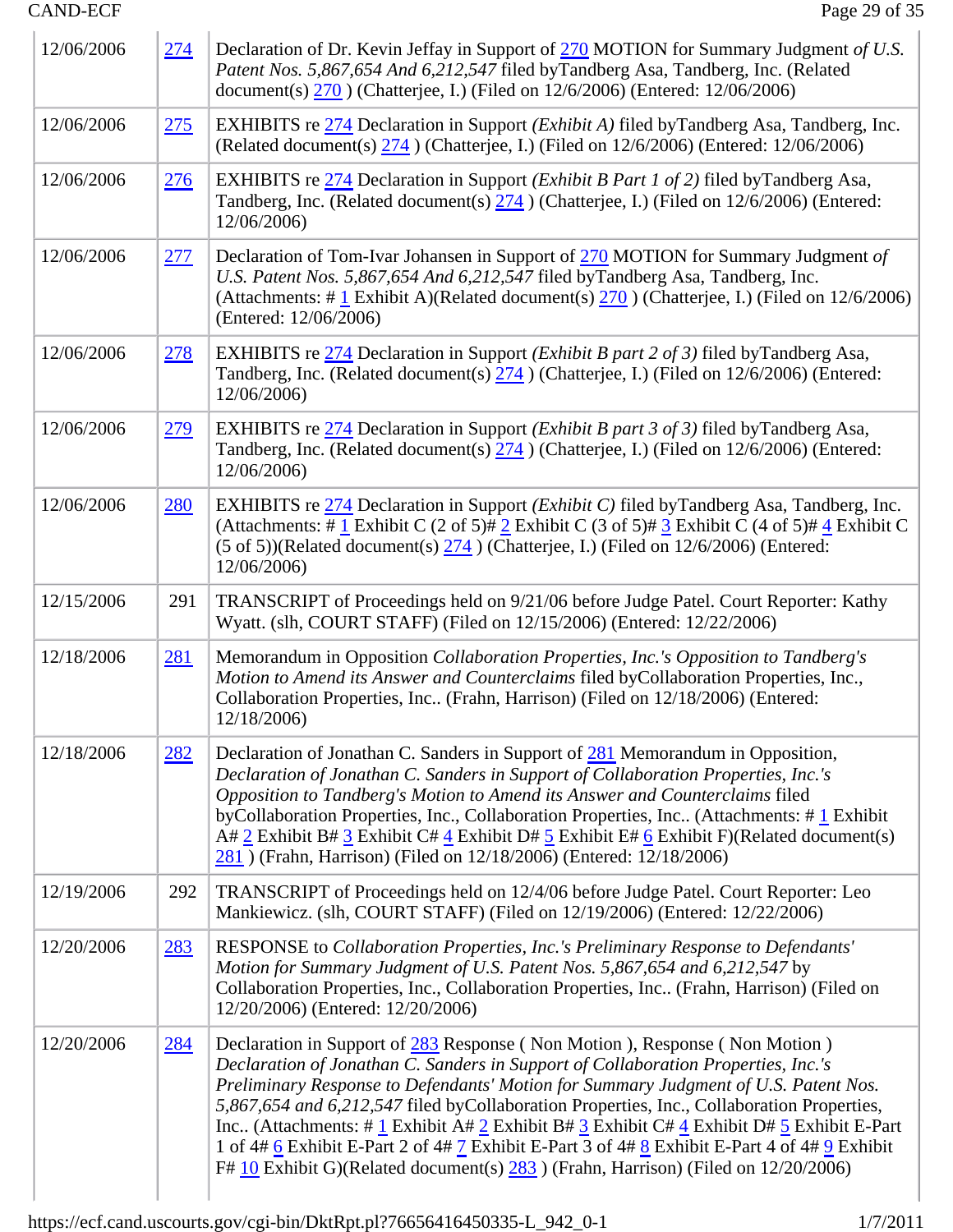| | | |
|---|---|---|
| 12/06/2006 | 274 | Declaration of Dr. Kevin Jeffay in Support of 270 MOTION for Summary Judgment *of U.S. Patent Nos. 5,867,654 And 6,212,547* filed byTandberg Asa, Tandberg, Inc. (Related document(s) 270 ) (Chatterjee, I.) (Filed on 12/6/2006) (Entered: 12/06/2006) |
| 12/06/2006 | 275 | EXHIBITS re 274 Declaration in Support *(Exhibit A)* filed byTandberg Asa, Tandberg, Inc. (Related document(s) 274 ) (Chatterjee, I.) (Filed on 12/6/2006) (Entered: 12/06/2006) |
| 12/06/2006 | 276 | EXHIBITS re 274 Declaration in Support *(Exhibit B Part 1 of 2)* filed byTandberg Asa, Tandberg, Inc. (Related document(s) 274 ) (Chatterjee, I.) (Filed on 12/6/2006) (Entered: 12/06/2006) |
| 12/06/2006 | 277 | Declaration of Tom-Ivar Johansen in Support of 270 MOTION for Summary Judgment *of U.S. Patent Nos. 5,867,654 And 6,212,547* filed byTandberg Asa, Tandberg, Inc. (Attachments: # 1 Exhibit A)(Related document(s) 270 ) (Chatterjee, I.) (Filed on 12/6/2006) (Entered: 12/06/2006) |
| 12/06/2006 | 278 | EXHIBITS re 274 Declaration in Support *(Exhibit B part 2 of 3)* filed byTandberg Asa, Tandberg, Inc. (Related document(s) 274 ) (Chatterjee, I.) (Filed on 12/6/2006) (Entered: 12/06/2006) |
| 12/06/2006 | 279 | EXHIBITS re 274 Declaration in Support *(Exhibit B part 3 of 3)* filed byTandberg Asa, Tandberg, Inc. (Related document(s) 274 ) (Chatterjee, I.) (Filed on 12/6/2006) (Entered: 12/06/2006) |
| 12/06/2006 | 280 | EXHIBITS re 274 Declaration in Support *(Exhibit C)* filed byTandberg Asa, Tandberg, Inc. (Attachments: # 1 Exhibit C (2 of 5)# 2 Exhibit C (3 of 5)# 3 Exhibit C (4 of 5)# 4 Exhibit C (5 of 5))(Related document(s) 274 ) (Chatterjee, I.) (Filed on 12/6/2006) (Entered: 12/06/2006) |
| 12/15/2006 | 291 | TRANSCRIPT of Proceedings held on 9/21/06 before Judge Patel. Court Reporter: Kathy Wyatt. (slh, COURT STAFF) (Filed on 12/15/2006) (Entered: 12/22/2006) |
| 12/18/2006 | 281 | Memorandum in Opposition *Collaboration Properties, Inc.'s Opposition to Tandberg's Motion to Amend its Answer and Counterclaims* filed byCollaboration Properties, Inc., Collaboration Properties, Inc.. (Frahn, Harrison) (Filed on 12/18/2006) (Entered: 12/18/2006) |
| 12/18/2006 | 282 | Declaration of Jonathan C. Sanders in Support of 281 Memorandum in Opposition, *Declaration of Jonathan C. Sanders in Support of Collaboration Properties, Inc.'s Opposition to Tandberg's Motion to Amend its Answer and Counterclaims* filed byCollaboration Properties, Inc., Collaboration Properties, Inc.. (Attachments: # 1 Exhibit A# 2 Exhibit B# 3 Exhibit C# 4 Exhibit D# 5 Exhibit E# 6 Exhibit F)(Related document(s) 281 ) (Frahn, Harrison) (Filed on 12/18/2006) (Entered: 12/18/2006) |
| 12/19/2006 | 292 | TRANSCRIPT of Proceedings held on 12/4/06 before Judge Patel. Court Reporter: Leo Mankiewicz. (slh, COURT STAFF) (Filed on 12/19/2006) (Entered: 12/22/2006) |
| 12/20/2006 | 283 | RESPONSE to *Collaboration Properties, Inc.'s Preliminary Response to Defendants' Motion for Summary Judgment of U.S. Patent Nos. 5,867,654 and 6,212,547* by Collaboration Properties, Inc., Collaboration Properties, Inc.. (Frahn, Harrison) (Filed on 12/20/2006) (Entered: 12/20/2006) |
| 12/20/2006 | 284 | Declaration in Support of 283 Response ( Non Motion ), Response ( Non Motion ) *Declaration of Jonathan C. Sanders in Support of Collaboration Properties, Inc.'s Preliminary Response to Defendants' Motion for Summary Judgment of U.S. Patent Nos. 5,867,654 and 6,212,547* filed byCollaboration Properties, Inc., Collaboration Properties, Inc.. (Attachments: # 1 Exhibit A# 2 Exhibit B# 3 Exhibit C# 4 Exhibit D# 5 Exhibit E-Part 1 of 4# 6 Exhibit E-Part 2 of 4# 7 Exhibit E-Part 3 of 4# 8 Exhibit E-Part 4 of 4# 9 Exhibit F# 10 Exhibit G)(Related document(s) 283 ) (Frahn, Harrison) (Filed on 12/20/2006) |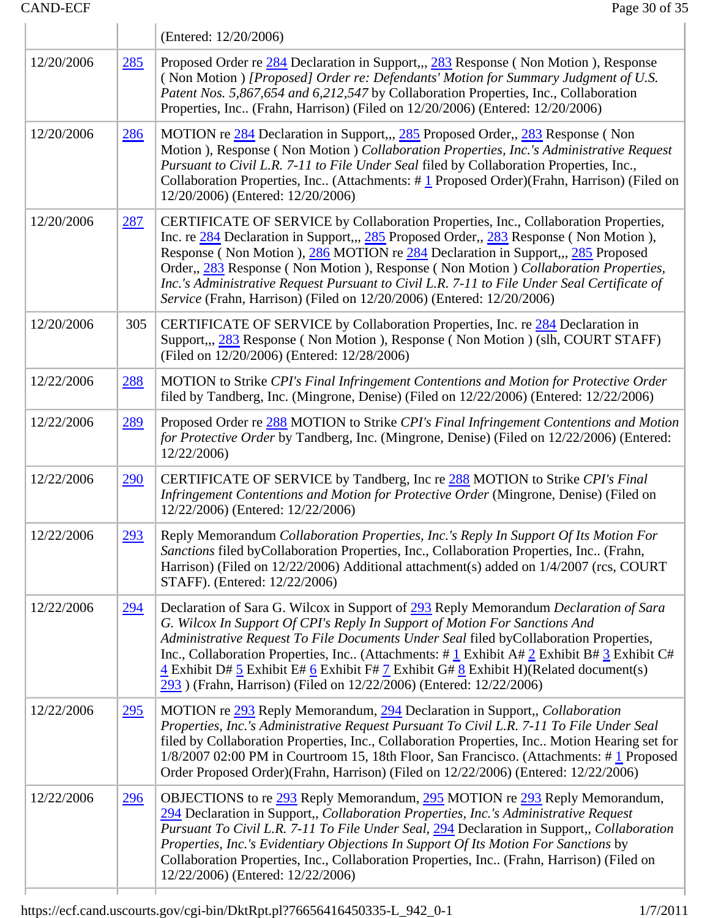| | | |
|---|---|---|
| | | (Entered: 12/20/2006) |
| 12/20/2006 | 285 | Proposed Order re 284 Declaration in Support,,, 283 Response ( Non Motion ), Response ( Non Motion ) *[Proposed] Order re: Defendants' Motion for Summary Judgment of U.S. Patent Nos. 5,867,654 and 6,212,547* by Collaboration Properties, Inc., Collaboration Properties, Inc.. (Frahn, Harrison) (Filed on 12/20/2006) (Entered: 12/20/2006) |
| 12/20/2006 | 286 | MOTION re 284 Declaration in Support,,, 285 Proposed Order,, 283 Response ( Non Motion ), Response ( Non Motion ) *Collaboration Properties, Inc.'s Administrative Request Pursuant to Civil L.R. 7-11 to File Under Seal* filed by Collaboration Properties, Inc., Collaboration Properties, Inc.. (Attachments: # 1 Proposed Order)(Frahn, Harrison) (Filed on 12/20/2006) (Entered: 12/20/2006) |
| 12/20/2006 | 287 | CERTIFICATE OF SERVICE by Collaboration Properties, Inc., Collaboration Properties, Inc. re 284 Declaration in Support,,, 285 Proposed Order,, 283 Response ( Non Motion ), Response ( Non Motion ), 286 MOTION re 284 Declaration in Support,,, 285 Proposed Order,, 283 Response ( Non Motion ), Response ( Non Motion ) *Collaboration Properties, Inc.'s Administrative Request Pursuant to Civil L.R. 7-11 to File Under Seal Certificate of Service* (Frahn, Harrison) (Filed on 12/20/2006) (Entered: 12/20/2006) |
| 12/20/2006 | 305 | CERTIFICATE OF SERVICE by Collaboration Properties, Inc. re 284 Declaration in Support,,, 283 Response ( Non Motion ), Response ( Non Motion ) (slh, COURT STAFF) (Filed on 12/20/2006) (Entered: 12/28/2006) |
| 12/22/2006 | 288 | MOTION to Strike *CPI's Final Infringement Contentions and Motion for Protective Order* filed by Tandberg, Inc. (Mingrone, Denise) (Filed on 12/22/2006) (Entered: 12/22/2006) |
| 12/22/2006 | 289 | Proposed Order re 288 MOTION to Strike *CPI's Final Infringement Contentions and Motion for Protective Order* by Tandberg, Inc. (Mingrone, Denise) (Filed on 12/22/2006) (Entered: 12/22/2006) |
| 12/22/2006 | 290 | CERTIFICATE OF SERVICE by Tandberg, Inc re 288 MOTION to Strike *CPI's Final Infringement Contentions and Motion for Protective Order* (Mingrone, Denise) (Filed on 12/22/2006) (Entered: 12/22/2006) |
| 12/22/2006 | 293 | Reply Memorandum *Collaboration Properties, Inc.'s Reply In Support Of Its Motion For Sanctions* filed byCollaboration Properties, Inc., Collaboration Properties, Inc.. (Frahn, Harrison) (Filed on 12/22/2006) Additional attachment(s) added on 1/4/2007 (rcs, COURT STAFF). (Entered: 12/22/2006) |
| 12/22/2006 | 294 | Declaration of Sara G. Wilcox in Support of 293 Reply Memorandum *Declaration of Sara G. Wilcox In Support Of CPI's Reply In Support of Motion For Sanctions And Administrative Request To File Documents Under Seal* filed byCollaboration Properties, Inc., Collaboration Properties, Inc.. (Attachments: # 1 Exhibit A# 2 Exhibit B# 3 Exhibit C# 4 Exhibit D# 5 Exhibit E# 6 Exhibit F# 7 Exhibit G# 8 Exhibit H)(Related document(s) 293 ) (Frahn, Harrison) (Filed on 12/22/2006) (Entered: 12/22/2006) |
| 12/22/2006 | 295 | MOTION re 293 Reply Memorandum, 294 Declaration in Support,, *Collaboration Properties, Inc.'s Administrative Request Pursuant To Civil L.R. 7-11 To File Under Seal* filed by Collaboration Properties, Inc., Collaboration Properties, Inc.. Motion Hearing set for 1/8/2007 02:00 PM in Courtroom 15, 18th Floor, San Francisco. (Attachments: # 1 Proposed Order Proposed Order)(Frahn, Harrison) (Filed on 12/22/2006) (Entered: 12/22/2006) |
| 12/22/2006 | 296 | OBJECTIONS to re 293 Reply Memorandum, 295 MOTION re 293 Reply Memorandum, 294 Declaration in Support,, *Collaboration Properties, Inc.'s Administrative Request Pursuant To Civil L.R. 7-11 To File Under Seal*, 294 Declaration in Support,, *Collaboration Properties, Inc.'s Evidentiary Objections In Support Of Its Motion For Sanctions* by Collaboration Properties, Inc., Collaboration Properties, Inc.. (Frahn, Harrison) (Filed on 12/22/2006) (Entered: 12/22/2006) |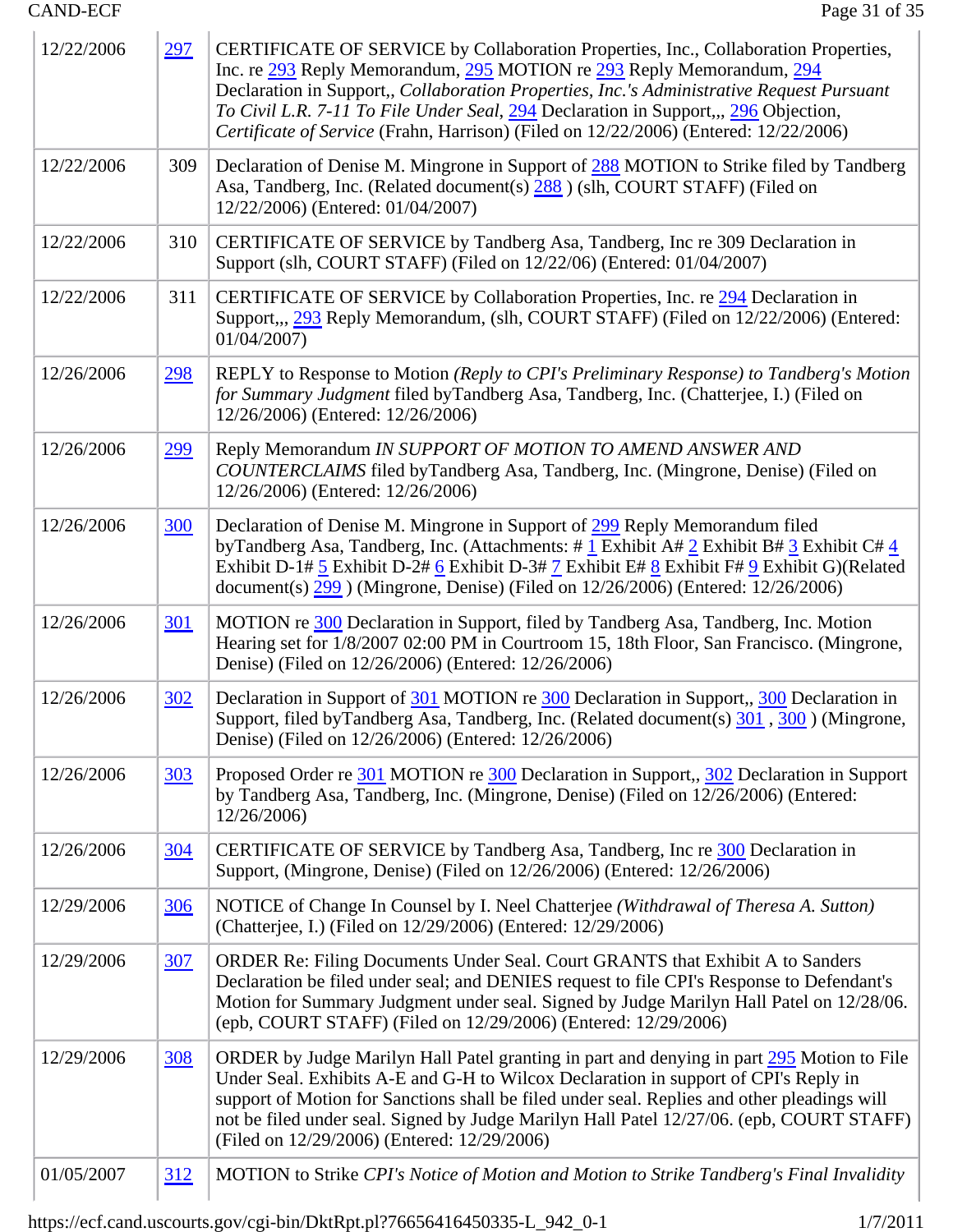| | | |
|---|---|---|
| 12/22/2006 | 297 | CERTIFICATE OF SERVICE by Collaboration Properties, Inc., Collaboration Properties, Inc. re 293 Reply Memorandum, 295 MOTION re 293 Reply Memorandum, 294 Declaration in Support,, *Collaboration Properties, Inc.'s Administrative Request Pursuant To Civil L.R. 7-11 To File Under Seal*, 294 Declaration in Support,,, 296 Objection, *Certificate of Service* (Frahn, Harrison) (Filed on 12/22/2006) (Entered: 12/22/2006) |
| 12/22/2006 | 309 | Declaration of Denise M. Mingrone in Support of 288 MOTION to Strike filed by Tandberg Asa, Tandberg, Inc. (Related document(s) 288 ) (slh, COURT STAFF) (Filed on 12/22/2006) (Entered: 01/04/2007) |
| 12/22/2006 | 310 | CERTIFICATE OF SERVICE by Tandberg Asa, Tandberg, Inc re 309 Declaration in Support (slh, COURT STAFF) (Filed on 12/22/06) (Entered: 01/04/2007) |
| 12/22/2006 | 311 | CERTIFICATE OF SERVICE by Collaboration Properties, Inc. re 294 Declaration in Support,,, 293 Reply Memorandum, (slh, COURT STAFF) (Filed on 12/22/2006) (Entered: 01/04/2007) |
| 12/26/2006 | 298 | REPLY to Response to Motion *(Reply to CPI's Preliminary Response) to Tandberg's Motion for Summary Judgment* filed byTandberg Asa, Tandberg, Inc. (Chatterjee, I.) (Filed on 12/26/2006) (Entered: 12/26/2006) |
| 12/26/2006 | 299 | Reply Memorandum *IN SUPPORT OF MOTION TO AMEND ANSWER AND COUNTERCLAIMS* filed byTandberg Asa, Tandberg, Inc. (Mingrone, Denise) (Filed on 12/26/2006) (Entered: 12/26/2006) |
| 12/26/2006 | 300 | Declaration of Denise M. Mingrone in Support of 299 Reply Memorandum filed byTandberg Asa, Tandberg, Inc. (Attachments: # 1 Exhibit A# 2 Exhibit B# 3 Exhibit C# 4 Exhibit D-1# 5 Exhibit D-2# 6 Exhibit D-3# 7 Exhibit E# 8 Exhibit F# 9 Exhibit G)(Related document(s) 299 ) (Mingrone, Denise) (Filed on 12/26/2006) (Entered: 12/26/2006) |
| 12/26/2006 | 301 | MOTION re 300 Declaration in Support, filed by Tandberg Asa, Tandberg, Inc. Motion Hearing set for 1/8/2007 02:00 PM in Courtroom 15, 18th Floor, San Francisco. (Mingrone, Denise) (Filed on 12/26/2006) (Entered: 12/26/2006) |
| 12/26/2006 | 302 | Declaration in Support of 301 MOTION re 300 Declaration in Support,, 300 Declaration in Support, filed byTandberg Asa, Tandberg, Inc. (Related document(s) 301 , 300 ) (Mingrone, Denise) (Filed on 12/26/2006) (Entered: 12/26/2006) |
| 12/26/2006 | 303 | Proposed Order re 301 MOTION re 300 Declaration in Support,, 302 Declaration in Support by Tandberg Asa, Tandberg, Inc. (Mingrone, Denise) (Filed on 12/26/2006) (Entered: 12/26/2006) |
| 12/26/2006 | 304 | CERTIFICATE OF SERVICE by Tandberg Asa, Tandberg, Inc re 300 Declaration in Support, (Mingrone, Denise) (Filed on 12/26/2006) (Entered: 12/26/2006) |
| 12/29/2006 | 306 | NOTICE of Change In Counsel by I. Neel Chatterjee *(Withdrawal of Theresa A. Sutton)* (Chatterjee, I.) (Filed on 12/29/2006) (Entered: 12/29/2006) |
| 12/29/2006 | 307 | ORDER Re: Filing Documents Under Seal. Court GRANTS that Exhibit A to Sanders Declaration be filed under seal; and DENIES request to file CPI's Response to Defendant's Motion for Summary Judgment under seal. Signed by Judge Marilyn Hall Patel on 12/28/06. (epb, COURT STAFF) (Filed on 12/29/2006) (Entered: 12/29/2006) |
| 12/29/2006 | 308 | ORDER by Judge Marilyn Hall Patel granting in part and denying in part 295 Motion to File Under Seal. Exhibits A-E and G-H to Wilcox Declaration in support of CPI's Reply in support of Motion for Sanctions shall be filed under seal. Replies and other pleadings will not be filed under seal. Signed by Judge Marilyn Hall Patel 12/27/06. (epb, COURT STAFF) (Filed on 12/29/2006) (Entered: 12/29/2006) |
| 01/05/2007 | 312 | MOTION to Strike *CPI's Notice of Motion and Motion to Strike Tandberg's Final Invalidity* |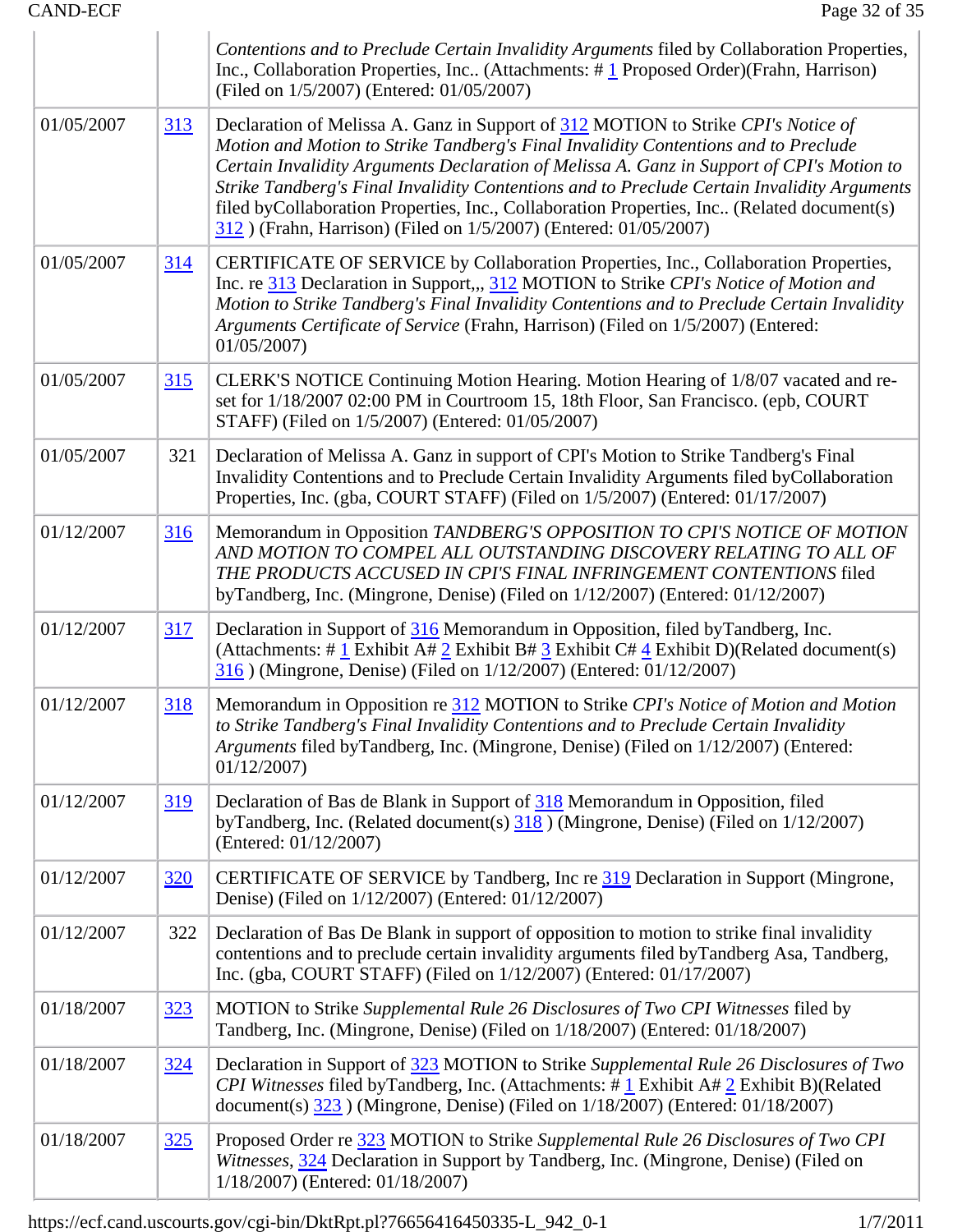| | | |
|---|---|---|
| | | *Contentions and to Preclude Certain Invalidity Arguments* filed by Collaboration Properties, Inc., Collaboration Properties, Inc.. (Attachments: # 1 Proposed Order)(Frahn, Harrison) (Filed on 1/5/2007) (Entered: 01/05/2007) |
| 01/05/2007 | 313 | Declaration of Melissa A. Ganz in Support of 312 MOTION to Strike *CPI's Notice of Motion and Motion to Strike Tandberg's Final Invalidity Contentions and to Preclude Certain Invalidity Arguments Declaration of Melissa A. Ganz in Support of CPI's Motion to Strike Tandberg's Final Invalidity Contentions and to Preclude Certain Invalidity Arguments* filed byCollaboration Properties, Inc., Collaboration Properties, Inc.. (Related document(s) 312 ) (Frahn, Harrison) (Filed on 1/5/2007) (Entered: 01/05/2007) |
| 01/05/2007 | 314 | CERTIFICATE OF SERVICE by Collaboration Properties, Inc., Collaboration Properties, Inc. re 313 Declaration in Support,,, 312 MOTION to Strike *CPI's Notice of Motion and Motion to Strike Tandberg's Final Invalidity Contentions and to Preclude Certain Invalidity Arguments Certificate of Service* (Frahn, Harrison) (Filed on 1/5/2007) (Entered: 01/05/2007) |
| 01/05/2007 | 315 | CLERK'S NOTICE Continuing Motion Hearing. Motion Hearing of 1/8/07 vacated and re-set for 1/18/2007 02:00 PM in Courtroom 15, 18th Floor, San Francisco. (epb, COURT STAFF) (Filed on 1/5/2007) (Entered: 01/05/2007) |
| 01/05/2007 | 321 | Declaration of Melissa A. Ganz in support of CPI's Motion to Strike Tandberg's Final Invalidity Contentions and to Preclude Certain Invalidity Arguments filed byCollaboration Properties, Inc. (gba, COURT STAFF) (Filed on 1/5/2007) (Entered: 01/17/2007) |
| 01/12/2007 | 316 | Memorandum in Opposition *TANDBERG'S OPPOSITION TO CPI'S NOTICE OF MOTION AND MOTION TO COMPEL ALL OUTSTANDING DISCOVERY RELATING TO ALL OF THE PRODUCTS ACCUSED IN CPI'S FINAL INFRINGEMENT CONTENTIONS* filed byTandberg, Inc. (Mingrone, Denise) (Filed on 1/12/2007) (Entered: 01/12/2007) |
| 01/12/2007 | 317 | Declaration in Support of 316 Memorandum in Opposition, filed byTandberg, Inc. (Attachments: # 1 Exhibit A# 2 Exhibit B# 3 Exhibit C# 4 Exhibit D)(Related document(s) 316 ) (Mingrone, Denise) (Filed on 1/12/2007) (Entered: 01/12/2007) |
| 01/12/2007 | 318 | Memorandum in Opposition re 312 MOTION to Strike *CPI's Notice of Motion and Motion to Strike Tandberg's Final Invalidity Contentions and to Preclude Certain Invalidity Arguments* filed byTandberg, Inc. (Mingrone, Denise) (Filed on 1/12/2007) (Entered: 01/12/2007) |
| 01/12/2007 | 319 | Declaration of Bas de Blank in Support of 318 Memorandum in Opposition, filed byTandberg, Inc. (Related document(s) 318 ) (Mingrone, Denise) (Filed on 1/12/2007) (Entered: 01/12/2007) |
| 01/12/2007 | 320 | CERTIFICATE OF SERVICE by Tandberg, Inc re 319 Declaration in Support (Mingrone, Denise) (Filed on 1/12/2007) (Entered: 01/12/2007) |
| 01/12/2007 | 322 | Declaration of Bas De Blank in support of opposition to motion to strike final invalidity contentions and to preclude certain invalidity arguments filed byTandberg Asa, Tandberg, Inc. (gba, COURT STAFF) (Filed on 1/12/2007) (Entered: 01/17/2007) |
| 01/18/2007 | 323 | MOTION to Strike *Supplemental Rule 26 Disclosures of Two CPI Witnesses* filed by Tandberg, Inc. (Mingrone, Denise) (Filed on 1/18/2007) (Entered: 01/18/2007) |
| 01/18/2007 | 324 | Declaration in Support of 323 MOTION to Strike *Supplemental Rule 26 Disclosures of Two CPI Witnesses* filed byTandberg, Inc. (Attachments: # 1 Exhibit A# 2 Exhibit B)(Related document(s) 323 ) (Mingrone, Denise) (Filed on 1/18/2007) (Entered: 01/18/2007) |
| 01/18/2007 | 325 | Proposed Order re 323 MOTION to Strike *Supplemental Rule 26 Disclosures of Two CPI Witnesses*, 324 Declaration in Support by Tandberg, Inc. (Mingrone, Denise) (Filed on 1/18/2007) (Entered: 01/18/2007) |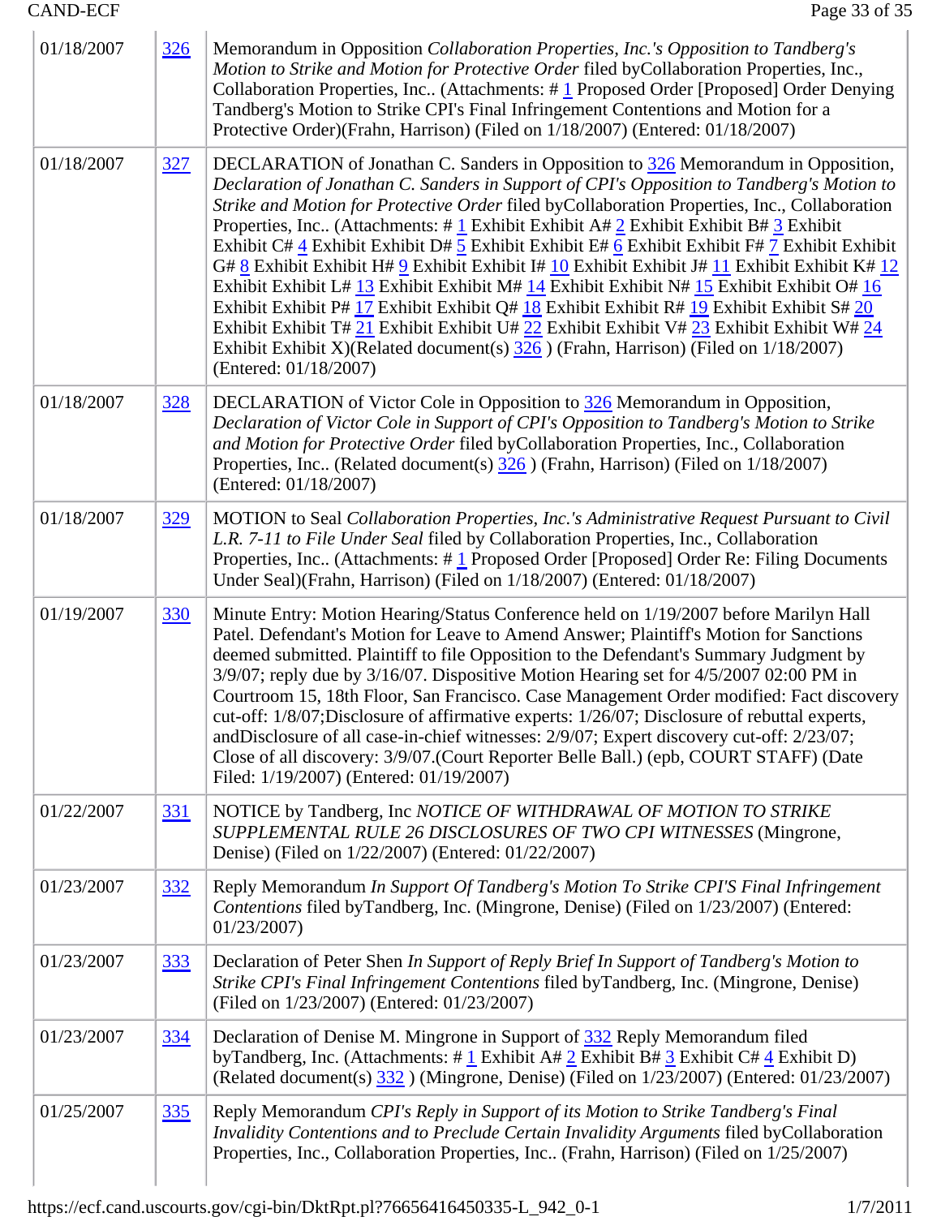| | | |
|---|---|---|
| 01/18/2007 | 326 | Memorandum in Opposition *Collaboration Properties, Inc.'s Opposition to Tandberg's Motion to Strike and Motion for Protective Order* filed byCollaboration Properties, Inc., Collaboration Properties, Inc.. (Attachments: # 1 Proposed Order [Proposed] Order Denying Tandberg's Motion to Strike CPI's Final Infringement Contentions and Motion for a Protective Order)(Frahn, Harrison) (Filed on 1/18/2007) (Entered: 01/18/2007) |
| 01/18/2007 | 327 | DECLARATION of Jonathan C. Sanders in Opposition to 326 Memorandum in Opposition, *Declaration of Jonathan C. Sanders in Support of CPI's Opposition to Tandberg's Motion to Strike and Motion for Protective Order* filed byCollaboration Properties, Inc., Collaboration Properties, Inc.. (Attachments: # 1 Exhibit Exhibit A# 2 Exhibit Exhibit B# 3 Exhibit Exhibit C# 4 Exhibit Exhibit D# 5 Exhibit Exhibit E# 6 Exhibit Exhibit F# 7 Exhibit Exhibit G# 8 Exhibit Exhibit H# 9 Exhibit Exhibit I# 10 Exhibit Exhibit J# 11 Exhibit Exhibit K# 12 Exhibit Exhibit L# 13 Exhibit Exhibit M# 14 Exhibit Exhibit N# 15 Exhibit Exhibit O# 16 Exhibit Exhibit P# 17 Exhibit Exhibit Q# 18 Exhibit Exhibit R# 19 Exhibit Exhibit S# 20 Exhibit Exhibit T# 21 Exhibit Exhibit U# 22 Exhibit Exhibit V# 23 Exhibit Exhibit W# 24 Exhibit Exhibit X)(Related document(s) 326 ) (Frahn, Harrison) (Filed on 1/18/2007) (Entered: 01/18/2007) |
| 01/18/2007 | 328 | DECLARATION of Victor Cole in Opposition to 326 Memorandum in Opposition, *Declaration of Victor Cole in Support of CPI's Opposition to Tandberg's Motion to Strike and Motion for Protective Order* filed byCollaboration Properties, Inc., Collaboration Properties, Inc.. (Related document(s) 326 ) (Frahn, Harrison) (Filed on 1/18/2007) (Entered: 01/18/2007) |
| 01/18/2007 | 329 | MOTION to Seal *Collaboration Properties, Inc.'s Administrative Request Pursuant to Civil L.R. 7-11 to File Under Seal* filed by Collaboration Properties, Inc., Collaboration Properties, Inc.. (Attachments: # 1 Proposed Order [Proposed] Order Re: Filing Documents Under Seal)(Frahn, Harrison) (Filed on 1/18/2007) (Entered: 01/18/2007) |
| 01/19/2007 | 330 | Minute Entry: Motion Hearing/Status Conference held on 1/19/2007 before Marilyn Hall Patel. Defendant's Motion for Leave to Amend Answer; Plaintiff's Motion for Sanctions deemed submitted. Plaintiff to file Opposition to the Defendant's Summary Judgment by 3/9/07; reply due by 3/16/07. Dispositive Motion Hearing set for 4/5/2007 02:00 PM in Courtroom 15, 18th Floor, San Francisco. Case Management Order modified: Fact discovery cut-off: 1/8/07;Disclosure of affirmative experts: 1/26/07; Disclosure of rebuttal experts, andDisclosure of all case-in-chief witnesses: 2/9/07; Expert discovery cut-off: 2/23/07; Close of all discovery: 3/9/07.(Court Reporter Belle Ball.) (epb, COURT STAFF) (Date Filed: 1/19/2007) (Entered: 01/19/2007) |
| 01/22/2007 | 331 | NOTICE by Tandberg, Inc *NOTICE OF WITHDRAWAL OF MOTION TO STRIKE SUPPLEMENTAL RULE 26 DISCLOSURES OF TWO CPI WITNESSES* (Mingrone, Denise) (Filed on 1/22/2007) (Entered: 01/22/2007) |
| 01/23/2007 | 332 | Reply Memorandum *In Support Of Tandberg's Motion To Strike CPI'S Final Infringement Contentions* filed byTandberg, Inc. (Mingrone, Denise) (Filed on 1/23/2007) (Entered: 01/23/2007) |
| 01/23/2007 | 333 | Declaration of Peter Shen *In Support of Reply Brief In Support of Tandberg's Motion to Strike CPI's Final Infringement Contentions* filed byTandberg, Inc. (Mingrone, Denise) (Filed on 1/23/2007) (Entered: 01/23/2007) |
| 01/23/2007 | 334 | Declaration of Denise M. Mingrone in Support of 332 Reply Memorandum filed byTandberg, Inc. (Attachments: # 1 Exhibit A# 2 Exhibit B# 3 Exhibit C# 4 Exhibit D) (Related document(s) 332 ) (Mingrone, Denise) (Filed on 1/23/2007) (Entered: 01/23/2007) |
| 01/25/2007 | 335 | Reply Memorandum *CPI's Reply in Support of its Motion to Strike Tandberg's Final Invalidity Contentions and to Preclude Certain Invalidity Arguments* filed byCollaboration Properties, Inc., Collaboration Properties, Inc.. (Frahn, Harrison) (Filed on 1/25/2007) |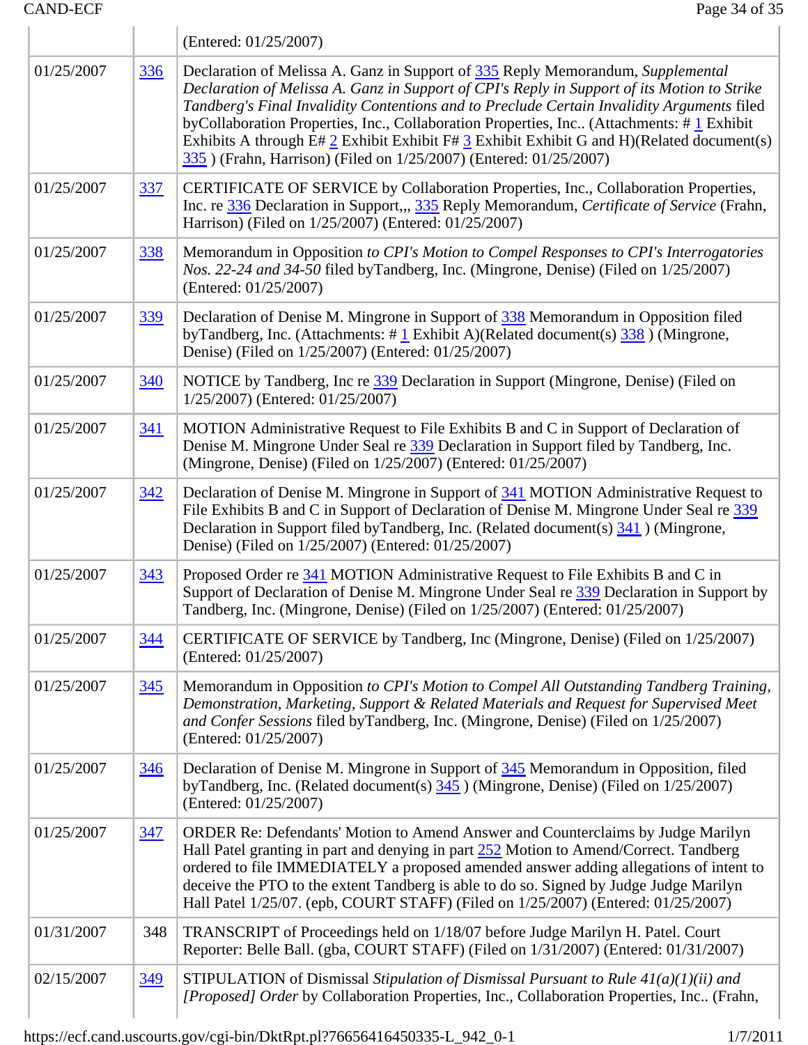| | | |
|---|---|---|
| | | (Entered: 01/25/2007) |
| 01/25/2007 | 336 | Declaration of Melissa A. Ganz in Support of 335 Reply Memorandum, *Supplemental Declaration of Melissa A. Ganz in Support of CPI's Reply in Support of its Motion to Strike Tandberg's Final Invalidity Contentions and to Preclude Certain Invalidity Arguments* filed byCollaboration Properties, Inc., Collaboration Properties, Inc.. (Attachments: # 1 Exhibit Exhibits A through E# 2 Exhibit Exhibit F# 3 Exhibit Exhibit G and H)(Related document(s) 335 ) (Frahn, Harrison) (Filed on 1/25/2007) (Entered: 01/25/2007) |
| 01/25/2007 | 337 | CERTIFICATE OF SERVICE by Collaboration Properties, Inc., Collaboration Properties, Inc. re 336 Declaration in Support,,, 335 Reply Memorandum, *Certificate of Service* (Frahn, Harrison) (Filed on 1/25/2007) (Entered: 01/25/2007) |
| 01/25/2007 | 338 | Memorandum in Opposition *to CPI's Motion to Compel Responses to CPI's Interrogatories Nos. 22-24 and 34-50* filed byTandberg, Inc. (Mingrone, Denise) (Filed on 1/25/2007) (Entered: 01/25/2007) |
| 01/25/2007 | 339 | Declaration of Denise M. Mingrone in Support of 338 Memorandum in Opposition filed byTandberg, Inc. (Attachments: # 1 Exhibit A)(Related document(s) 338 ) (Mingrone, Denise) (Filed on 1/25/2007) (Entered: 01/25/2007) |
| 01/25/2007 | 340 | NOTICE by Tandberg, Inc re 339 Declaration in Support (Mingrone, Denise) (Filed on 1/25/2007) (Entered: 01/25/2007) |
| 01/25/2007 | 341 | MOTION Administrative Request to File Exhibits B and C in Support of Declaration of Denise M. Mingrone Under Seal re 339 Declaration in Support filed by Tandberg, Inc. (Mingrone, Denise) (Filed on 1/25/2007) (Entered: 01/25/2007) |
| 01/25/2007 | 342 | Declaration of Denise M. Mingrone in Support of 341 MOTION Administrative Request to File Exhibits B and C in Support of Declaration of Denise M. Mingrone Under Seal re 339 Declaration in Support filed byTandberg, Inc. (Related document(s) 341 ) (Mingrone, Denise) (Filed on 1/25/2007) (Entered: 01/25/2007) |
| 01/25/2007 | 343 | Proposed Order re 341 MOTION Administrative Request to File Exhibits B and C in Support of Declaration of Denise M. Mingrone Under Seal re 339 Declaration in Support by Tandberg, Inc. (Mingrone, Denise) (Filed on 1/25/2007) (Entered: 01/25/2007) |
| 01/25/2007 | 344 | CERTIFICATE OF SERVICE by Tandberg, Inc (Mingrone, Denise) (Filed on 1/25/2007) (Entered: 01/25/2007) |
| 01/25/2007 | 345 | Memorandum in Opposition *to CPI's Motion to Compel All Outstanding Tandberg Training, Demonstration, Marketing, Support & Related Materials and Request for Supervised Meet and Confer Sessions* filed byTandberg, Inc. (Mingrone, Denise) (Filed on 1/25/2007) (Entered: 01/25/2007) |
| 01/25/2007 | 346 | Declaration of Denise M. Mingrone in Support of 345 Memorandum in Opposition, filed byTandberg, Inc. (Related document(s) 345 ) (Mingrone, Denise) (Filed on 1/25/2007) (Entered: 01/25/2007) |
| 01/25/2007 | 347 | ORDER Re: Defendants' Motion to Amend Answer and Counterclaims by Judge Marilyn Hall Patel granting in part and denying in part 252 Motion to Amend/Correct. Tandberg ordered to file IMMEDIATELY a proposed amended answer adding allegations of intent to deceive the PTO to the extent Tandberg is able to do so. Signed by Judge Judge Marilyn Hall Patel 1/25/07. (epb, COURT STAFF) (Filed on 1/25/2007) (Entered: 01/25/2007) |
| 01/31/2007 | 348 | TRANSCRIPT of Proceedings held on 1/18/07 before Judge Marilyn H. Patel. Court Reporter: Belle Ball. (gba, COURT STAFF) (Filed on 1/31/2007) (Entered: 01/31/2007) |
| 02/15/2007 | 349 | STIPULATION of Dismissal *Stipulation of Dismissal Pursuant to Rule 41(a)(1)(ii) and [Proposed] Order* by Collaboration Properties, Inc., Collaboration Properties, Inc.. (Frahn, |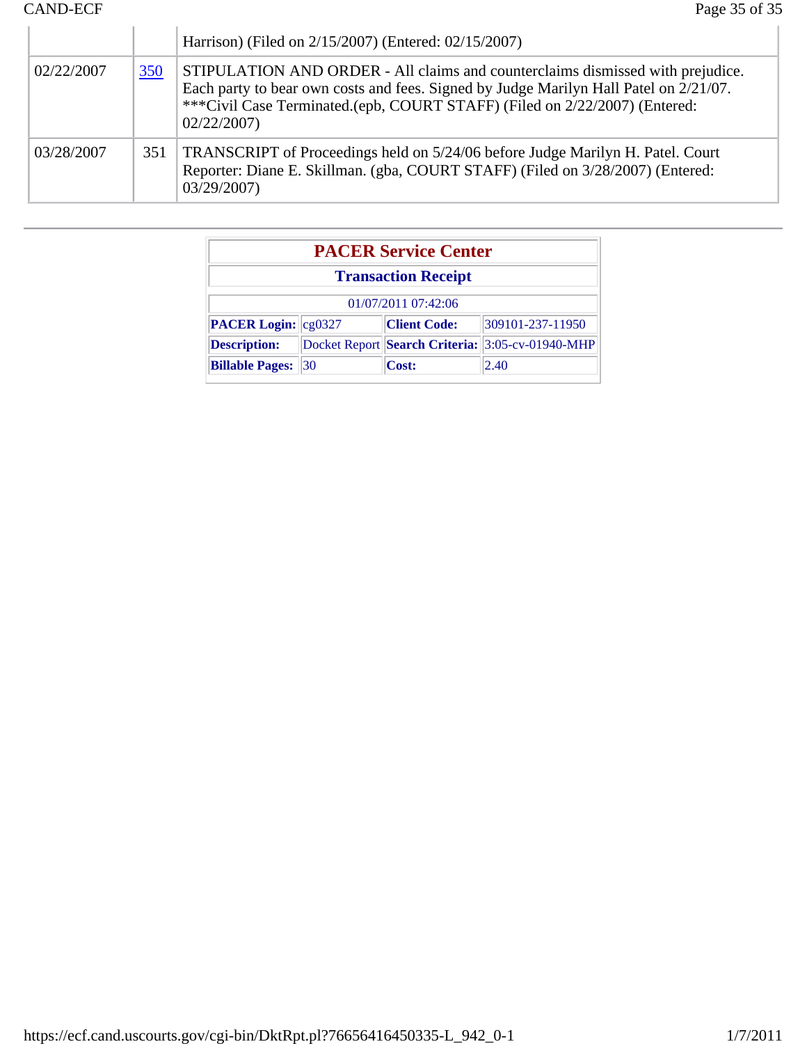| | | |
|---|---|---|
| | | Harrison) (Filed on 2/15/2007) (Entered: 02/15/2007) |
| 02/22/2007 | 350 | STIPULATION AND ORDER - All claims and counterclaims dismissed with prejudice. Each party to bear own costs and fees. Signed by Judge Marilyn Hall Patel on 2/21/07. ***Civil Case Terminated.(epb, COURT STAFF) (Filed on 2/22/2007) (Entered: 02/22/2007) |
| 03/28/2007 | 351 | TRANSCRIPT of Proceedings held on 5/24/06 before Judge Marilyn H. Patel. Court Reporter: Diane E. Skillman. (gba, COURT STAFF) (Filed on 3/28/2007) (Entered: 03/29/2007) |

## PACER Service Center

### Transaction Receipt

01/07/2011 07:42:06

| | | | |
|---|---|---|---|
| **PACER Login:** | cg0327 | **Client Code:** | 309101-237-11950 |
| **Description:** | Docket Report | **Search Criteria:** | 3:05-cv-01940-MHP |
| **Billable Pages:** | 30 | **Cost:** | 2.40 |